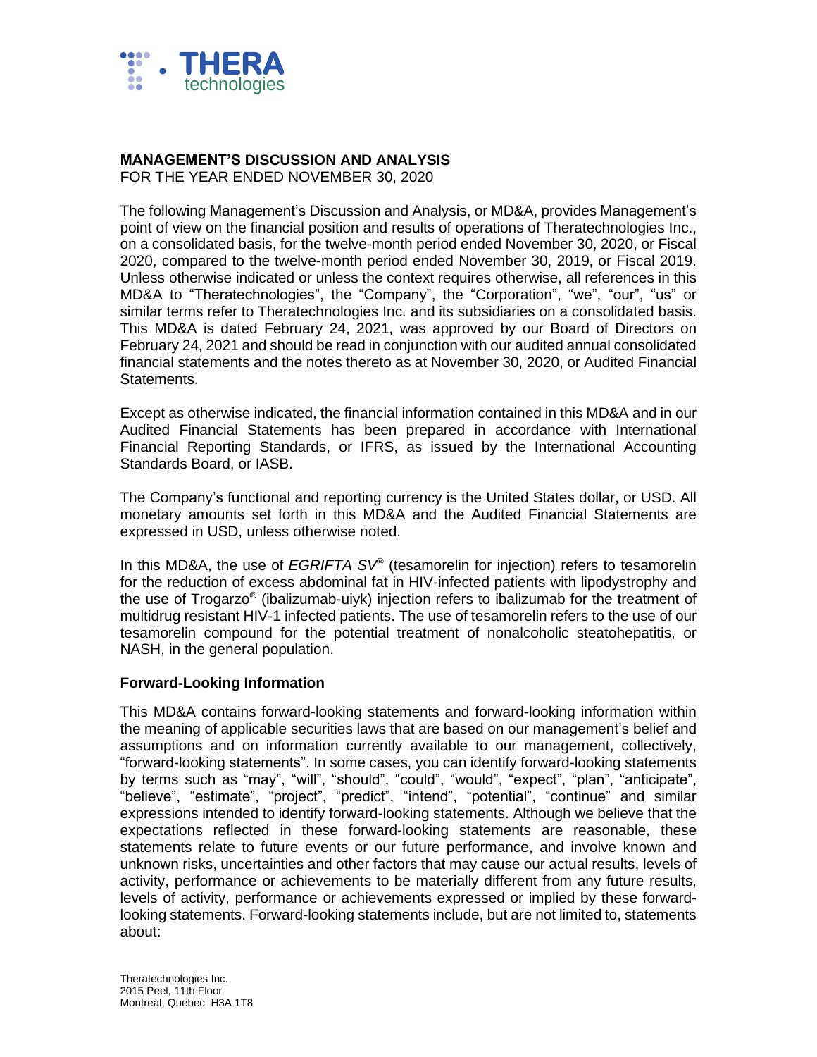**THERA** technologies

# MANAGEMENT'S DISCUSSION AND ANALYSIS

FOR THE YEAR ENDED NOVEMBER 30, 2020

The following Management's Discussion and Analysis, or MD&A, provides Management's point of view on the financial position and results of operations of Theratechnologies Inc., on a consolidated basis, for the twelve-month period ended November 30, 2020, or Fiscal 2020, compared to the twelve-month period ended November 30, 2019, or Fiscal 2019. Unless otherwise indicated or unless the context requires otherwise, all references in this MD&A to "Theratechnologies", the "Company", the "Corporation", "we", "our", "us" or similar terms refer to Theratechnologies Inc. and its subsidiaries on a consolidated basis. This MD&A is dated February 24, 2021, was approved by our Board of Directors on February 24, 2021 and should be read in conjunction with our audited annual consolidated financial statements and the notes thereto as at November 30, 2020, or Audited Financial Statements.

Except as otherwise indicated, the financial information contained in this MD&A and in our Audited Financial Statements has been prepared in accordance with International Financial Reporting Standards, or IFRS, as issued by the International Accounting Standards Board, or IASB.

The Company's functional and reporting currency is the United States dollar, or USD. All monetary amounts set forth in this MD&A and the Audited Financial Statements are expressed in USD, unless otherwise noted.

In this MD&A, the use of *EGRIFTA SV®* (tesamorelin for injection) refers to tesamorelin for the reduction of excess abdominal fat in HIV-infected patients with lipodystrophy and the use of Trogarzo® (ibalizumab-uiyk) injection refers to ibalizumab for the treatment of multidrug resistant HIV-1 infected patients. The use of tesamorelin refers to the use of our tesamorelin compound for the potential treatment of nonalcoholic steatohepatitis, or NASH, in the general population.

## Forward-Looking Information

This MD&A contains forward-looking statements and forward-looking information within the meaning of applicable securities laws that are based on our management's belief and assumptions and on information currently available to our management, collectively, "forward-looking statements". In some cases, you can identify forward-looking statements by terms such as "may", "will", "should", "could", "would", "expect", "plan", "anticipate", "believe", "estimate", "project", "predict", "intend", "potential", "continue" and similar expressions intended to identify forward-looking statements. Although we believe that the expectations reflected in these forward-looking statements are reasonable, these statements relate to future events or our future performance, and involve known and unknown risks, uncertainties and other factors that may cause our actual results, levels of activity, performance or achievements to be materially different from any future results, levels of activity, performance or achievements expressed or implied by these forward-looking statements. Forward-looking statements include, but are not limited to, statements about:

Theratechnologies Inc.
2015 Peel, 11th Floor
Montreal, Quebec H3A 1T8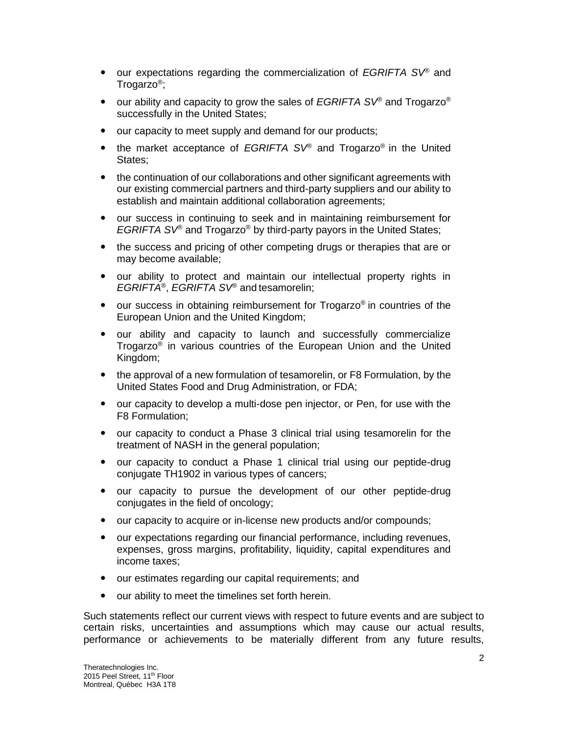- our expectations regarding the commercialization of *EGRIFTA SV*® and Trogarzo®;
- our ability and capacity to grow the sales of *EGRIFTA SV*® and Trogarzo® successfully in the United States;
- our capacity to meet supply and demand for our products;
- the market acceptance of *EGRIFTA SV*® and Trogarzo® in the United States;
- the continuation of our collaborations and other significant agreements with our existing commercial partners and third-party suppliers and our ability to establish and maintain additional collaboration agreements;
- our success in continuing to seek and in maintaining reimbursement for *EGRIFTA SV*® and Trogarzo® by third-party payors in the United States;
- the success and pricing of other competing drugs or therapies that are or may become available;
- our ability to protect and maintain our intellectual property rights in *EGRIFTA*®, *EGRIFTA SV*® and tesamorelin;
- our success in obtaining reimbursement for Trogarzo® in countries of the European Union and the United Kingdom;
- our ability and capacity to launch and successfully commercialize Trogarzo® in various countries of the European Union and the United Kingdom;
- the approval of a new formulation of tesamorelin, or F8 Formulation, by the United States Food and Drug Administration, or FDA;
- our capacity to develop a multi-dose pen injector, or Pen, for use with the F8 Formulation;
- our capacity to conduct a Phase 3 clinical trial using tesamorelin for the treatment of NASH in the general population;
- our capacity to conduct a Phase 1 clinical trial using our peptide-drug conjugate TH1902 in various types of cancers;
- our capacity to pursue the development of our other peptide-drug conjugates in the field of oncology;
- our capacity to acquire or in-license new products and/or compounds;
- our expectations regarding our financial performance, including revenues, expenses, gross margins, profitability, liquidity, capital expenditures and income taxes;
- our estimates regarding our capital requirements; and
- our ability to meet the timelines set forth herein.

Such statements reflect our current views with respect to future events and are subject to certain risks, uncertainties and assumptions which may cause our actual results, performance or achievements to be materially different from any future results,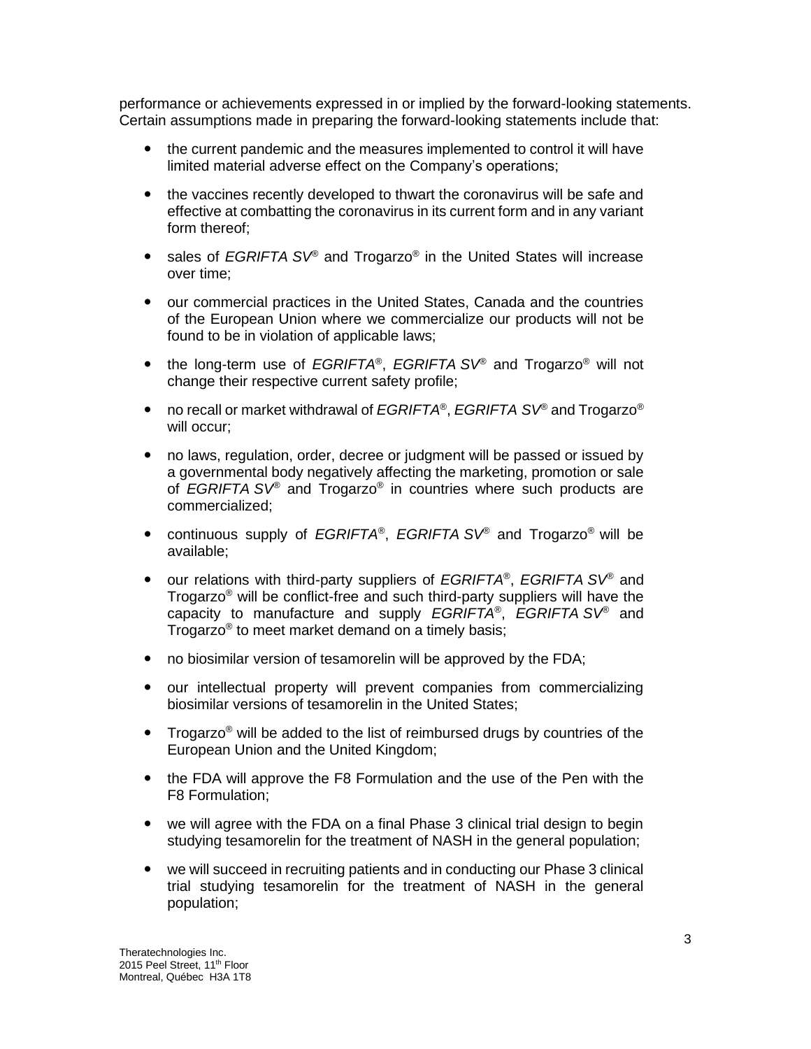performance or achievements expressed in or implied by the forward-looking statements. Certain assumptions made in preparing the forward-looking statements include that:

- the current pandemic and the measures implemented to control it will have limited material adverse effect on the Company's operations;
- the vaccines recently developed to thwart the coronavirus will be safe and effective at combatting the coronavirus in its current form and in any variant form thereof;
- sales of *EGRIFTA SV*® and Trogarzo® in the United States will increase over time;
- our commercial practices in the United States, Canada and the countries of the European Union where we commercialize our products will not be found to be in violation of applicable laws;
- the long-term use of *EGRIFTA*®, *EGRIFTA SV*® and Trogarzo® will not change their respective current safety profile;
- no recall or market withdrawal of *EGRIFTA*®, *EGRIFTA SV*® and Trogarzo® will occur;
- no laws, regulation, order, decree or judgment will be passed or issued by a governmental body negatively affecting the marketing, promotion or sale of *EGRIFTA SV*® and Trogarzo® in countries where such products are commercialized;
- continuous supply of *EGRIFTA*®, *EGRIFTA SV*® and Trogarzo® will be available;
- our relations with third-party suppliers of *EGRIFTA*®, *EGRIFTA SV*® and Trogarzo® will be conflict-free and such third-party suppliers will have the capacity to manufacture and supply *EGRIFTA*®, *EGRIFTA SV*® and Trogarzo® to meet market demand on a timely basis;
- no biosimilar version of tesamorelin will be approved by the FDA;
- our intellectual property will prevent companies from commercializing biosimilar versions of tesamorelin in the United States;
- Trogarzo® will be added to the list of reimbursed drugs by countries of the European Union and the United Kingdom;
- the FDA will approve the F8 Formulation and the use of the Pen with the F8 Formulation;
- we will agree with the FDA on a final Phase 3 clinical trial design to begin studying tesamorelin for the treatment of NASH in the general population;
- we will succeed in recruiting patients and in conducting our Phase 3 clinical trial studying tesamorelin for the treatment of NASH in the general population;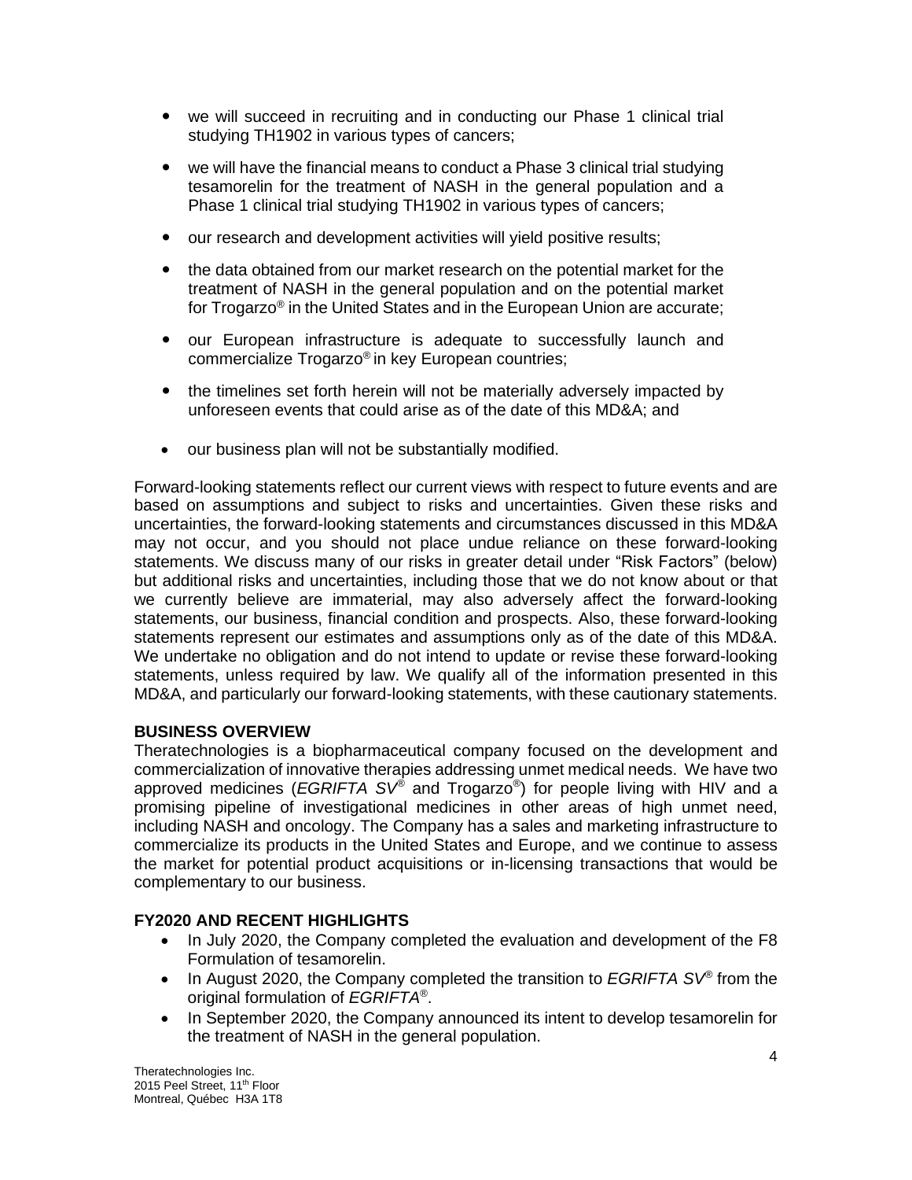- we will succeed in recruiting and in conducting our Phase 1 clinical trial studying TH1902 in various types of cancers;
- we will have the financial means to conduct a Phase 3 clinical trial studying tesamorelin for the treatment of NASH in the general population and a Phase 1 clinical trial studying TH1902 in various types of cancers;
- our research and development activities will yield positive results;
- the data obtained from our market research on the potential market for the treatment of NASH in the general population and on the potential market for Trogarzo® in the United States and in the European Union are accurate;
- our European infrastructure is adequate to successfully launch and commercialize Trogarzo® in key European countries;
- the timelines set forth herein will not be materially adversely impacted by unforeseen events that could arise as of the date of this MD&A; and
- our business plan will not be substantially modified.

Forward-looking statements reflect our current views with respect to future events and are based on assumptions and subject to risks and uncertainties. Given these risks and uncertainties, the forward-looking statements and circumstances discussed in this MD&A may not occur, and you should not place undue reliance on these forward-looking statements. We discuss many of our risks in greater detail under "Risk Factors" (below) but additional risks and uncertainties, including those that we do not know about or that we currently believe are immaterial, may also adversely affect the forward-looking statements, our business, financial condition and prospects. Also, these forward-looking statements represent our estimates and assumptions only as of the date of this MD&A. We undertake no obligation and do not intend to update or revise these forward-looking statements, unless required by law. We qualify all of the information presented in this MD&A, and particularly our forward-looking statements, with these cautionary statements.

**BUSINESS OVERVIEW**

Theratechnologies is a biopharmaceutical company focused on the development and commercialization of innovative therapies addressing unmet medical needs. We have two approved medicines (*EGRIFTA SV*® and Trogarzo®) for people living with HIV and a promising pipeline of investigational medicines in other areas of high unmet need, including NASH and oncology. The Company has a sales and marketing infrastructure to commercialize its products in the United States and Europe, and we continue to assess the market for potential product acquisitions or in-licensing transactions that would be complementary to our business.

**FY2020 AND RECENT HIGHLIGHTS**

- In July 2020, the Company completed the evaluation and development of the F8 Formulation of tesamorelin.
- In August 2020, the Company completed the transition to *EGRIFTA SV*® from the original formulation of *EGRIFTA*®.
- In September 2020, the Company announced its intent to develop tesamorelin for the treatment of NASH in the general population.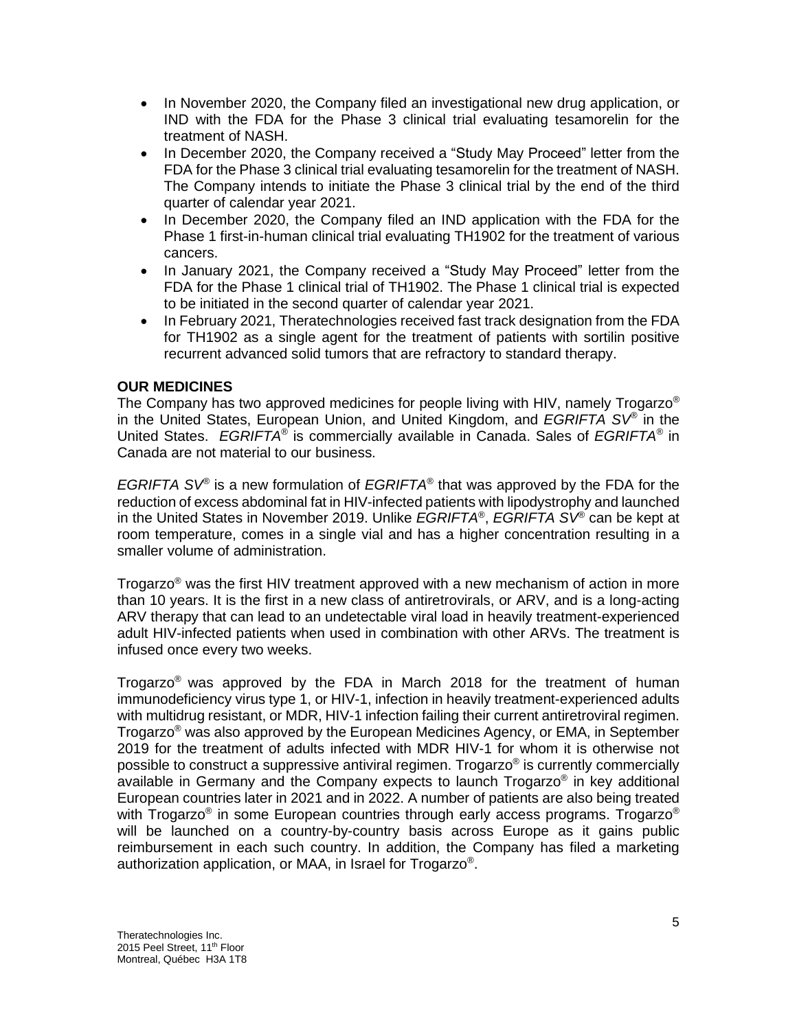- In November 2020, the Company filed an investigational new drug application, or IND with the FDA for the Phase 3 clinical trial evaluating tesamorelin for the treatment of NASH.
- In December 2020, the Company received a "Study May Proceed" letter from the FDA for the Phase 3 clinical trial evaluating tesamorelin for the treatment of NASH. The Company intends to initiate the Phase 3 clinical trial by the end of the third quarter of calendar year 2021.
- In December 2020, the Company filed an IND application with the FDA for the Phase 1 first-in-human clinical trial evaluating TH1902 for the treatment of various cancers.
- In January 2021, the Company received a "Study May Proceed" letter from the FDA for the Phase 1 clinical trial of TH1902. The Phase 1 clinical trial is expected to be initiated in the second quarter of calendar year 2021.
- In February 2021, Theratechnologies received fast track designation from the FDA for TH1902 as a single agent for the treatment of patients with sortilin positive recurrent advanced solid tumors that are refractory to standard therapy.

**OUR MEDICINES**

The Company has two approved medicines for people living with HIV, namely Trogarzo® in the United States, European Union, and United Kingdom, and *EGRIFTA SV*® in the United States. *EGRIFTA*® is commercially available in Canada. Sales of *EGRIFTA*® in Canada are not material to our business.

*EGRIFTA SV*® is a new formulation of *EGRIFTA*® that was approved by the FDA for the reduction of excess abdominal fat in HIV-infected patients with lipodystrophy and launched in the United States in November 2019. Unlike *EGRIFTA*®, *EGRIFTA SV*® can be kept at room temperature, comes in a single vial and has a higher concentration resulting in a smaller volume of administration.

Trogarzo® was the first HIV treatment approved with a new mechanism of action in more than 10 years. It is the first in a new class of antiretrovirals, or ARV, and is a long-acting ARV therapy that can lead to an undetectable viral load in heavily treatment-experienced adult HIV-infected patients when used in combination with other ARVs. The treatment is infused once every two weeks.

Trogarzo® was approved by the FDA in March 2018 for the treatment of human immunodeficiency virus type 1, or HIV-1, infection in heavily treatment-experienced adults with multidrug resistant, or MDR, HIV-1 infection failing their current antiretroviral regimen. Trogarzo® was also approved by the European Medicines Agency, or EMA, in September 2019 for the treatment of adults infected with MDR HIV-1 for whom it is otherwise not possible to construct a suppressive antiviral regimen. Trogarzo® is currently commercially available in Germany and the Company expects to launch Trogarzo® in key additional European countries later in 2021 and in 2022. A number of patients are also being treated with Trogarzo® in some European countries through early access programs. Trogarzo® will be launched on a country-by-country basis across Europe as it gains public reimbursement in each such country. In addition, the Company has filed a marketing authorization application, or MAA, in Israel for Trogarzo®.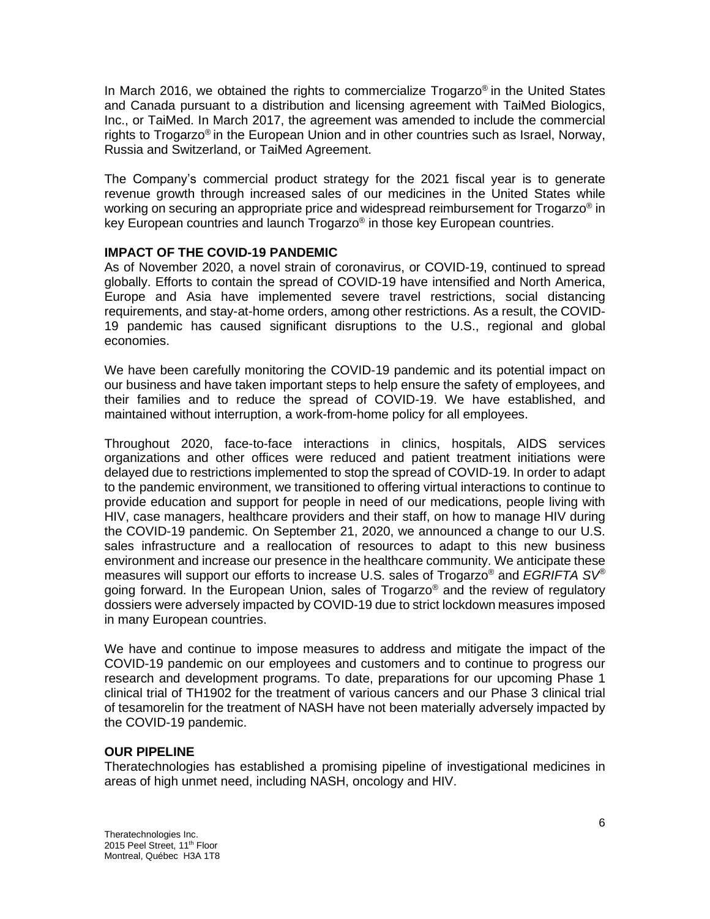In March 2016, we obtained the rights to commercialize Trogarzo® in the United States and Canada pursuant to a distribution and licensing agreement with TaiMed Biologics, Inc., or TaiMed. In March 2017, the agreement was amended to include the commercial rights to Trogarzo® in the European Union and in other countries such as Israel, Norway, Russia and Switzerland, or TaiMed Agreement.

The Company's commercial product strategy for the 2021 fiscal year is to generate revenue growth through increased sales of our medicines in the United States while working on securing an appropriate price and widespread reimbursement for Trogarzo® in key European countries and launch Trogarzo® in those key European countries.

**IMPACT OF THE COVID-19 PANDEMIC**

As of November 2020, a novel strain of coronavirus, or COVID-19, continued to spread globally. Efforts to contain the spread of COVID-19 have intensified and North America, Europe and Asia have implemented severe travel restrictions, social distancing requirements, and stay-at-home orders, among other restrictions. As a result, the COVID-19 pandemic has caused significant disruptions to the U.S., regional and global economies.

We have been carefully monitoring the COVID-19 pandemic and its potential impact on our business and have taken important steps to help ensure the safety of employees, and their families and to reduce the spread of COVID-19. We have established, and maintained without interruption, a work-from-home policy for all employees.

Throughout 2020, face-to-face interactions in clinics, hospitals, AIDS services organizations and other offices were reduced and patient treatment initiations were delayed due to restrictions implemented to stop the spread of COVID-19. In order to adapt to the pandemic environment, we transitioned to offering virtual interactions to continue to provide education and support for people in need of our medications, people living with HIV, case managers, healthcare providers and their staff, on how to manage HIV during the COVID-19 pandemic. On September 21, 2020, we announced a change to our U.S. sales infrastructure and a reallocation of resources to adapt to this new business environment and increase our presence in the healthcare community. We anticipate these measures will support our efforts to increase U.S. sales of Trogarzo® and *EGRIFTA SV*® going forward. In the European Union, sales of Trogarzo® and the review of regulatory dossiers were adversely impacted by COVID-19 due to strict lockdown measures imposed in many European countries.

We have and continue to impose measures to address and mitigate the impact of the COVID-19 pandemic on our employees and customers and to continue to progress our research and development programs. To date, preparations for our upcoming Phase 1 clinical trial of TH1902 for the treatment of various cancers and our Phase 3 clinical trial of tesamorelin for the treatment of NASH have not been materially adversely impacted by the COVID-19 pandemic.

**OUR PIPELINE**

Theratechnologies has established a promising pipeline of investigational medicines in areas of high unmet need, including NASH, oncology and HIV.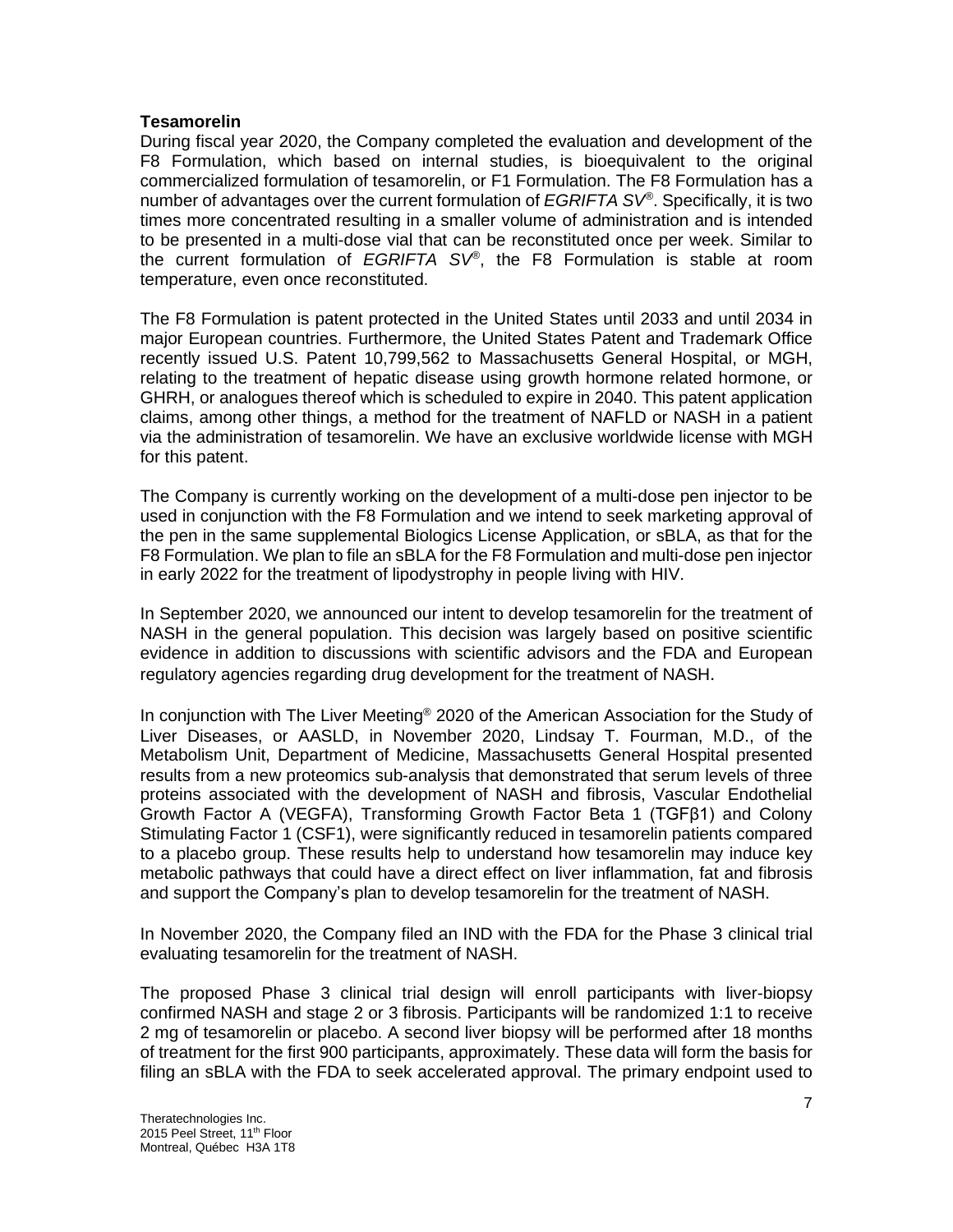**Tesamorelin**

During fiscal year 2020, the Company completed the evaluation and development of the F8 Formulation, which based on internal studies, is bioequivalent to the original commercialized formulation of tesamorelin, or F1 Formulation. The F8 Formulation has a number of advantages over the current formulation of *EGRIFTA SV®*. Specifically, it is two times more concentrated resulting in a smaller volume of administration and is intended to be presented in a multi-dose vial that can be reconstituted once per week. Similar to the current formulation of *EGRIFTA SV®*, the F8 Formulation is stable at room temperature, even once reconstituted.

The F8 Formulation is patent protected in the United States until 2033 and until 2034 in major European countries. Furthermore, the United States Patent and Trademark Office recently issued U.S. Patent 10,799,562 to Massachusetts General Hospital, or MGH, relating to the treatment of hepatic disease using growth hormone related hormone, or GHRH, or analogues thereof which is scheduled to expire in 2040. This patent application claims, among other things, a method for the treatment of NAFLD or NASH in a patient via the administration of tesamorelin. We have an exclusive worldwide license with MGH for this patent.

The Company is currently working on the development of a multi-dose pen injector to be used in conjunction with the F8 Formulation and we intend to seek marketing approval of the pen in the same supplemental Biologics License Application, or sBLA, as that for the F8 Formulation. We plan to file an sBLA for the F8 Formulation and multi-dose pen injector in early 2022 for the treatment of lipodystrophy in people living with HIV.

In September 2020, we announced our intent to develop tesamorelin for the treatment of NASH in the general population. This decision was largely based on positive scientific evidence in addition to discussions with scientific advisors and the FDA and European regulatory agencies regarding drug development for the treatment of NASH.

In conjunction with The Liver Meeting® 2020 of the American Association for the Study of Liver Diseases, or AASLD, in November 2020, Lindsay T. Fourman, M.D., of the Metabolism Unit, Department of Medicine, Massachusetts General Hospital presented results from a new proteomics sub-analysis that demonstrated that serum levels of three proteins associated with the development of NASH and fibrosis, Vascular Endothelial Growth Factor A (VEGFA), Transforming Growth Factor Beta 1 (TGFβ1) and Colony Stimulating Factor 1 (CSF1), were significantly reduced in tesamorelin patients compared to a placebo group. These results help to understand how tesamorelin may induce key metabolic pathways that could have a direct effect on liver inflammation, fat and fibrosis and support the Company's plan to develop tesamorelin for the treatment of NASH.

In November 2020, the Company filed an IND with the FDA for the Phase 3 clinical trial evaluating tesamorelin for the treatment of NASH.

The proposed Phase 3 clinical trial design will enroll participants with liver-biopsy confirmed NASH and stage 2 or 3 fibrosis. Participants will be randomized 1:1 to receive 2 mg of tesamorelin or placebo. A second liver biopsy will be performed after 18 months of treatment for the first 900 participants, approximately. These data will form the basis for filing an sBLA with the FDA to seek accelerated approval. The primary endpoint used to

Theratechnologies Inc.
2015 Peel Street, 11th Floor
Montreal, Québec H3A 1T8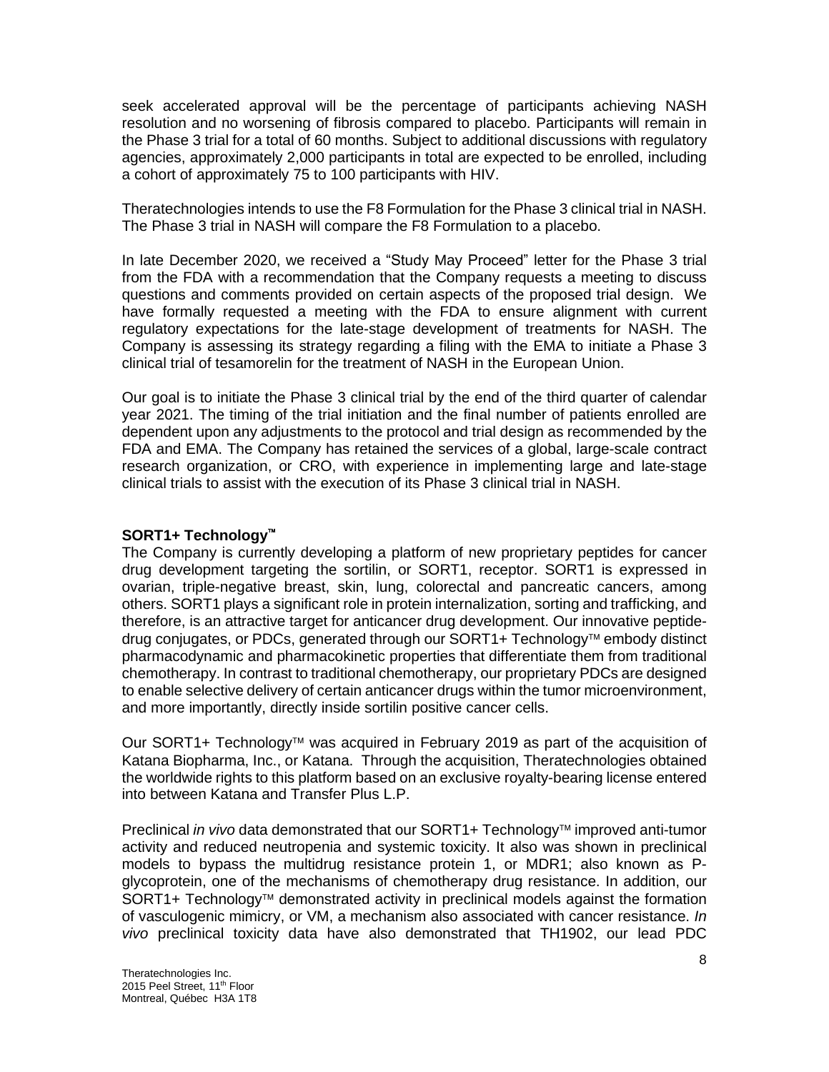seek accelerated approval will be the percentage of participants achieving NASH resolution and no worsening of fibrosis compared to placebo. Participants will remain in the Phase 3 trial for a total of 60 months. Subject to additional discussions with regulatory agencies, approximately 2,000 participants in total are expected to be enrolled, including a cohort of approximately 75 to 100 participants with HIV.

Theratechnologies intends to use the F8 Formulation for the Phase 3 clinical trial in NASH. The Phase 3 trial in NASH will compare the F8 Formulation to a placebo.

In late December 2020, we received a "Study May Proceed" letter for the Phase 3 trial from the FDA with a recommendation that the Company requests a meeting to discuss questions and comments provided on certain aspects of the proposed trial design. We have formally requested a meeting with the FDA to ensure alignment with current regulatory expectations for the late-stage development of treatments for NASH. The Company is assessing its strategy regarding a filing with the EMA to initiate a Phase 3 clinical trial of tesamorelin for the treatment of NASH in the European Union.

Our goal is to initiate the Phase 3 clinical trial by the end of the third quarter of calendar year 2021. The timing of the trial initiation and the final number of patients enrolled are dependent upon any adjustments to the protocol and trial design as recommended by the FDA and EMA. The Company has retained the services of a global, large-scale contract research organization, or CRO, with experience in implementing large and late-stage clinical trials to assist with the execution of its Phase 3 clinical trial in NASH.

**SORT1+ Technology™**

The Company is currently developing a platform of new proprietary peptides for cancer drug development targeting the sortilin, or SORT1, receptor. SORT1 is expressed in ovarian, triple-negative breast, skin, lung, colorectal and pancreatic cancers, among others. SORT1 plays a significant role in protein internalization, sorting and trafficking, and therefore, is an attractive target for anticancer drug development. Our innovative peptide-drug conjugates, or PDCs, generated through our SORT1+ Technology™ embody distinct pharmacodynamic and pharmacokinetic properties that differentiate them from traditional chemotherapy. In contrast to traditional chemotherapy, our proprietary PDCs are designed to enable selective delivery of certain anticancer drugs within the tumor microenvironment, and more importantly, directly inside sortilin positive cancer cells.

Our SORT1+ Technology™ was acquired in February 2019 as part of the acquisition of Katana Biopharma, Inc., or Katana. Through the acquisition, Theratechnologies obtained the worldwide rights to this platform based on an exclusive royalty-bearing license entered into between Katana and Transfer Plus L.P.

Preclinical *in vivo* data demonstrated that our SORT1+ Technology™ improved anti-tumor activity and reduced neutropenia and systemic toxicity. It also was shown in preclinical models to bypass the multidrug resistance protein 1, or MDR1; also known as P-glycoprotein, one of the mechanisms of chemotherapy drug resistance. In addition, our SORT1+ Technology™ demonstrated activity in preclinical models against the formation of vasculogenic mimicry, or VM, a mechanism also associated with cancer resistance. *In vivo* preclinical toxicity data have also demonstrated that TH1902, our lead PDC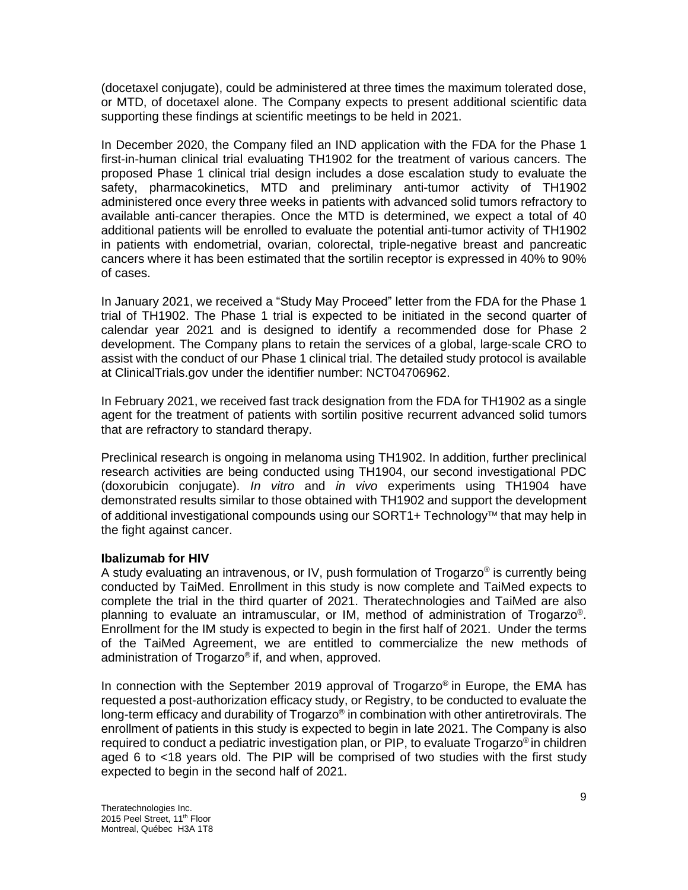(docetaxel conjugate), could be administered at three times the maximum tolerated dose, or MTD, of docetaxel alone. The Company expects to present additional scientific data supporting these findings at scientific meetings to be held in 2021.

In December 2020, the Company filed an IND application with the FDA for the Phase 1 first-in-human clinical trial evaluating TH1902 for the treatment of various cancers. The proposed Phase 1 clinical trial design includes a dose escalation study to evaluate the safety, pharmacokinetics, MTD and preliminary anti-tumor activity of TH1902 administered once every three weeks in patients with advanced solid tumors refractory to available anti-cancer therapies. Once the MTD is determined, we expect a total of 40 additional patients will be enrolled to evaluate the potential anti-tumor activity of TH1902 in patients with endometrial, ovarian, colorectal, triple-negative breast and pancreatic cancers where it has been estimated that the sortilin receptor is expressed in 40% to 90% of cases.

In January 2021, we received a "Study May Proceed" letter from the FDA for the Phase 1 trial of TH1902. The Phase 1 trial is expected to be initiated in the second quarter of calendar year 2021 and is designed to identify a recommended dose for Phase 2 development. The Company plans to retain the services of a global, large-scale CRO to assist with the conduct of our Phase 1 clinical trial. The detailed study protocol is available at ClinicalTrials.gov under the identifier number: NCT04706962.

In February 2021, we received fast track designation from the FDA for TH1902 as a single agent for the treatment of patients with sortilin positive recurrent advanced solid tumors that are refractory to standard therapy.

Preclinical research is ongoing in melanoma using TH1902. In addition, further preclinical research activities are being conducted using TH1904, our second investigational PDC (doxorubicin conjugate). *In vitro* and *in vivo* experiments using TH1904 have demonstrated results similar to those obtained with TH1902 and support the development of additional investigational compounds using our SORT1+ Technology™ that may help in the fight against cancer.

**Ibalizumab for HIV**

A study evaluating an intravenous, or IV, push formulation of Trogarzo® is currently being conducted by TaiMed. Enrollment in this study is now complete and TaiMed expects to complete the trial in the third quarter of 2021. Theratechnologies and TaiMed are also planning to evaluate an intramuscular, or IM, method of administration of Trogarzo®. Enrollment for the IM study is expected to begin in the first half of 2021. Under the terms of the TaiMed Agreement, we are entitled to commercialize the new methods of administration of Trogarzo® if, and when, approved.

In connection with the September 2019 approval of Trogarzo® in Europe, the EMA has requested a post-authorization efficacy study, or Registry, to be conducted to evaluate the long-term efficacy and durability of Trogarzo® in combination with other antiretrovirals. The enrollment of patients in this study is expected to begin in late 2021. The Company is also required to conduct a pediatric investigation plan, or PIP, to evaluate Trogarzo® in children aged 6 to <18 years old. The PIP will be comprised of two studies with the first study expected to begin in the second half of 2021.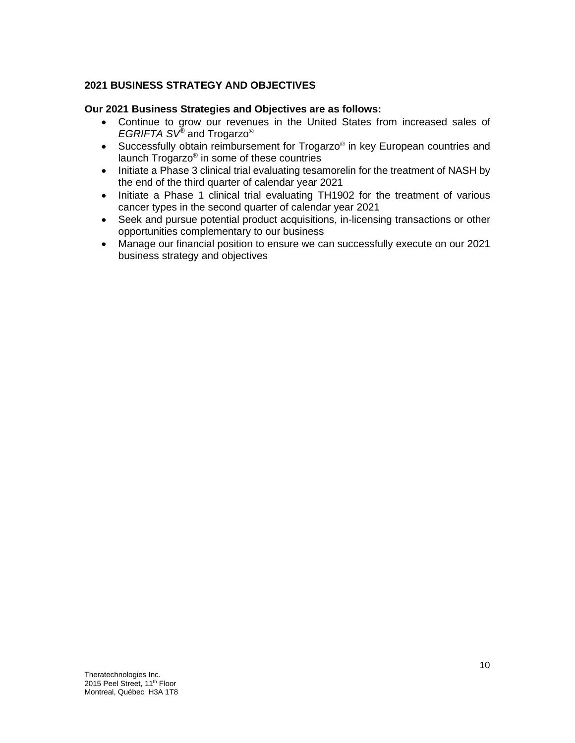## 2021 BUSINESS STRATEGY AND OBJECTIVES

**Our 2021 Business Strategies and Objectives are as follows:**

- Continue to grow our revenues in the United States from increased sales of *EGRIFTA SV*® and Trogarzo®
- Successfully obtain reimbursement for Trogarzo® in key European countries and launch Trogarzo® in some of these countries
- Initiate a Phase 3 clinical trial evaluating tesamorelin for the treatment of NASH by the end of the third quarter of calendar year 2021
- Initiate a Phase 1 clinical trial evaluating TH1902 for the treatment of various cancer types in the second quarter of calendar year 2021
- Seek and pursue potential product acquisitions, in-licensing transactions or other opportunities complementary to our business
- Manage our financial position to ensure we can successfully execute on our 2021 business strategy and objectives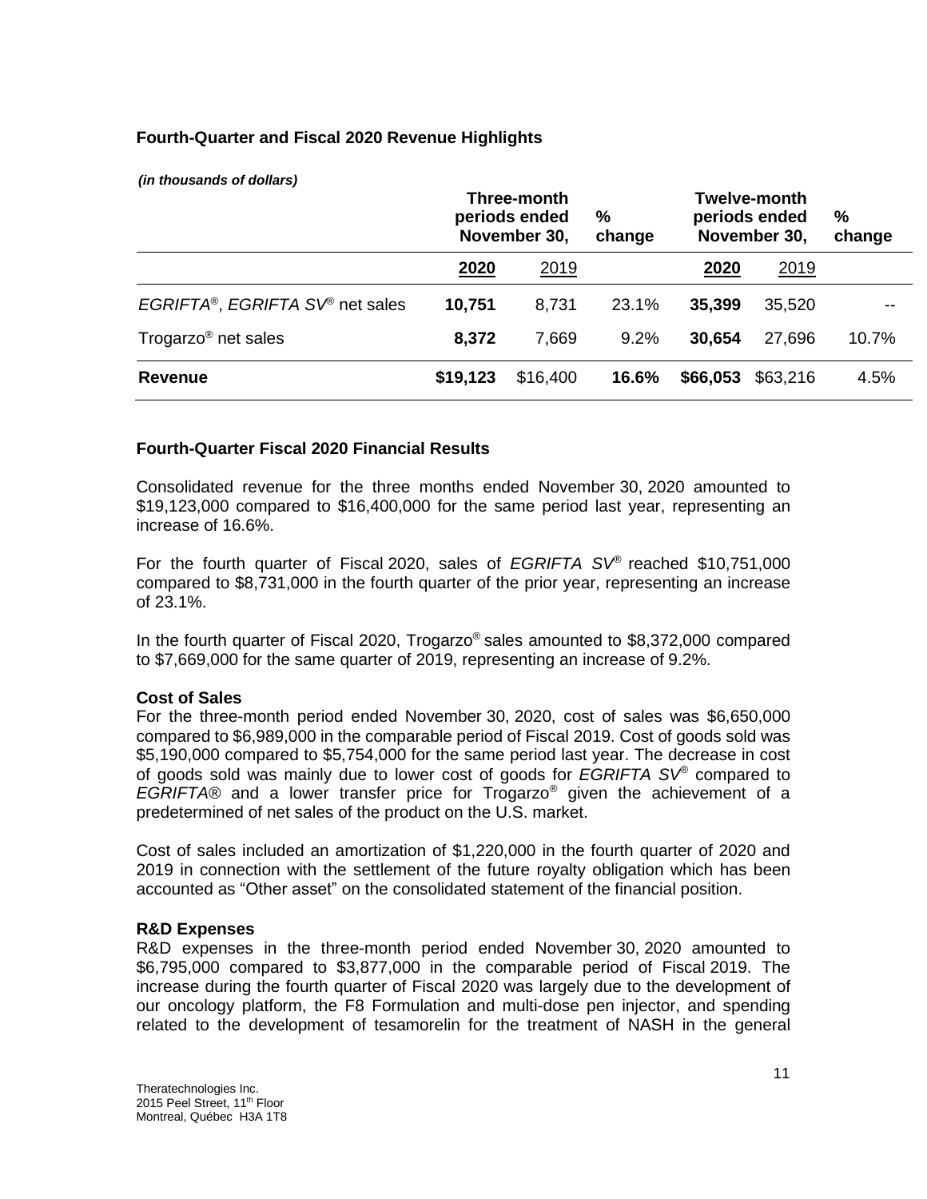**Fourth-Quarter and Fiscal 2020 Revenue Highlights**

*(in thousands of dollars)*

| | Three-month periods ended November 30, | | % change | Twelve-month periods ended November 30, | | % change |
|---|---|---|---|---|---|---|
| | **2020** | 2019 | | **2020** | 2019 | |
| *EGRIFTA®*, *EGRIFTA SV®* net sales | **10,751** | 8,731 | 23.1% | **35,399** | 35,520 | -- |
| Trogarzo® net sales | **8,372** | 7,669 | 9.2% | **30,654** | 27,696 | 10.7% |
| **Revenue** | **$19,123** | $16,400 | **16.6%** | **$66,053** | $63,216 | 4.5% |

**Fourth-Quarter Fiscal 2020 Financial Results**

Consolidated revenue for the three months ended November 30, 2020 amounted to $19,123,000 compared to $16,400,000 for the same period last year, representing an increase of 16.6%.

For the fourth quarter of Fiscal 2020, sales of *EGRIFTA SV®* reached $10,751,000 compared to $8,731,000 in the fourth quarter of the prior year, representing an increase of 23.1%.

In the fourth quarter of Fiscal 2020, Trogarzo® sales amounted to $8,372,000 compared to $7,669,000 for the same quarter of 2019, representing an increase of 9.2%.

**Cost of Sales**

For the three-month period ended November 30, 2020, cost of sales was $6,650,000 compared to $6,989,000 in the comparable period of Fiscal 2019. Cost of goods sold was $5,190,000 compared to $5,754,000 for the same period last year. The decrease in cost of goods sold was mainly due to lower cost of goods for *EGRIFTA SV®* compared to *EGRIFTA®* and a lower transfer price for Trogarzo® given the achievement of a predetermined of net sales of the product on the U.S. market.

Cost of sales included an amortization of $1,220,000 in the fourth quarter of 2020 and 2019 in connection with the settlement of the future royalty obligation which has been accounted as "Other asset" on the consolidated statement of the financial position.

**R&D Expenses**

R&D expenses in the three-month period ended November 30, 2020 amounted to $6,795,000 compared to $3,877,000 in the comparable period of Fiscal 2019. The increase during the fourth quarter of Fiscal 2020 was largely due to the development of our oncology platform, the F8 Formulation and multi-dose pen injector, and spending related to the development of tesamorelin for the treatment of NASH in the general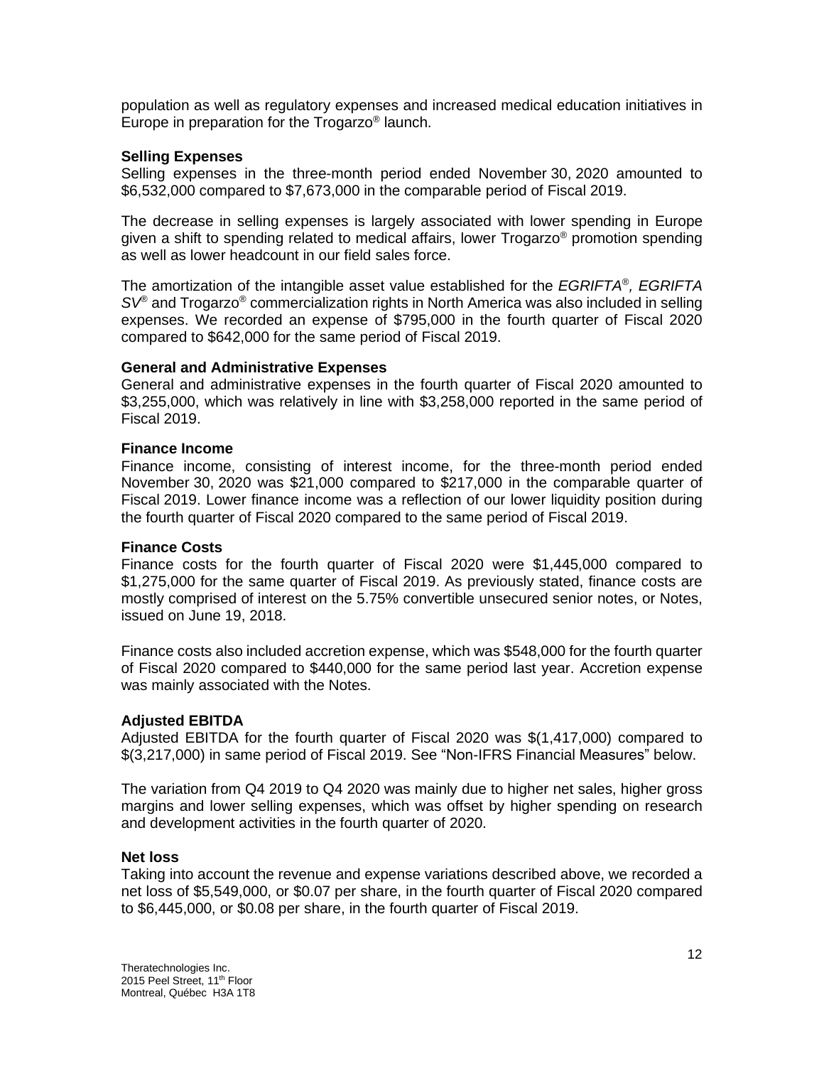population as well as regulatory expenses and increased medical education initiatives in Europe in preparation for the Trogarzo® launch.

**Selling Expenses**

Selling expenses in the three-month period ended November 30, 2020 amounted to $6,532,000 compared to $7,673,000 in the comparable period of Fiscal 2019.

The decrease in selling expenses is largely associated with lower spending in Europe given a shift to spending related to medical affairs, lower Trogarzo® promotion spending as well as lower headcount in our field sales force.

The amortization of the intangible asset value established for the *EGRIFTA®, EGRIFTA SV®* and Trogarzo® commercialization rights in North America was also included in selling expenses. We recorded an expense of $795,000 in the fourth quarter of Fiscal 2020 compared to $642,000 for the same period of Fiscal 2019.

**General and Administrative Expenses**

General and administrative expenses in the fourth quarter of Fiscal 2020 amounted to $3,255,000, which was relatively in line with $3,258,000 reported in the same period of Fiscal 2019.

**Finance Income**

Finance income, consisting of interest income, for the three-month period ended November 30, 2020 was $21,000 compared to $217,000 in the comparable quarter of Fiscal 2019. Lower finance income was a reflection of our lower liquidity position during the fourth quarter of Fiscal 2020 compared to the same period of Fiscal 2019.

**Finance Costs**

Finance costs for the fourth quarter of Fiscal 2020 were $1,445,000 compared to $1,275,000 for the same quarter of Fiscal 2019. As previously stated, finance costs are mostly comprised of interest on the 5.75% convertible unsecured senior notes, or Notes, issued on June 19, 2018.

Finance costs also included accretion expense, which was $548,000 for the fourth quarter of Fiscal 2020 compared to $440,000 for the same period last year. Accretion expense was mainly associated with the Notes.

**Adjusted EBITDA**

Adjusted EBITDA for the fourth quarter of Fiscal 2020 was $(1,417,000) compared to $(3,217,000) in same period of Fiscal 2019. See "Non-IFRS Financial Measures" below.

The variation from Q4 2019 to Q4 2020 was mainly due to higher net sales, higher gross margins and lower selling expenses, which was offset by higher spending on research and development activities in the fourth quarter of 2020.

**Net loss**

Taking into account the revenue and expense variations described above, we recorded a net loss of $5,549,000, or $0.07 per share, in the fourth quarter of Fiscal 2020 compared to $6,445,000, or $0.08 per share, in the fourth quarter of Fiscal 2019.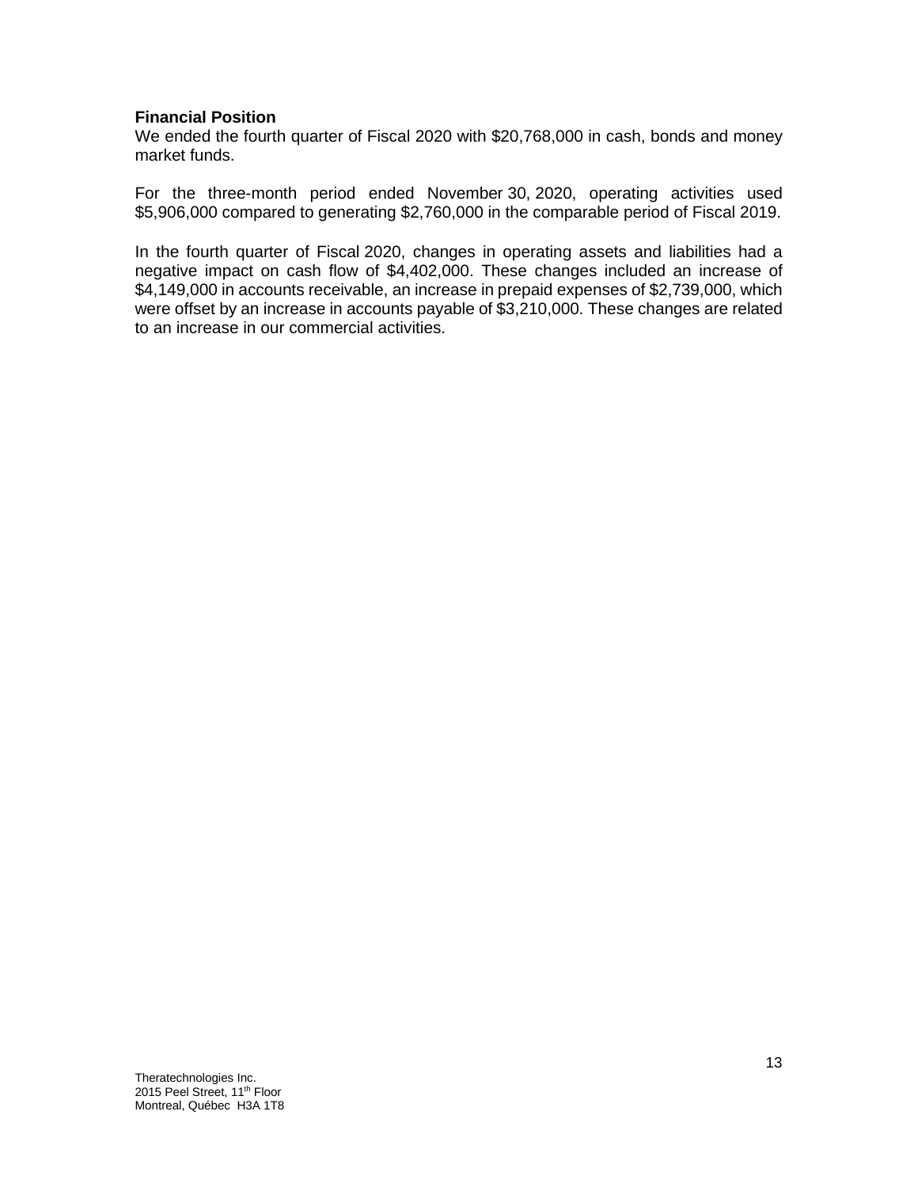**Financial Position**

We ended the fourth quarter of Fiscal 2020 with $20,768,000 in cash, bonds and money market funds.

For the three-month period ended November 30, 2020, operating activities used $5,906,000 compared to generating $2,760,000 in the comparable period of Fiscal 2019.

In the fourth quarter of Fiscal 2020, changes in operating assets and liabilities had a negative impact on cash flow of $4,402,000. These changes included an increase of $4,149,000 in accounts receivable, an increase in prepaid expenses of $2,739,000, which were offset by an increase in accounts payable of $3,210,000. These changes are related to an increase in our commercial activities.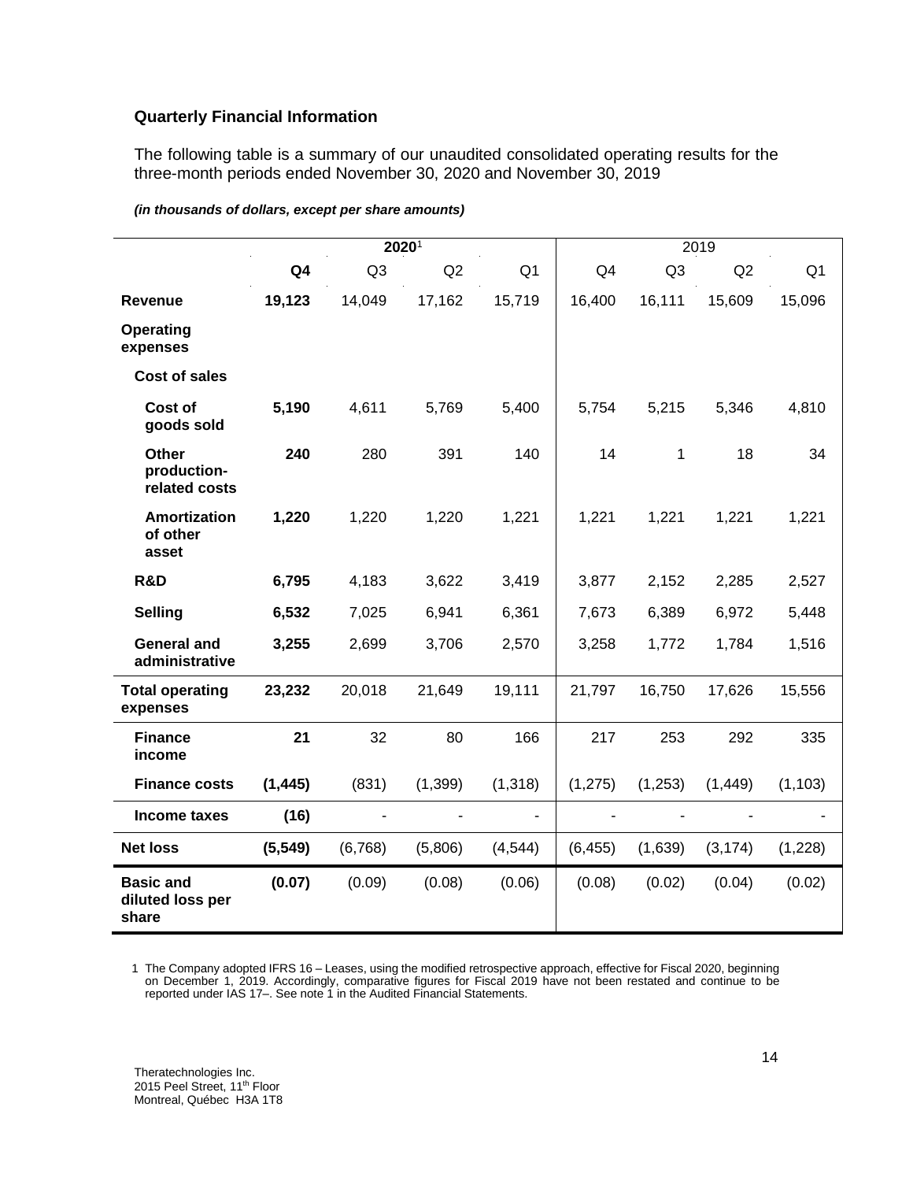### Quarterly Financial Information

The following table is a summary of our unaudited consolidated operating results for the three-month periods ended November 30, 2020 and November 30, 2019

***(in thousands of dollars, except per share amounts)***

| | **2020**[1] | | | | 2019 | | | |
|---|---|---|---|---|---|---|---|---|
| | **Q4** | Q3 | Q2 | Q1 | Q4 | Q3 | Q2 | Q1 |
| **Revenue** | **19,123** | 14,049 | 17,162 | 15,719 | 16,400 | 16,111 | 15,609 | 15,096 |
| **Operating expenses** | | | | | | | | |
| **Cost of sales** | | | | | | | | |
| **Cost of goods sold** | **5,190** | 4,611 | 5,769 | 5,400 | 5,754 | 5,215 | 5,346 | 4,810 |
| **Other production-related costs** | **240** | 280 | 391 | 140 | 14 | 1 | 18 | 34 |
| **Amortization of other asset** | **1,220** | 1,220 | 1,220 | 1,221 | 1,221 | 1,221 | 1,221 | 1,221 |
| **R&D** | **6,795** | 4,183 | 3,622 | 3,419 | 3,877 | 2,152 | 2,285 | 2,527 |
| **Selling** | **6,532** | 7,025 | 6,941 | 6,361 | 7,673 | 6,389 | 6,972 | 5,448 |
| **General and administrative** | **3,255** | 2,699 | 3,706 | 2,570 | 3,258 | 1,772 | 1,784 | 1,516 |
| **Total operating expenses** | **23,232** | 20,018 | 21,649 | 19,111 | 21,797 | 16,750 | 17,626 | 15,556 |
| **Finance income** | **21** | 32 | 80 | 166 | 217 | 253 | 292 | 335 |
| **Finance costs** | **(1,445)** | (831) | (1,399) | (1,318) | (1,275) | (1,253) | (1,449) | (1,103) |
| **Income taxes** | **(16)** | - | - | - | - | - | - | - |
| **Net loss** | **(5,549)** | (6,768) | (5,806) | (4,544) | (6,455) | (1,639) | (3,174) | (1,228) |
| **Basic and diluted loss per share** | **(0.07)** | (0.09) | (0.08) | (0.06) | (0.08) | (0.02) | (0.04) | (0.02) |

1 The Company adopted IFRS 16 – Leases, using the modified retrospective approach, effective for Fiscal 2020, beginning on December 1, 2019. Accordingly, comparative figures for Fiscal 2019 have not been restated and continue to be reported under IAS 17–. See note 1 in the Audited Financial Statements.

Theratechnologies Inc.
2015 Peel Street, 11th Floor
Montreal, Québec H3A 1T8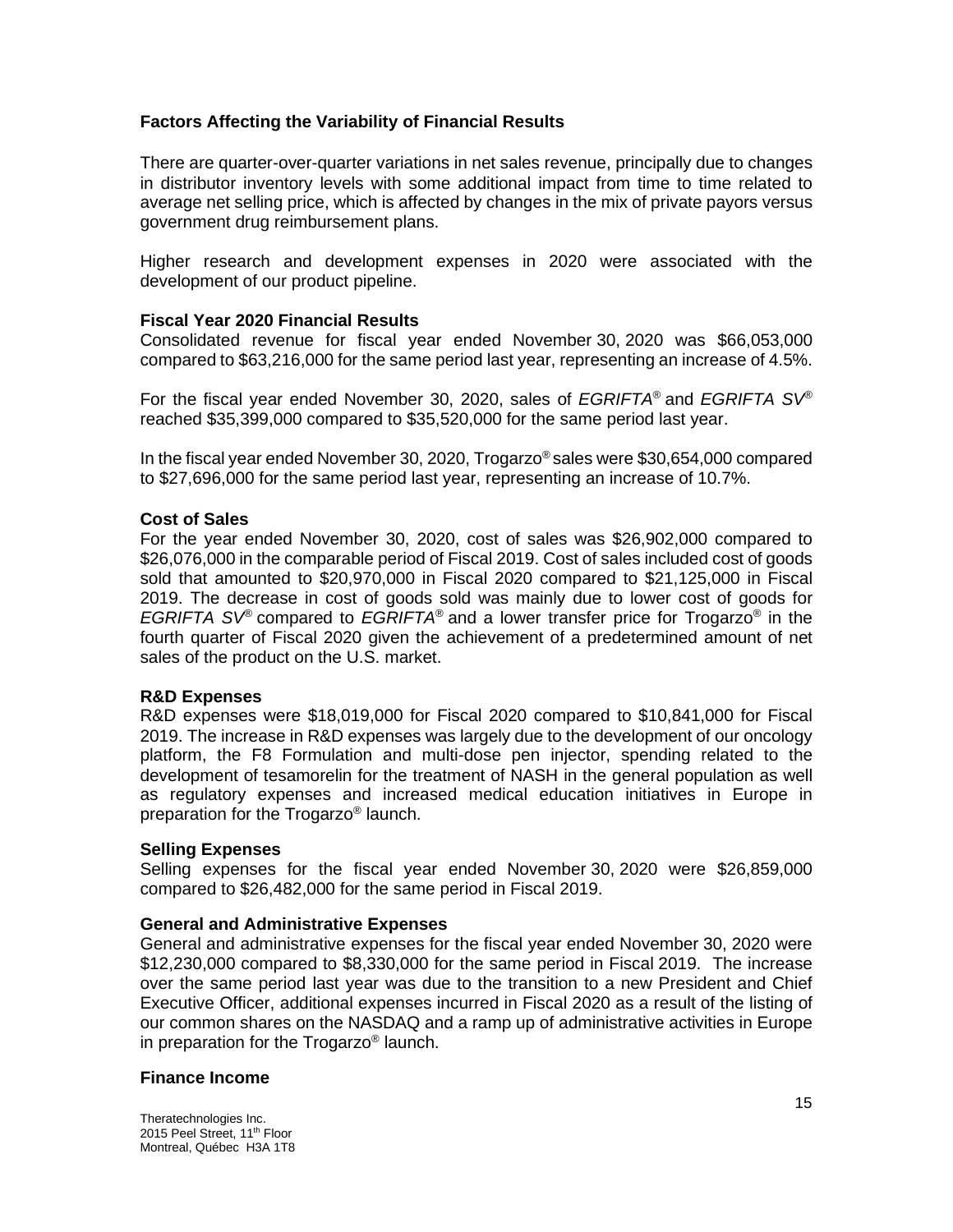**Factors Affecting the Variability of Financial Results**

There are quarter-over-quarter variations in net sales revenue, principally due to changes in distributor inventory levels with some additional impact from time to time related to average net selling price, which is affected by changes in the mix of private payors versus government drug reimbursement plans.

Higher research and development expenses in 2020 were associated with the development of our product pipeline.

**Fiscal Year 2020 Financial Results**

Consolidated revenue for fiscal year ended November 30, 2020 was $66,053,000 compared to $63,216,000 for the same period last year, representing an increase of 4.5%.

For the fiscal year ended November 30, 2020, sales of *EGRIFTA*® and *EGRIFTA SV*® reached $35,399,000 compared to $35,520,000 for the same period last year.

In the fiscal year ended November 30, 2020, Trogarzo® sales were $30,654,000 compared to $27,696,000 for the same period last year, representing an increase of 10.7%.

**Cost of Sales**

For the year ended November 30, 2020, cost of sales was $26,902,000 compared to $26,076,000 in the comparable period of Fiscal 2019. Cost of sales included cost of goods sold that amounted to $20,970,000 in Fiscal 2020 compared to $21,125,000 in Fiscal 2019. The decrease in cost of goods sold was mainly due to lower cost of goods for *EGRIFTA SV*® compared to *EGRIFTA*® and a lower transfer price for Trogarzo® in the fourth quarter of Fiscal 2020 given the achievement of a predetermined amount of net sales of the product on the U.S. market.

**R&D Expenses**

R&D expenses were $18,019,000 for Fiscal 2020 compared to $10,841,000 for Fiscal 2019. The increase in R&D expenses was largely due to the development of our oncology platform, the F8 Formulation and multi-dose pen injector, spending related to the development of tesamorelin for the treatment of NASH in the general population as well as regulatory expenses and increased medical education initiatives in Europe in preparation for the Trogarzo® launch.

**Selling Expenses**

Selling expenses for the fiscal year ended November 30, 2020 were $26,859,000 compared to $26,482,000 for the same period in Fiscal 2019.

**General and Administrative Expenses**

General and administrative expenses for the fiscal year ended November 30, 2020 were $12,230,000 compared to $8,330,000 for the same period in Fiscal 2019. The increase over the same period last year was due to the transition to a new President and Chief Executive Officer, additional expenses incurred in Fiscal 2020 as a result of the listing of our common shares on the NASDAQ and a ramp up of administrative activities in Europe in preparation for the Trogarzo® launch.

**Finance Income**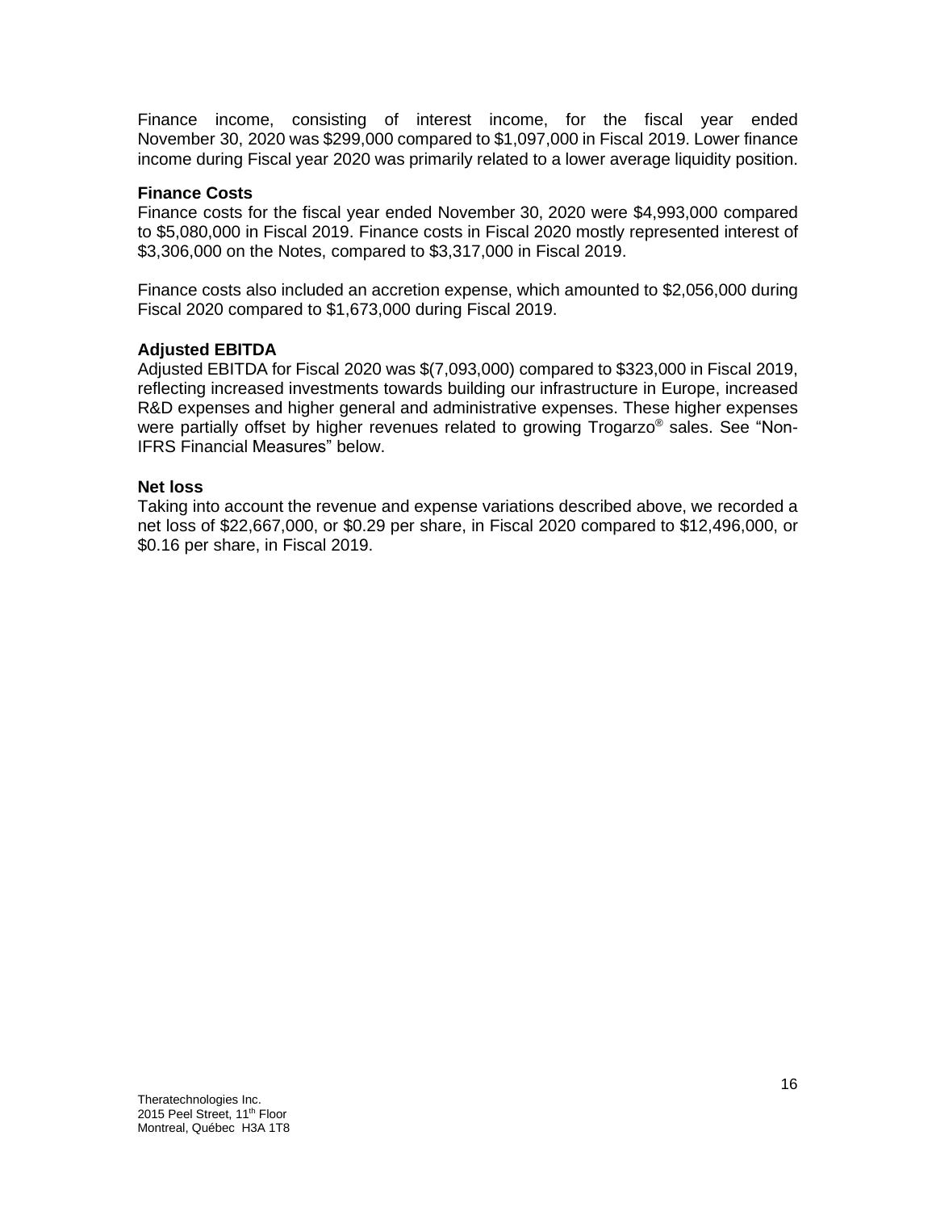Finance income, consisting of interest income, for the fiscal year ended November 30, 2020 was $299,000 compared to $1,097,000 in Fiscal 2019. Lower finance income during Fiscal year 2020 was primarily related to a lower average liquidity position.

**Finance Costs**

Finance costs for the fiscal year ended November 30, 2020 were $4,993,000 compared to $5,080,000 in Fiscal 2019. Finance costs in Fiscal 2020 mostly represented interest of $3,306,000 on the Notes, compared to $3,317,000 in Fiscal 2019.

Finance costs also included an accretion expense, which amounted to $2,056,000 during Fiscal 2020 compared to $1,673,000 during Fiscal 2019.

**Adjusted EBITDA**

Adjusted EBITDA for Fiscal 2020 was $(7,093,000) compared to $323,000 in Fiscal 2019, reflecting increased investments towards building our infrastructure in Europe, increased R&D expenses and higher general and administrative expenses. These higher expenses were partially offset by higher revenues related to growing Trogarzo® sales. See "Non-IFRS Financial Measures" below.

**Net loss**

Taking into account the revenue and expense variations described above, we recorded a net loss of $22,667,000, or $0.29 per share, in Fiscal 2020 compared to $12,496,000, or $0.16 per share, in Fiscal 2019.

Theratechnologies Inc.
2015 Peel Street, 11th Floor
Montreal, Québec H3A 1T8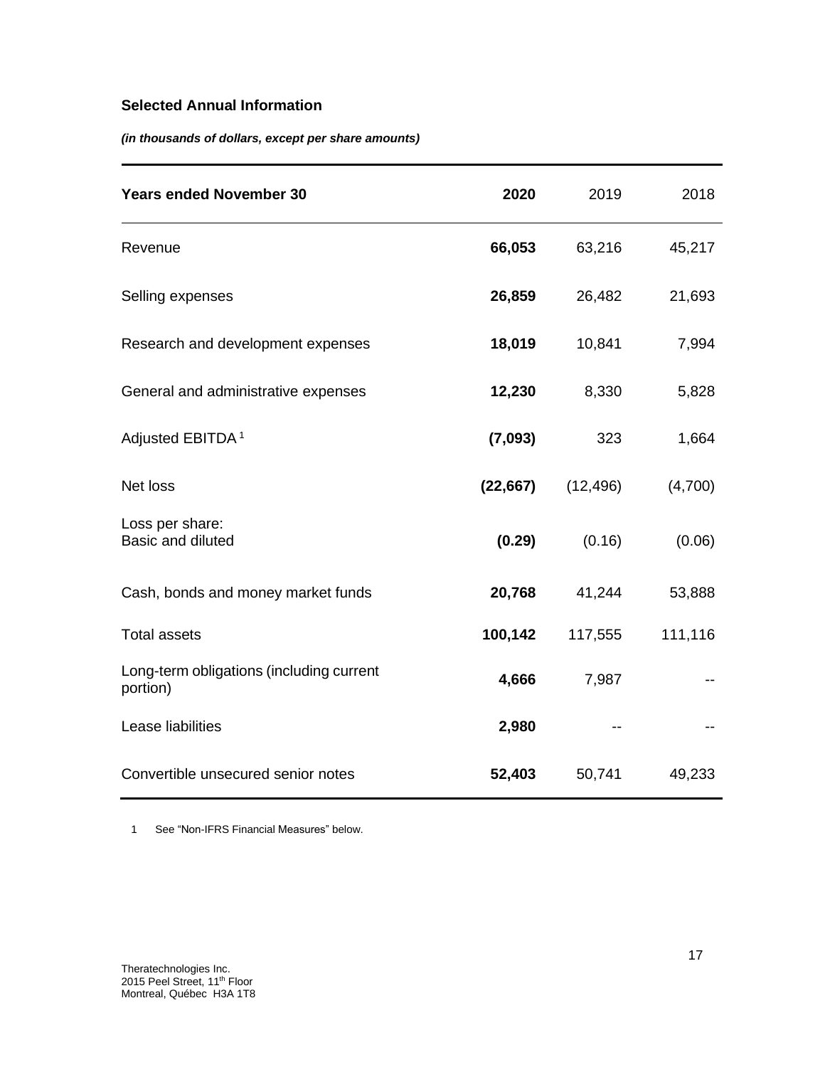**Selected Annual Information**

***(in thousands of dollars, except per share amounts)***

| **Years ended November 30** | **2020** | 2019 | 2018 |
|---|---|---|---|
| Revenue | **66,053** | 63,216 | 45,217 |
| Selling expenses | **26,859** | 26,482 | 21,693 |
| Research and development expenses | **18,019** | 10,841 | 7,994 |
| General and administrative expenses | **12,230** | 8,330 | 5,828 |
| Adjusted EBITDA [1] | **(7,093)** | 323 | 1,664 |
| Net loss | **(22,667)** | (12,496) | (4,700) |
| Loss per share: Basic and diluted | **(0.29)** | (0.16) | (0.06) |
| Cash, bonds and money market funds | **20,768** | 41,244 | 53,888 |
| Total assets | **100,142** | 117,555 | 111,116 |
| Long-term obligations (including current portion) | **4,666** | 7,987 | -- |
| Lease liabilities | **2,980** | -- | -- |
| Convertible unsecured senior notes | **52,403** | 50,741 | 49,233 |

1 See "Non-IFRS Financial Measures" below.

Theratechnologies Inc.
2015 Peel Street, 11th Floor
Montreal, Québec H3A 1T8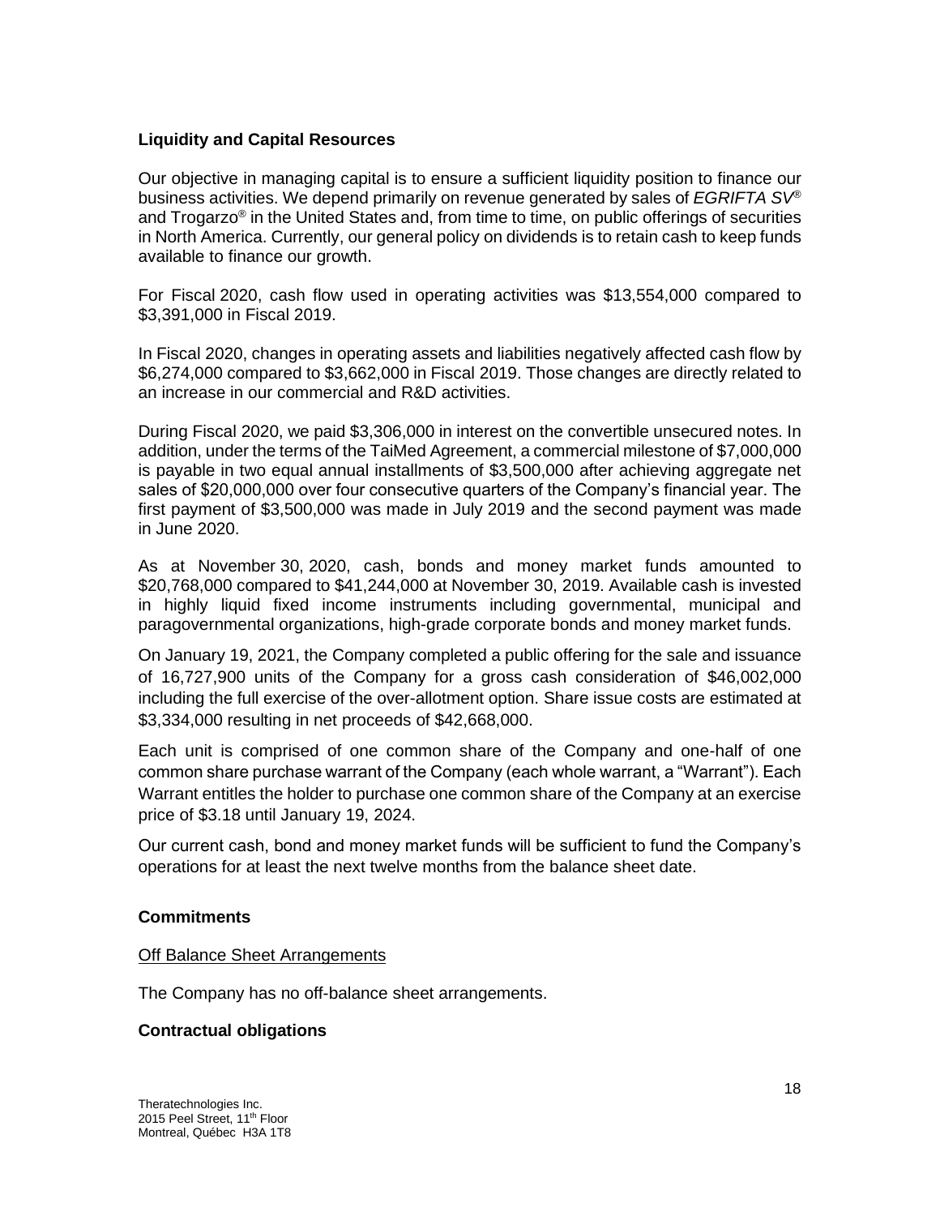## Liquidity and Capital Resources

Our objective in managing capital is to ensure a sufficient liquidity position to finance our business activities. We depend primarily on revenue generated by sales of *EGRIFTA SV®* and Trogarzo® in the United States and, from time to time, on public offerings of securities in North America. Currently, our general policy on dividends is to retain cash to keep funds available to finance our growth.

For Fiscal 2020, cash flow used in operating activities was $13,554,000 compared to $3,391,000 in Fiscal 2019.

In Fiscal 2020, changes in operating assets and liabilities negatively affected cash flow by $6,274,000 compared to $3,662,000 in Fiscal 2019. Those changes are directly related to an increase in our commercial and R&D activities.

During Fiscal 2020, we paid $3,306,000 in interest on the convertible unsecured notes. In addition, under the terms of the TaiMed Agreement, a commercial milestone of $7,000,000 is payable in two equal annual installments of $3,500,000 after achieving aggregate net sales of $20,000,000 over four consecutive quarters of the Company's financial year. The first payment of $3,500,000 was made in July 2019 and the second payment was made in June 2020.

As at November 30, 2020, cash, bonds and money market funds amounted to $20,768,000 compared to $41,244,000 at November 30, 2019. Available cash is invested in highly liquid fixed income instruments including governmental, municipal and paragovernmental organizations, high-grade corporate bonds and money market funds.

On January 19, 2021, the Company completed a public offering for the sale and issuance of 16,727,900 units of the Company for a gross cash consideration of $46,002,000 including the full exercise of the over-allotment option. Share issue costs are estimated at $3,334,000 resulting in net proceeds of $42,668,000.

Each unit is comprised of one common share of the Company and one-half of one common share purchase warrant of the Company (each whole warrant, a "Warrant"). Each Warrant entitles the holder to purchase one common share of the Company at an exercise price of $3.18 until January 19, 2024.

Our current cash, bond and money market funds will be sufficient to fund the Company's operations for at least the next twelve months from the balance sheet date.

## Commitments

Off Balance Sheet Arrangements

The Company has no off-balance sheet arrangements.

## Contractual obligations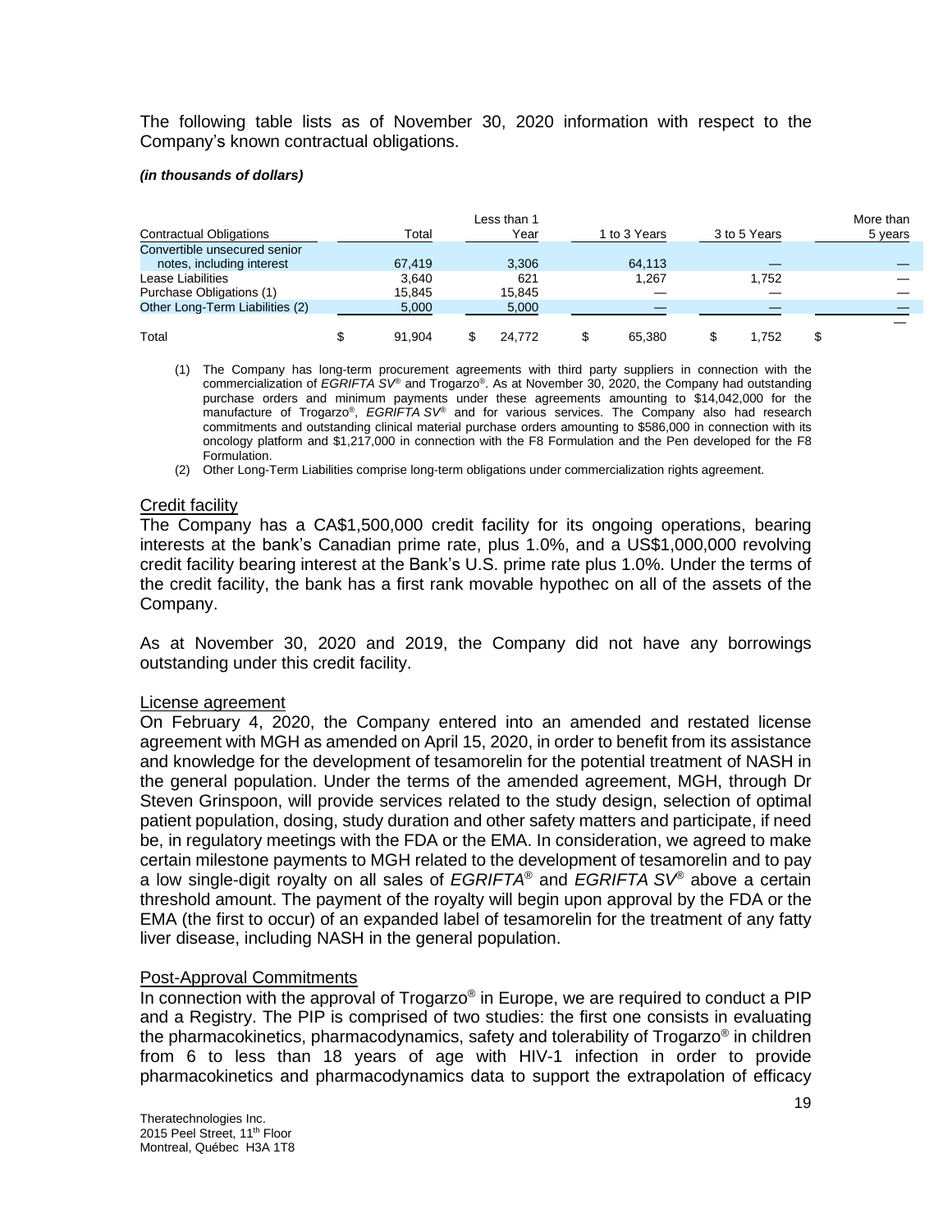The following table lists as of November 30, 2020 information with respect to the Company's known contractual obligations.

***(in thousands of dollars)***

| Contractual Obligations | Total | Less than 1 Year | 1 to 3 Years | 3 to 5 Years | More than 5 years |
|---|---|---|---|---|---|
| Convertible unsecured senior notes, including interest | 67,419 | 3,306 | 64,113 | — | — |
| Lease Liabilities | 3,640 | 621 | 1,267 | 1,752 | — |
| Purchase Obligations (1) | 15,845 | 15,845 | — | — | — |
| Other Long-Term Liabilities (2) | 5,000 | 5,000 | — | — | — |
| Total | $ 91,904 | $ 24,772 | $ 65,380 | $ 1,752 | $ — |

(1) The Company has long-term procurement agreements with third party suppliers in connection with the commercialization of *EGRIFTA SV*® and Trogarzo®. As at November 30, 2020, the Company had outstanding purchase orders and minimum payments under these agreements amounting to $14,042,000 for the manufacture of Trogarzo®, *EGRIFTA SV*® and for various services. The Company also had research commitments and outstanding clinical material purchase orders amounting to $586,000 in connection with its oncology platform and $1,217,000 in connection with the F8 Formulation and the Pen developed for the F8 Formulation.

(2) Other Long-Term Liabilities comprise long-term obligations under commercialization rights agreement.

## Credit facility

The Company has a CA$1,500,000 credit facility for its ongoing operations, bearing interests at the bank's Canadian prime rate, plus 1.0%, and a US$1,000,000 revolving credit facility bearing interest at the Bank's U.S. prime rate plus 1.0%. Under the terms of the credit facility, the bank has a first rank movable hypothec on all of the assets of the Company.

As at November 30, 2020 and 2019, the Company did not have any borrowings outstanding under this credit facility.

## License agreement

On February 4, 2020, the Company entered into an amended and restated license agreement with MGH as amended on April 15, 2020, in order to benefit from its assistance and knowledge for the development of tesamorelin for the potential treatment of NASH in the general population. Under the terms of the amended agreement, MGH, through Dr Steven Grinspoon, will provide services related to the study design, selection of optimal patient population, dosing, study duration and other safety matters and participate, if need be, in regulatory meetings with the FDA or the EMA. In consideration, we agreed to make certain milestone payments to MGH related to the development of tesamorelin and to pay a low single-digit royalty on all sales of *EGRIFTA*® and *EGRIFTA SV*® above a certain threshold amount. The payment of the royalty will begin upon approval by the FDA or the EMA (the first to occur) of an expanded label of tesamorelin for the treatment of any fatty liver disease, including NASH in the general population.

## Post-Approval Commitments

In connection with the approval of Trogarzo® in Europe, we are required to conduct a PIP and a Registry. The PIP is comprised of two studies: the first one consists in evaluating the pharmacokinetics, pharmacodynamics, safety and tolerability of Trogarzo® in children from 6 to less than 18 years of age with HIV-1 infection in order to provide pharmacokinetics and pharmacodynamics data to support the extrapolation of efficacy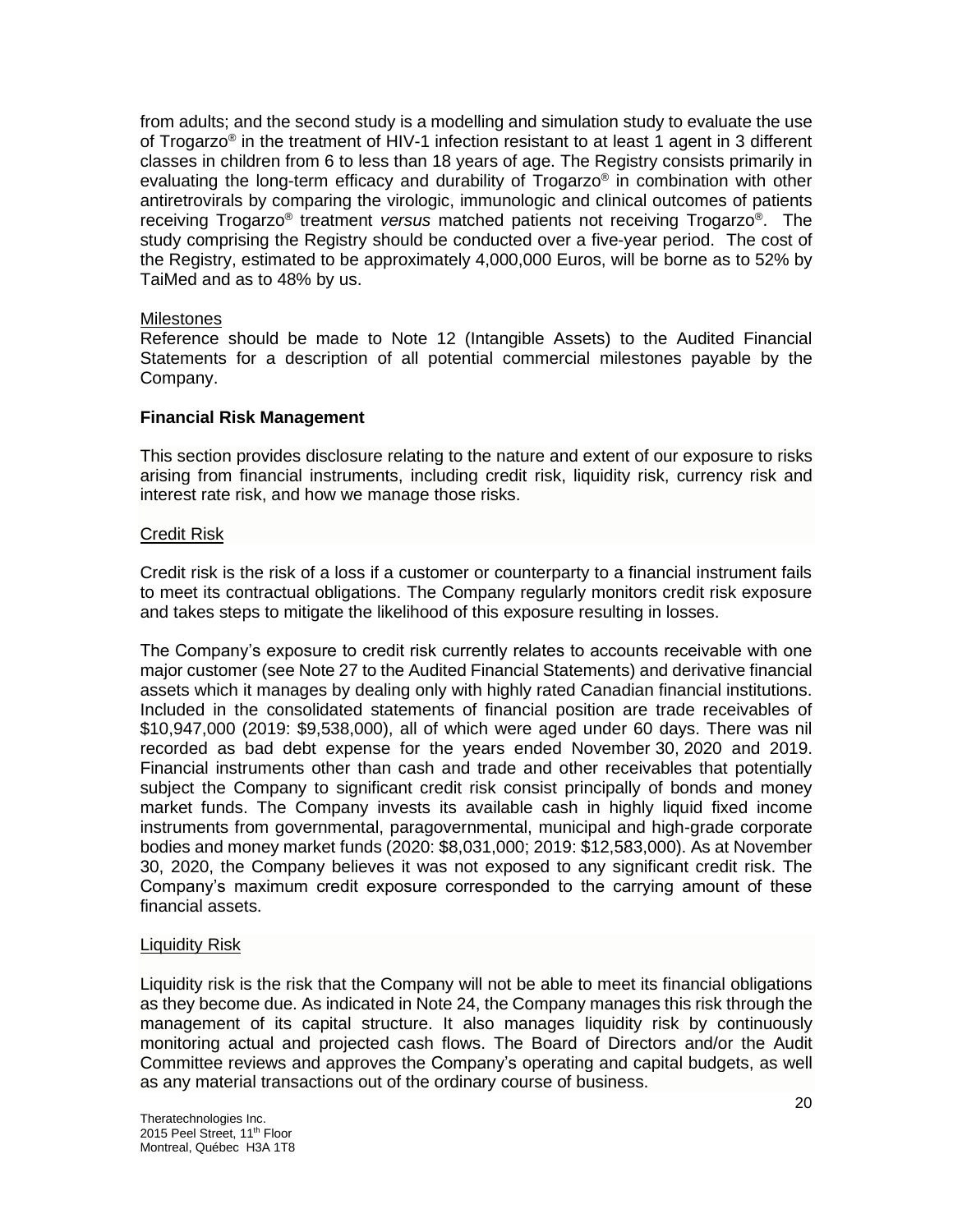from adults; and the second study is a modelling and simulation study to evaluate the use of Trogarzo® in the treatment of HIV-1 infection resistant to at least 1 agent in 3 different classes in children from 6 to less than 18 years of age. The Registry consists primarily in evaluating the long-term efficacy and durability of Trogarzo® in combination with other antiretrovirals by comparing the virologic, immunologic and clinical outcomes of patients receiving Trogarzo® treatment *versus* matched patients not receiving Trogarzo®. The study comprising the Registry should be conducted over a five-year period. The cost of the Registry, estimated to be approximately 4,000,000 Euros, will be borne as to 52% by TaiMed and as to 48% by us.

Milestones

Reference should be made to Note 12 (Intangible Assets) to the Audited Financial Statements for a description of all potential commercial milestones payable by the Company.

**Financial Risk Management**

This section provides disclosure relating to the nature and extent of our exposure to risks arising from financial instruments, including credit risk, liquidity risk, currency risk and interest rate risk, and how we manage those risks.

Credit Risk

Credit risk is the risk of a loss if a customer or counterparty to a financial instrument fails to meet its contractual obligations. The Company regularly monitors credit risk exposure and takes steps to mitigate the likelihood of this exposure resulting in losses.

The Company's exposure to credit risk currently relates to accounts receivable with one major customer (see Note 27 to the Audited Financial Statements) and derivative financial assets which it manages by dealing only with highly rated Canadian financial institutions. Included in the consolidated statements of financial position are trade receivables of $10,947,000 (2019: $9,538,000), all of which were aged under 60 days. There was nil recorded as bad debt expense for the years ended November 30, 2020 and 2019. Financial instruments other than cash and trade and other receivables that potentially subject the Company to significant credit risk consist principally of bonds and money market funds. The Company invests its available cash in highly liquid fixed income instruments from governmental, paragovernmental, municipal and high-grade corporate bodies and money market funds (2020: $8,031,000; 2019: $12,583,000). As at November 30, 2020, the Company believes it was not exposed to any significant credit risk. The Company's maximum credit exposure corresponded to the carrying amount of these financial assets.

Liquidity Risk

Liquidity risk is the risk that the Company will not be able to meet its financial obligations as they become due. As indicated in Note 24, the Company manages this risk through the management of its capital structure. It also manages liquidity risk by continuously monitoring actual and projected cash flows. The Board of Directors and/or the Audit Committee reviews and approves the Company's operating and capital budgets, as well as any material transactions out of the ordinary course of business.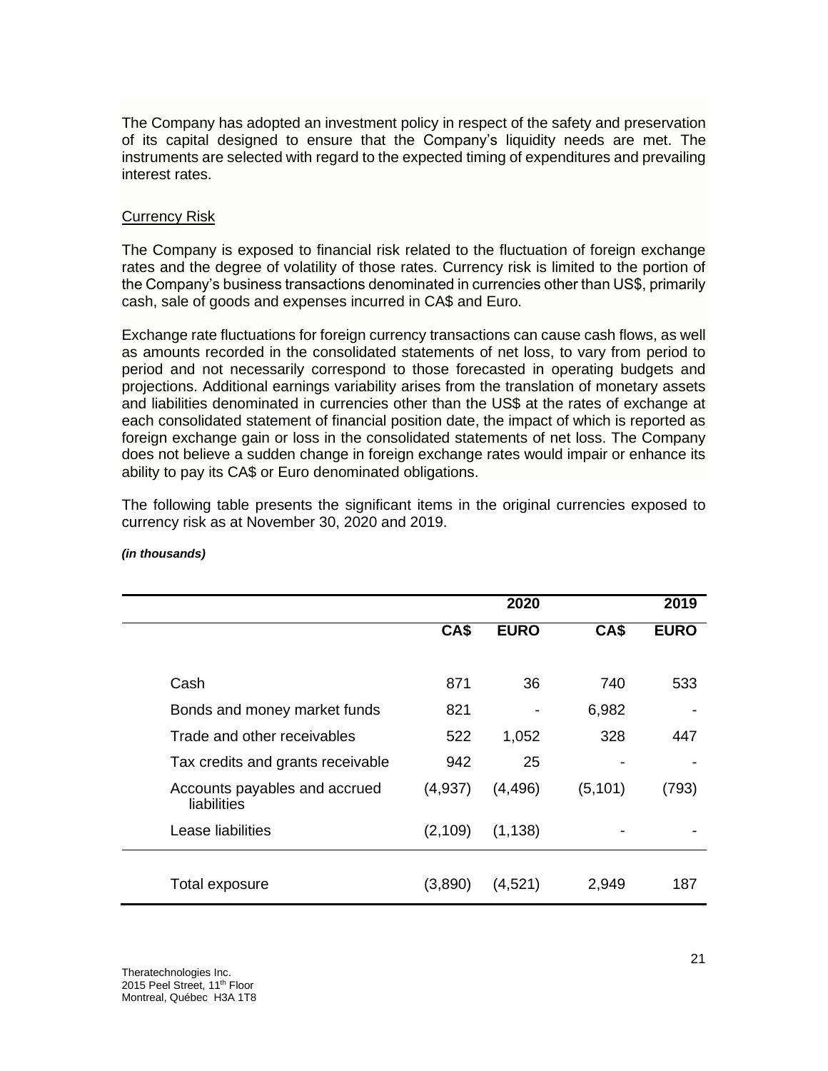The Company has adopted an investment policy in respect of the safety and preservation of its capital designed to ensure that the Company's liquidity needs are met. The instruments are selected with regard to the expected timing of expenditures and prevailing interest rates.

<u>Currency Risk</u>

The Company is exposed to financial risk related to the fluctuation of foreign exchange rates and the degree of volatility of those rates. Currency risk is limited to the portion of the Company's business transactions denominated in currencies other than US$, primarily cash, sale of goods and expenses incurred in CA$ and Euro.

Exchange rate fluctuations for foreign currency transactions can cause cash flows, as well as amounts recorded in the consolidated statements of net loss, to vary from period to period and not necessarily correspond to those forecasted in operating budgets and projections. Additional earnings variability arises from the translation of monetary assets and liabilities denominated in currencies other than the US$ at the rates of exchange at each consolidated statement of financial position date, the impact of which is reported as foreign exchange gain or loss in the consolidated statements of net loss. The Company does not believe a sudden change in foreign exchange rates would impair or enhance its ability to pay its CA$ or Euro denominated obligations.

The following table presents the significant items in the original currencies exposed to currency risk as at November 30, 2020 and 2019.

***(in thousands)***

| | | 2020 | | 2019 |
|---|---|---|---|---|
| | **CA$** | **EURO** | **CA$** | **EURO** |
| Cash | 871 | 36 | 740 | 533 |
| Bonds and money market funds | 821 | - | 6,982 | - |
| Trade and other receivables | 522 | 1,052 | 328 | 447 |
| Tax credits and grants receivable | 942 | 25 | - | - |
| Accounts payables and accrued liabilities | (4,937) | (4,496) | (5,101) | (793) |
| Lease liabilities | (2,109) | (1,138) | - | - |
| Total exposure | (3,890) | (4,521) | 2,949 | 187 |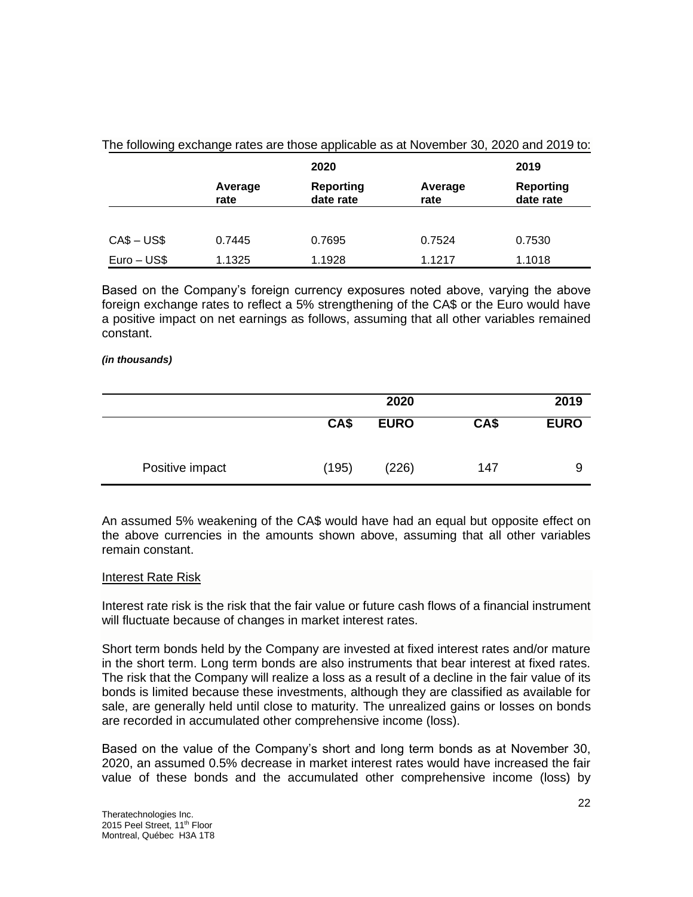The following exchange rates are those applicable as at November 30, 2020 and 2019 to:

| | 2020 | | 2019 | |
|---|---|---|---|---|
| | Average rate | Reporting date rate | Average rate | Reporting date rate |
| CA$ – US$ | 0.7445 | 0.7695 | 0.7524 | 0.7530 |
| Euro – US$ | 1.1325 | 1.1928 | 1.1217 | 1.1018 |

Based on the Company's foreign currency exposures noted above, varying the above foreign exchange rates to reflect a 5% strengthening of the CA$ or the Euro would have a positive impact on net earnings as follows, assuming that all other variables remained constant.

***(in thousands)***

| | 2020 | | 2019 | |
|---|---|---|---|---|
| | CA$ | EURO | CA$ | EURO |
| Positive impact | (195) | (226) | 147 | 9 |

An assumed 5% weakening of the CA$ would have had an equal but opposite effect on the above currencies in the amounts shown above, assuming that all other variables remain constant.

Interest Rate Risk

Interest rate risk is the risk that the fair value or future cash flows of a financial instrument will fluctuate because of changes in market interest rates.

Short term bonds held by the Company are invested at fixed interest rates and/or mature in the short term. Long term bonds are also instruments that bear interest at fixed rates. The risk that the Company will realize a loss as a result of a decline in the fair value of its bonds is limited because these investments, although they are classified as available for sale, are generally held until close to maturity. The unrealized gains or losses on bonds are recorded in accumulated other comprehensive income (loss).

Based on the value of the Company's short and long term bonds as at November 30, 2020, an assumed 0.5% decrease in market interest rates would have increased the fair value of these bonds and the accumulated other comprehensive income (loss) by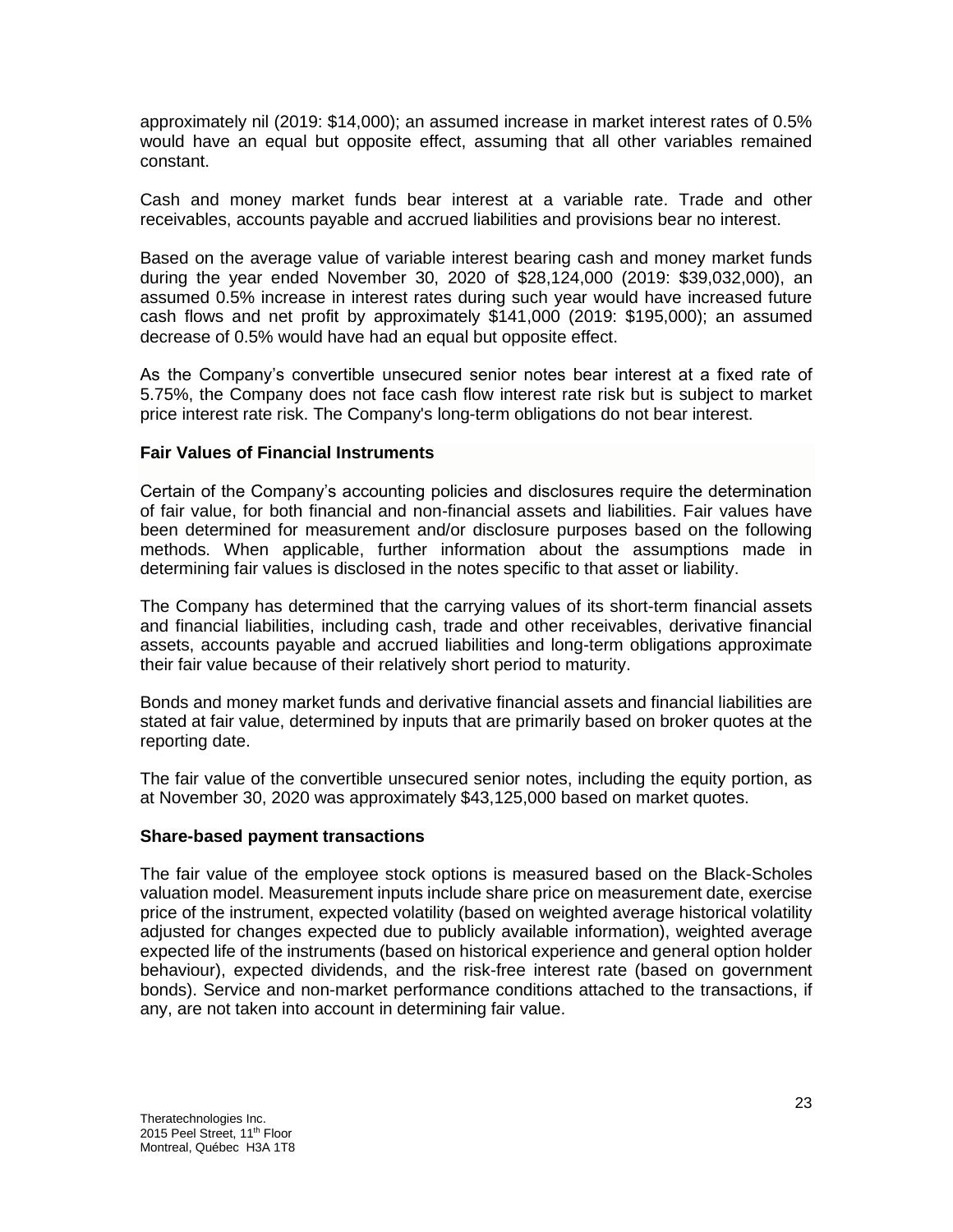approximately nil (2019: $14,000); an assumed increase in market interest rates of 0.5% would have an equal but opposite effect, assuming that all other variables remained constant.

Cash and money market funds bear interest at a variable rate. Trade and other receivables, accounts payable and accrued liabilities and provisions bear no interest.

Based on the average value of variable interest bearing cash and money market funds during the year ended November 30, 2020 of $28,124,000 (2019: $39,032,000), an assumed 0.5% increase in interest rates during such year would have increased future cash flows and net profit by approximately $141,000 (2019: $195,000); an assumed decrease of 0.5% would have had an equal but opposite effect.

As the Company's convertible unsecured senior notes bear interest at a fixed rate of 5.75%, the Company does not face cash flow interest rate risk but is subject to market price interest rate risk. The Company's long-term obligations do not bear interest.

**Fair Values of Financial Instruments**

Certain of the Company's accounting policies and disclosures require the determination of fair value, for both financial and non-financial assets and liabilities. Fair values have been determined for measurement and/or disclosure purposes based on the following methods. When applicable, further information about the assumptions made in determining fair values is disclosed in the notes specific to that asset or liability.

The Company has determined that the carrying values of its short-term financial assets and financial liabilities, including cash, trade and other receivables, derivative financial assets, accounts payable and accrued liabilities and long-term obligations approximate their fair value because of their relatively short period to maturity.

Bonds and money market funds and derivative financial assets and financial liabilities are stated at fair value, determined by inputs that are primarily based on broker quotes at the reporting date.

The fair value of the convertible unsecured senior notes, including the equity portion, as at November 30, 2020 was approximately $43,125,000 based on market quotes.

**Share-based payment transactions**

The fair value of the employee stock options is measured based on the Black-Scholes valuation model. Measurement inputs include share price on measurement date, exercise price of the instrument, expected volatility (based on weighted average historical volatility adjusted for changes expected due to publicly available information), weighted average expected life of the instruments (based on historical experience and general option holder behaviour), expected dividends, and the risk-free interest rate (based on government bonds). Service and non-market performance conditions attached to the transactions, if any, are not taken into account in determining fair value.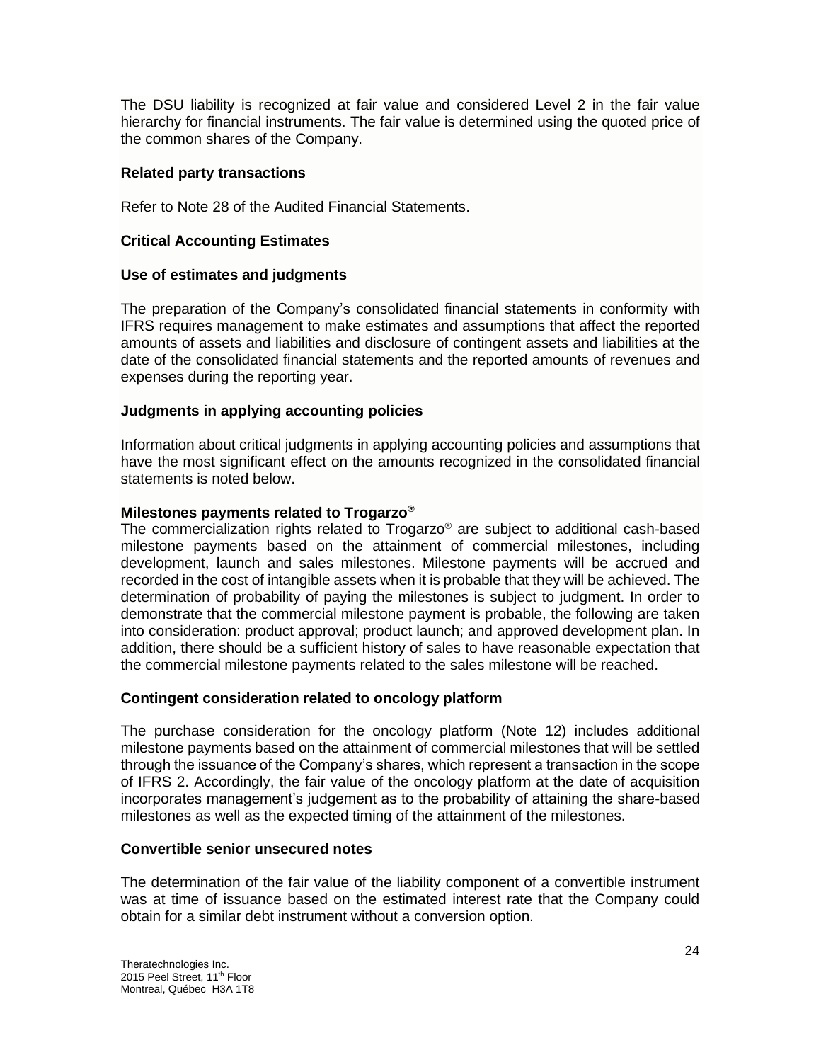The DSU liability is recognized at fair value and considered Level 2 in the fair value hierarchy for financial instruments. The fair value is determined using the quoted price of the common shares of the Company.

**Related party transactions**

Refer to Note 28 of the Audited Financial Statements.

**Critical Accounting Estimates**

**Use of estimates and judgments**

The preparation of the Company's consolidated financial statements in conformity with IFRS requires management to make estimates and assumptions that affect the reported amounts of assets and liabilities and disclosure of contingent assets and liabilities at the date of the consolidated financial statements and the reported amounts of revenues and expenses during the reporting year.

**Judgments in applying accounting policies**

Information about critical judgments in applying accounting policies and assumptions that have the most significant effect on the amounts recognized in the consolidated financial statements is noted below.

**Milestones payments related to Trogarzo®**

The commercialization rights related to Trogarzo® are subject to additional cash-based milestone payments based on the attainment of commercial milestones, including development, launch and sales milestones. Milestone payments will be accrued and recorded in the cost of intangible assets when it is probable that they will be achieved. The determination of probability of paying the milestones is subject to judgment. In order to demonstrate that the commercial milestone payment is probable, the following are taken into consideration: product approval; product launch; and approved development plan. In addition, there should be a sufficient history of sales to have reasonable expectation that the commercial milestone payments related to the sales milestone will be reached.

**Contingent consideration related to oncology platform**

The purchase consideration for the oncology platform (Note 12) includes additional milestone payments based on the attainment of commercial milestones that will be settled through the issuance of the Company's shares, which represent a transaction in the scope of IFRS 2. Accordingly, the fair value of the oncology platform at the date of acquisition incorporates management's judgement as to the probability of attaining the share-based milestones as well as the expected timing of the attainment of the milestones.

**Convertible senior unsecured notes**

The determination of the fair value of the liability component of a convertible instrument was at time of issuance based on the estimated interest rate that the Company could obtain for a similar debt instrument without a conversion option.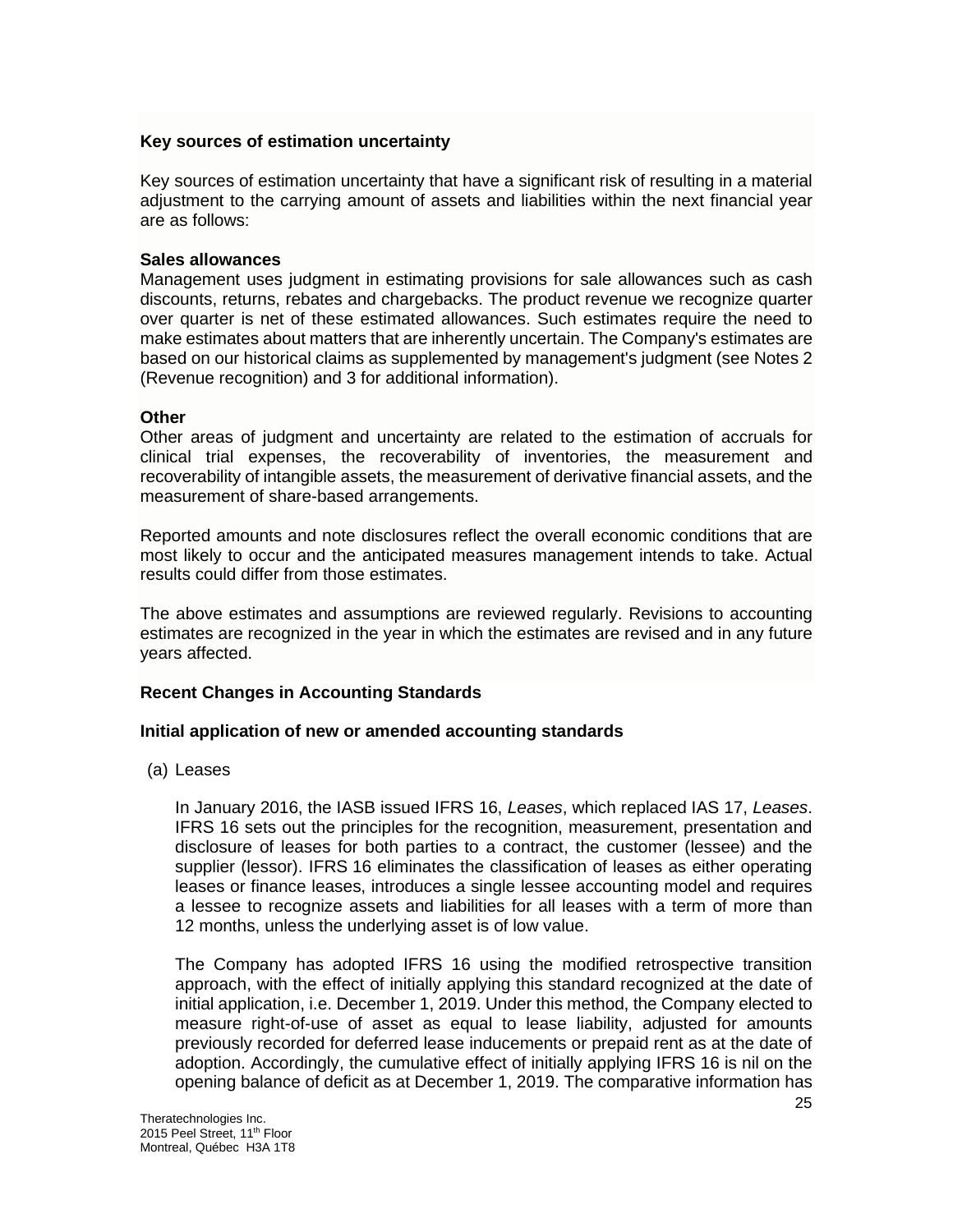**Key sources of estimation uncertainty**

Key sources of estimation uncertainty that have a significant risk of resulting in a material adjustment to the carrying amount of assets and liabilities within the next financial year are as follows:

**Sales allowances**

Management uses judgment in estimating provisions for sale allowances such as cash discounts, returns, rebates and chargebacks. The product revenue we recognize quarter over quarter is net of these estimated allowances. Such estimates require the need to make estimates about matters that are inherently uncertain. The Company's estimates are based on our historical claims as supplemented by management's judgment (see Notes 2 (Revenue recognition) and 3 for additional information).

**Other**

Other areas of judgment and uncertainty are related to the estimation of accruals for clinical trial expenses, the recoverability of inventories, the measurement and recoverability of intangible assets, the measurement of derivative financial assets, and the measurement of share-based arrangements.

Reported amounts and note disclosures reflect the overall economic conditions that are most likely to occur and the anticipated measures management intends to take. Actual results could differ from those estimates.

The above estimates and assumptions are reviewed regularly. Revisions to accounting estimates are recognized in the year in which the estimates are revised and in any future years affected.

**Recent Changes in Accounting Standards**

**Initial application of new or amended accounting standards**

(a) Leases

In January 2016, the IASB issued IFRS 16, *Leases*, which replaced IAS 17, *Leases*. IFRS 16 sets out the principles for the recognition, measurement, presentation and disclosure of leases for both parties to a contract, the customer (lessee) and the supplier (lessor). IFRS 16 eliminates the classification of leases as either operating leases or finance leases, introduces a single lessee accounting model and requires a lessee to recognize assets and liabilities for all leases with a term of more than 12 months, unless the underlying asset is of low value.

The Company has adopted IFRS 16 using the modified retrospective transition approach, with the effect of initially applying this standard recognized at the date of initial application, i.e. December 1, 2019. Under this method, the Company elected to measure right-of-use of asset as equal to lease liability, adjusted for amounts previously recorded for deferred lease inducements or prepaid rent as at the date of adoption. Accordingly, the cumulative effect of initially applying IFRS 16 is nil on the opening balance of deficit as at December 1, 2019. The comparative information has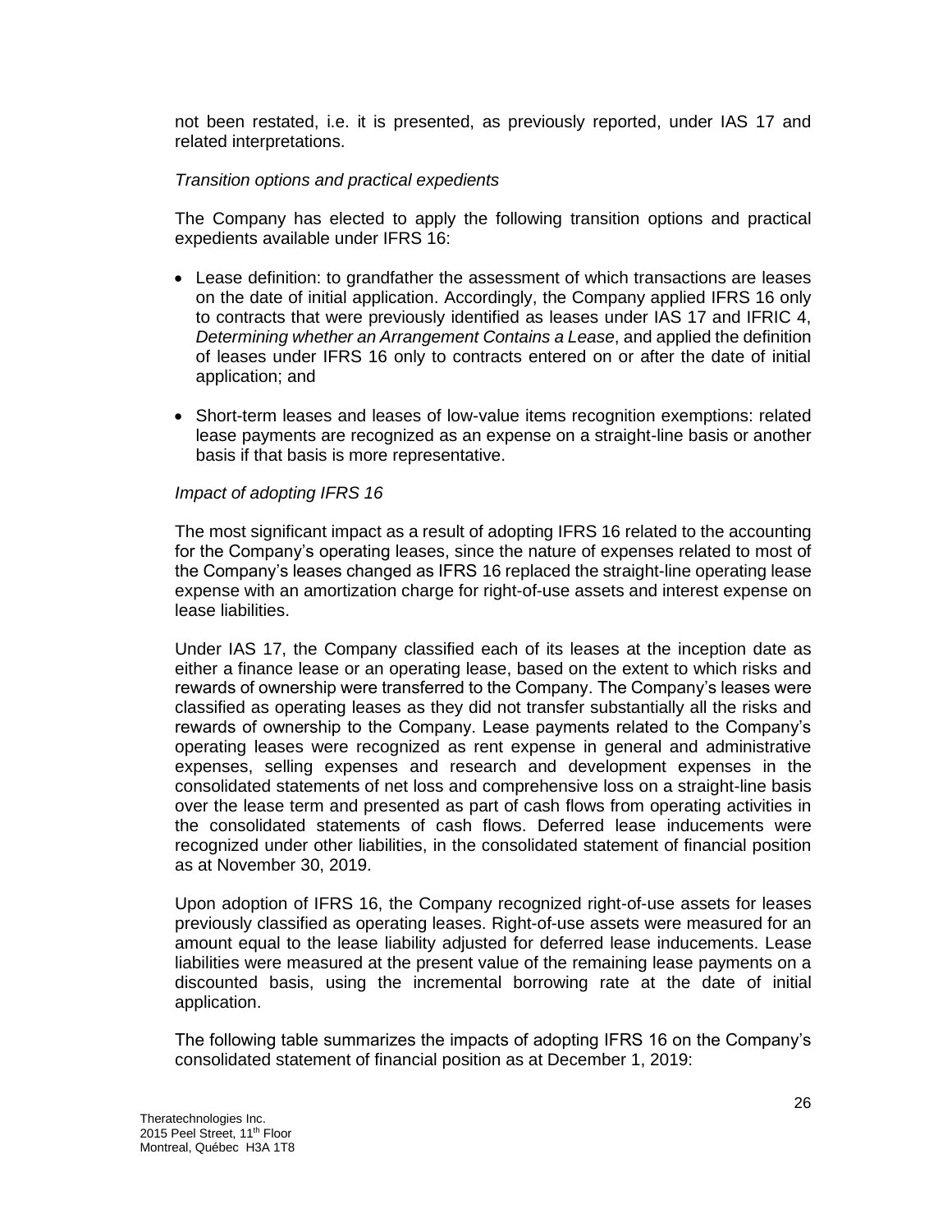not been restated, i.e. it is presented, as previously reported, under IAS 17 and related interpretations.

*Transition options and practical expedients*

The Company has elected to apply the following transition options and practical expedients available under IFRS 16:

- Lease definition: to grandfather the assessment of which transactions are leases on the date of initial application. Accordingly, the Company applied IFRS 16 only to contracts that were previously identified as leases under IAS 17 and IFRIC 4, *Determining whether an Arrangement Contains a Lease*, and applied the definition of leases under IFRS 16 only to contracts entered on or after the date of initial application; and

- Short-term leases and leases of low-value items recognition exemptions: related lease payments are recognized as an expense on a straight-line basis or another basis if that basis is more representative.

*Impact of adopting IFRS 16*

The most significant impact as a result of adopting IFRS 16 related to the accounting for the Company's operating leases, since the nature of expenses related to most of the Company's leases changed as IFRS 16 replaced the straight-line operating lease expense with an amortization charge for right-of-use assets and interest expense on lease liabilities.

Under IAS 17, the Company classified each of its leases at the inception date as either a finance lease or an operating lease, based on the extent to which risks and rewards of ownership were transferred to the Company. The Company's leases were classified as operating leases as they did not transfer substantially all the risks and rewards of ownership to the Company. Lease payments related to the Company's operating leases were recognized as rent expense in general and administrative expenses, selling expenses and research and development expenses in the consolidated statements of net loss and comprehensive loss on a straight-line basis over the lease term and presented as part of cash flows from operating activities in the consolidated statements of cash flows. Deferred lease inducements were recognized under other liabilities, in the consolidated statement of financial position as at November 30, 2019.

Upon adoption of IFRS 16, the Company recognized right-of-use assets for leases previously classified as operating leases. Right-of-use assets were measured for an amount equal to the lease liability adjusted for deferred lease inducements. Lease liabilities were measured at the present value of the remaining lease payments on a discounted basis, using the incremental borrowing rate at the date of initial application.

The following table summarizes the impacts of adopting IFRS 16 on the Company's consolidated statement of financial position as at December 1, 2019: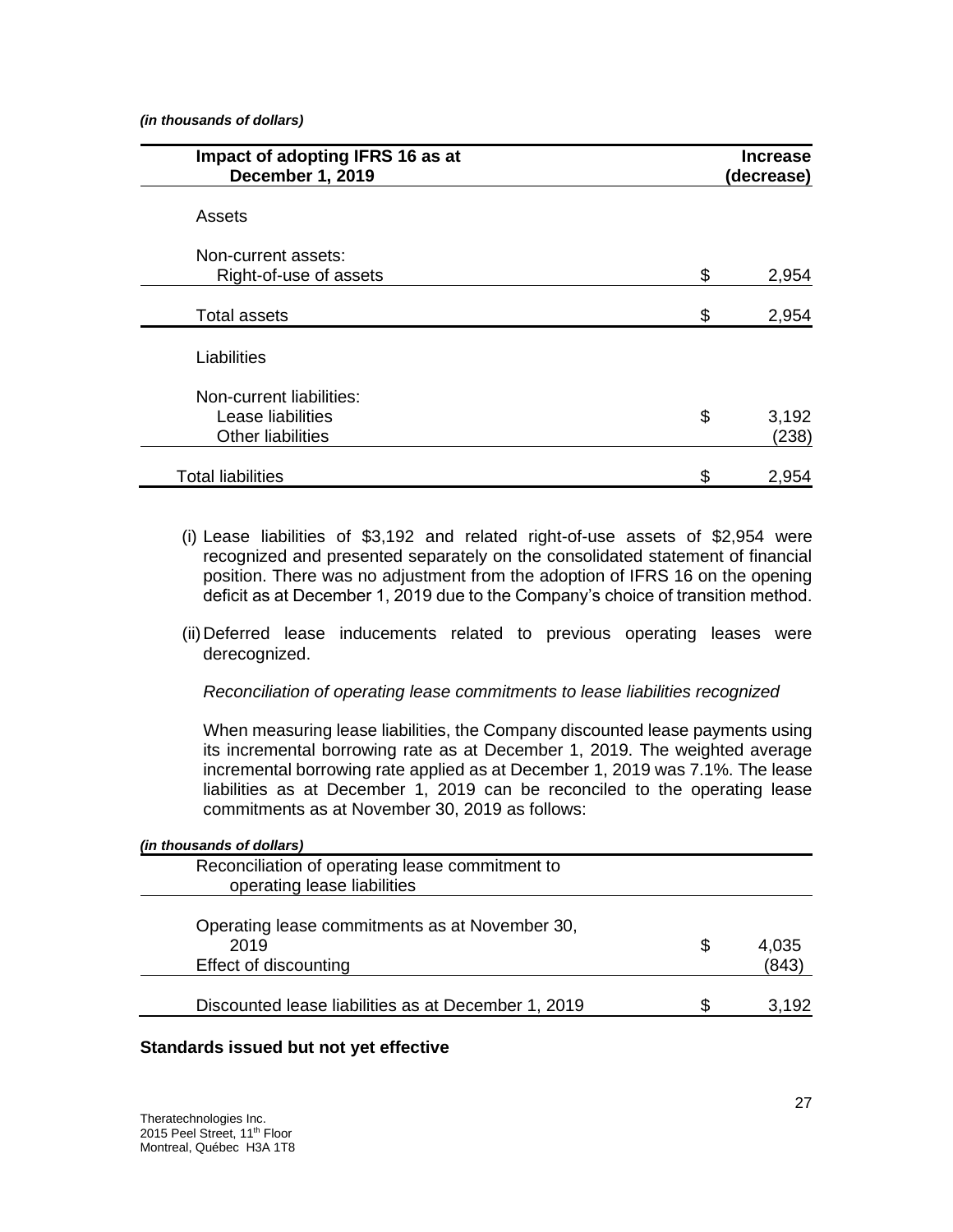*(in thousands of dollars)*

| Impact of adopting IFRS 16 as at December 1, 2019 | Increase (decrease) |
|---|---|
| Assets | |
| Non-current assets: | |
| Right-of-use of assets | $ 2,954 |
| Total assets | $ 2,954 |
| Liabilities | |
| Non-current liabilities: | |
| Lease liabilities | $ 3,192 |
| Other liabilities | (238) |
| Total liabilities | $ 2,954 |

(i) Lease liabilities of $3,192 and related right-of-use assets of $2,954 were recognized and presented separately on the consolidated statement of financial position. There was no adjustment from the adoption of IFRS 16 on the opening deficit as at December 1, 2019 due to the Company's choice of transition method.

(ii) Deferred lease inducements related to previous operating leases were derecognized.

*Reconciliation of operating lease commitments to lease liabilities recognized*

When measuring lease liabilities, the Company discounted lease payments using its incremental borrowing rate as at December 1, 2019. The weighted average incremental borrowing rate applied as at December 1, 2019 was 7.1%. The lease liabilities as at December 1, 2019 can be reconciled to the operating lease commitments as at November 30, 2019 as follows:

*(in thousands of dollars)*

| Reconciliation of operating lease commitment to operating lease liabilities | |
|---|---|
| Operating lease commitments as at November 30, 2019 | $ 4,035 |
| Effect of discounting | (843) |
| Discounted lease liabilities as at December 1, 2019 | $ 3,192 |

**Standards issued but not yet effective**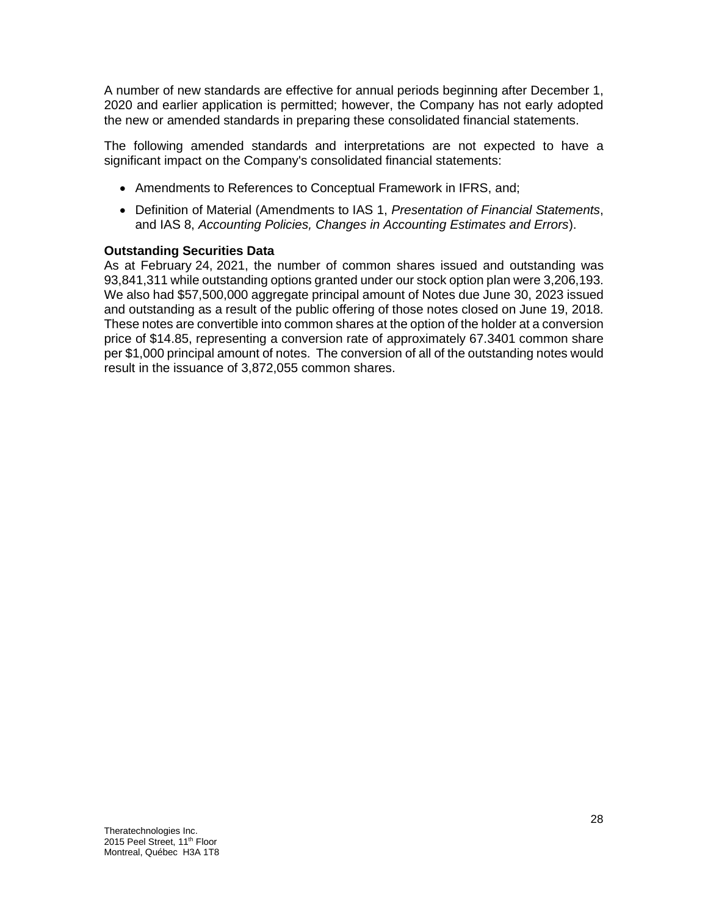A number of new standards are effective for annual periods beginning after December 1, 2020 and earlier application is permitted; however, the Company has not early adopted the new or amended standards in preparing these consolidated financial statements.

The following amended standards and interpretations are not expected to have a significant impact on the Company's consolidated financial statements:

- Amendments to References to Conceptual Framework in IFRS, and;
- Definition of Material (Amendments to IAS 1, *Presentation of Financial Statements*, and IAS 8, *Accounting Policies, Changes in Accounting Estimates and Errors*).

**Outstanding Securities Data**

As at February 24, 2021, the number of common shares issued and outstanding was 93,841,311 while outstanding options granted under our stock option plan were 3,206,193. We also had $57,500,000 aggregate principal amount of Notes due June 30, 2023 issued and outstanding as a result of the public offering of those notes closed on June 19, 2018. These notes are convertible into common shares at the option of the holder at a conversion price of $14.85, representing a conversion rate of approximately 67.3401 common share per $1,000 principal amount of notes. The conversion of all of the outstanding notes would result in the issuance of 3,872,055 common shares.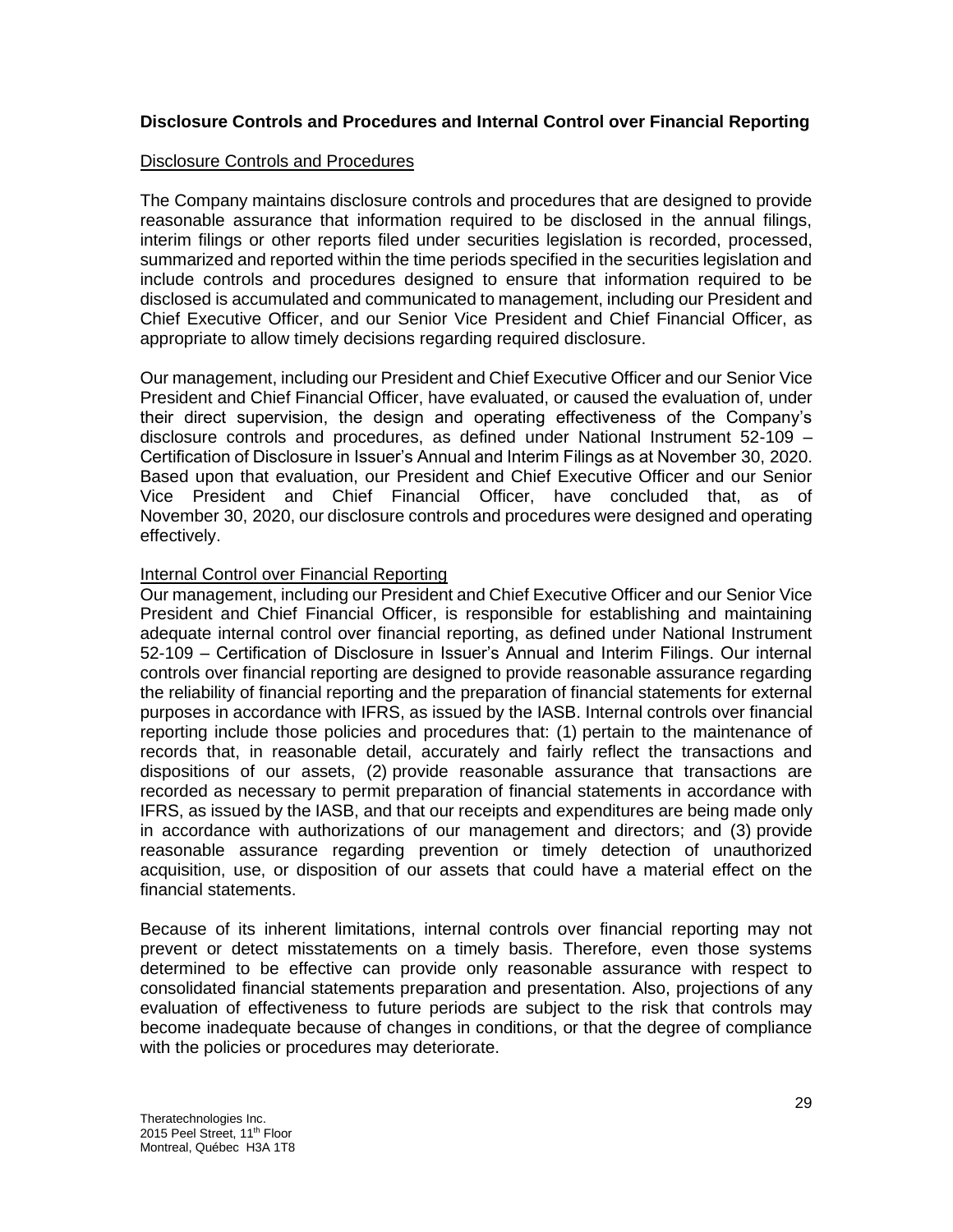## Disclosure Controls and Procedures and Internal Control over Financial Reporting

### Disclosure Controls and Procedures

The Company maintains disclosure controls and procedures that are designed to provide reasonable assurance that information required to be disclosed in the annual filings, interim filings or other reports filed under securities legislation is recorded, processed, summarized and reported within the time periods specified in the securities legislation and include controls and procedures designed to ensure that information required to be disclosed is accumulated and communicated to management, including our President and Chief Executive Officer, and our Senior Vice President and Chief Financial Officer, as appropriate to allow timely decisions regarding required disclosure.

Our management, including our President and Chief Executive Officer and our Senior Vice President and Chief Financial Officer, have evaluated, or caused the evaluation of, under their direct supervision, the design and operating effectiveness of the Company's disclosure controls and procedures, as defined under National Instrument 52-109 – Certification of Disclosure in Issuer's Annual and Interim Filings as at November 30, 2020. Based upon that evaluation, our President and Chief Executive Officer and our Senior Vice President and Chief Financial Officer, have concluded that, as of November 30, 2020, our disclosure controls and procedures were designed and operating effectively.

### Internal Control over Financial Reporting

Our management, including our President and Chief Executive Officer and our Senior Vice President and Chief Financial Officer, is responsible for establishing and maintaining adequate internal control over financial reporting, as defined under National Instrument 52-109 – Certification of Disclosure in Issuer's Annual and Interim Filings. Our internal controls over financial reporting are designed to provide reasonable assurance regarding the reliability of financial reporting and the preparation of financial statements for external purposes in accordance with IFRS, as issued by the IASB. Internal controls over financial reporting include those policies and procedures that: (1) pertain to the maintenance of records that, in reasonable detail, accurately and fairly reflect the transactions and dispositions of our assets, (2) provide reasonable assurance that transactions are recorded as necessary to permit preparation of financial statements in accordance with IFRS, as issued by the IASB, and that our receipts and expenditures are being made only in accordance with authorizations of our management and directors; and (3) provide reasonable assurance regarding prevention or timely detection of unauthorized acquisition, use, or disposition of our assets that could have a material effect on the financial statements.

Because of its inherent limitations, internal controls over financial reporting may not prevent or detect misstatements on a timely basis. Therefore, even those systems determined to be effective can provide only reasonable assurance with respect to consolidated financial statements preparation and presentation. Also, projections of any evaluation of effectiveness to future periods are subject to the risk that controls may become inadequate because of changes in conditions, or that the degree of compliance with the policies or procedures may deteriorate.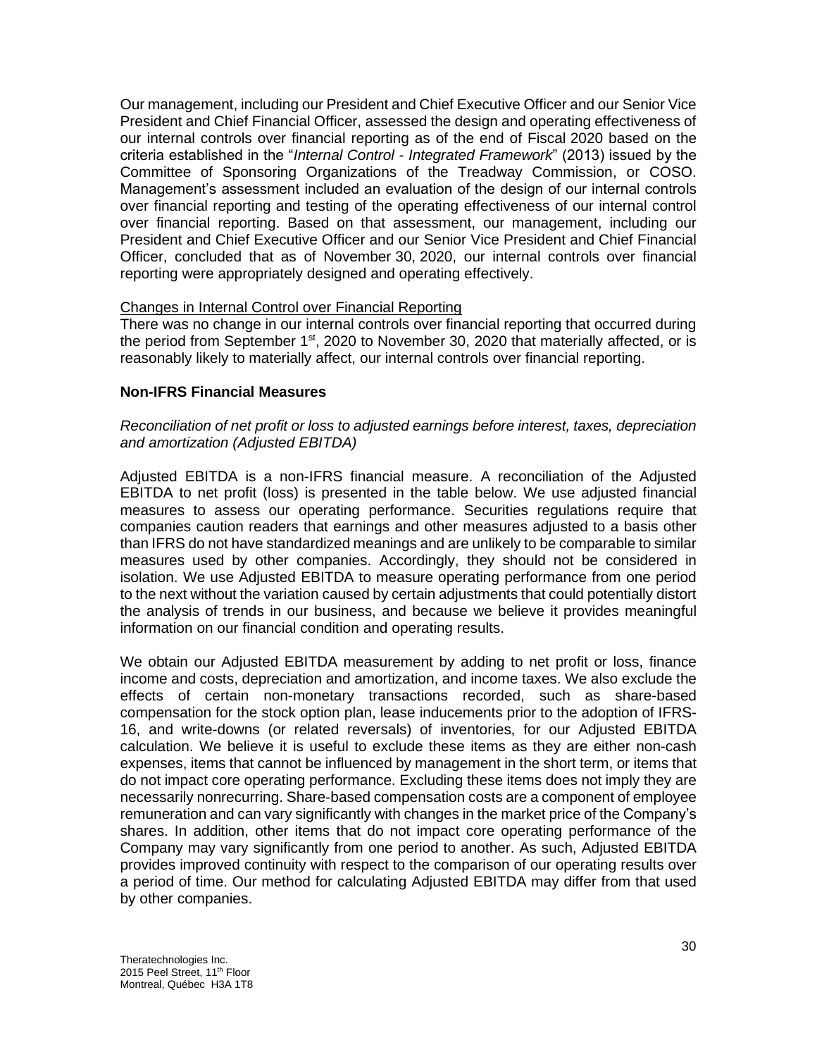Our management, including our President and Chief Executive Officer and our Senior Vice President and Chief Financial Officer, assessed the design and operating effectiveness of our internal controls over financial reporting as of the end of Fiscal 2020 based on the criteria established in the "*Internal Control - Integrated Framework*" (2013) issued by the Committee of Sponsoring Organizations of the Treadway Commission, or COSO. Management's assessment included an evaluation of the design of our internal controls over financial reporting and testing of the operating effectiveness of our internal control over financial reporting. Based on that assessment, our management, including our President and Chief Executive Officer and our Senior Vice President and Chief Financial Officer, concluded that as of November 30, 2020, our internal controls over financial reporting were appropriately designed and operating effectively.

Changes in Internal Control over Financial Reporting

There was no change in our internal controls over financial reporting that occurred during the period from September 1st, 2020 to November 30, 2020 that materially affected, or is reasonably likely to materially affect, our internal controls over financial reporting.

**Non-IFRS Financial Measures**

*Reconciliation of net profit or loss to adjusted earnings before interest, taxes, depreciation and amortization (Adjusted EBITDA)*

Adjusted EBITDA is a non-IFRS financial measure. A reconciliation of the Adjusted EBITDA to net profit (loss) is presented in the table below. We use adjusted financial measures to assess our operating performance. Securities regulations require that companies caution readers that earnings and other measures adjusted to a basis other than IFRS do not have standardized meanings and are unlikely to be comparable to similar measures used by other companies. Accordingly, they should not be considered in isolation. We use Adjusted EBITDA to measure operating performance from one period to the next without the variation caused by certain adjustments that could potentially distort the analysis of trends in our business, and because we believe it provides meaningful information on our financial condition and operating results.

We obtain our Adjusted EBITDA measurement by adding to net profit or loss, finance income and costs, depreciation and amortization, and income taxes. We also exclude the effects of certain non-monetary transactions recorded, such as share-based compensation for the stock option plan, lease inducements prior to the adoption of IFRS-16, and write-downs (or related reversals) of inventories, for our Adjusted EBITDA calculation. We believe it is useful to exclude these items as they are either non-cash expenses, items that cannot be influenced by management in the short term, or items that do not impact core operating performance. Excluding these items does not imply they are necessarily nonrecurring. Share-based compensation costs are a component of employee remuneration and can vary significantly with changes in the market price of the Company's shares. In addition, other items that do not impact core operating performance of the Company may vary significantly from one period to another. As such, Adjusted EBITDA provides improved continuity with respect to the comparison of our operating results over a period of time. Our method for calculating Adjusted EBITDA may differ from that used by other companies.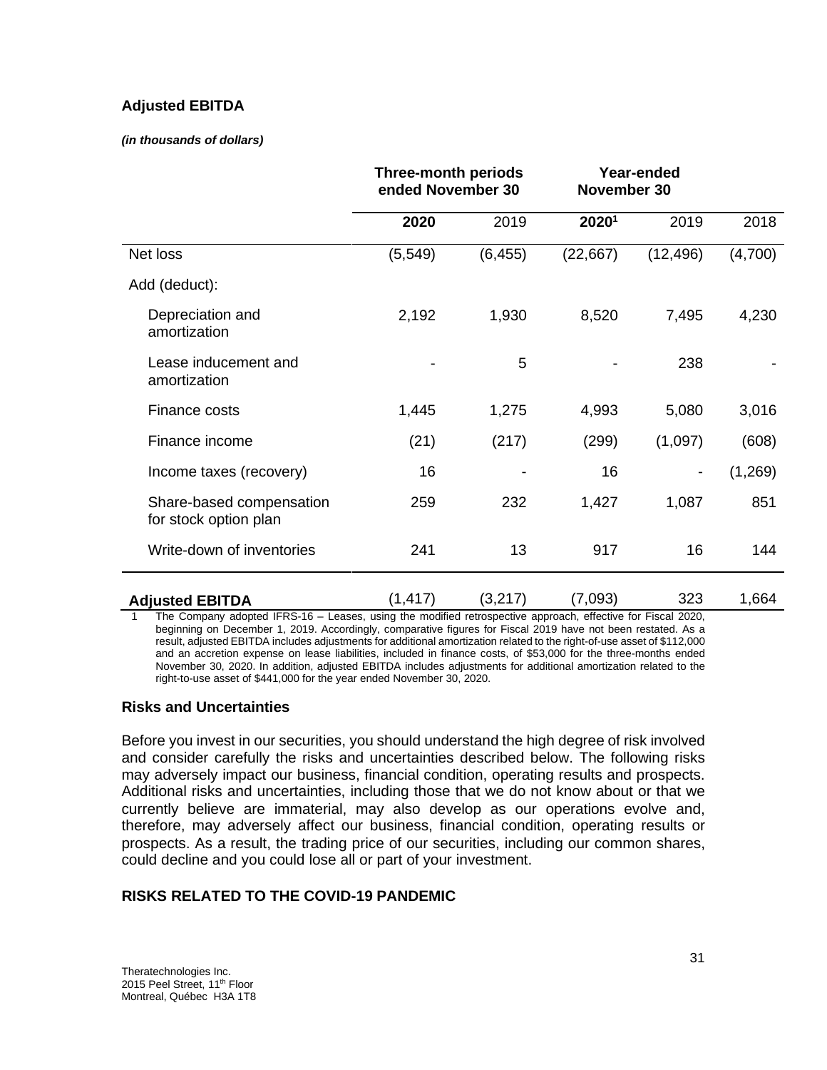## Adjusted EBITDA

***(in thousands of dollars)***

| | **Three-month periods ended November 30** | | **Year-ended November 30** | | |
|---|---|---|---|---|---|
| | **2020** | 2019 | **2020**[1] | 2019 | 2018 |
| Net loss | (5,549) | (6,455) | (22,667) | (12,496) | (4,700) |
| Add (deduct): | | | | | |
| Depreciation and amortization | 2,192 | 1,930 | 8,520 | 7,495 | 4,230 |
| Lease inducement and amortization | - | 5 | - | 238 | - |
| Finance costs | 1,445 | 1,275 | 4,993 | 5,080 | 3,016 |
| Finance income | (21) | (217) | (299) | (1,097) | (608) |
| Income taxes (recovery) | 16 | - | 16 | - | (1,269) |
| Share-based compensation for stock option plan | 259 | 232 | 1,427 | 1,087 | 851 |
| Write-down of inventories | 241 | 13 | 917 | 16 | 144 |
| **Adjusted EBITDA** | (1,417) | (3,217) | (7,093) | 323 | 1,664 |

1 The Company adopted IFRS-16 – Leases, using the modified retrospective approach, effective for Fiscal 2020, beginning on December 1, 2019. Accordingly, comparative figures for Fiscal 2019 have not been restated. As a result, adjusted EBITDA includes adjustments for additional amortization related to the right-of-use asset of $112,000 and an accretion expense on lease liabilities, included in finance costs, of $53,000 for the three-months ended November 30, 2020. In addition, adjusted EBITDA includes adjustments for additional amortization related to the right-to-use asset of $441,000 for the year ended November 30, 2020.

## Risks and Uncertainties

Before you invest in our securities, you should understand the high degree of risk involved and consider carefully the risks and uncertainties described below. The following risks may adversely impact our business, financial condition, operating results and prospects. Additional risks and uncertainties, including those that we do not know about or that we currently believe are immaterial, may also develop as our operations evolve and, therefore, may adversely affect our business, financial condition, operating results or prospects. As a result, the trading price of our securities, including our common shares, could decline and you could lose all or part of your investment.

### RISKS RELATED TO THE COVID-19 PANDEMIC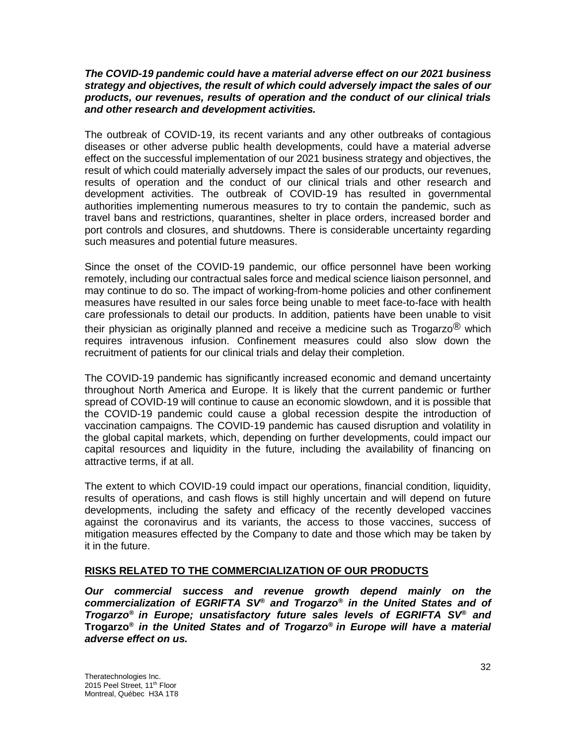***The COVID-19 pandemic could have a material adverse effect on our 2021 business strategy and objectives, the result of which could adversely impact the sales of our products, our revenues, results of operation and the conduct of our clinical trials and other research and development activities.***

The outbreak of COVID-19, its recent variants and any other outbreaks of contagious diseases or other adverse public health developments, could have a material adverse effect on the successful implementation of our 2021 business strategy and objectives, the result of which could materially adversely impact the sales of our products, our revenues, results of operation and the conduct of our clinical trials and other research and development activities. The outbreak of COVID-19 has resulted in governmental authorities implementing numerous measures to try to contain the pandemic, such as travel bans and restrictions, quarantines, shelter in place orders, increased border and port controls and closures, and shutdowns. There is considerable uncertainty regarding such measures and potential future measures.

Since the onset of the COVID-19 pandemic, our office personnel have been working remotely, including our contractual sales force and medical science liaison personnel, and may continue to do so. The impact of working-from-home policies and other confinement measures have resulted in our sales force being unable to meet face-to-face with health care professionals to detail our products. In addition, patients have been unable to visit their physician as originally planned and receive a medicine such as Trogarzo® which requires intravenous infusion. Confinement measures could also slow down the recruitment of patients for our clinical trials and delay their completion.

The COVID-19 pandemic has significantly increased economic and demand uncertainty throughout North America and Europe. It is likely that the current pandemic or further spread of COVID-19 will continue to cause an economic slowdown, and it is possible that the COVID-19 pandemic could cause a global recession despite the introduction of vaccination campaigns. The COVID-19 pandemic has caused disruption and volatility in the global capital markets, which, depending on further developments, could impact our capital resources and liquidity in the future, including the availability of financing on attractive terms, if at all.

The extent to which COVID-19 could impact our operations, financial condition, liquidity, results of operations, and cash flows is still highly uncertain and will depend on future developments, including the safety and efficacy of the recently developed vaccines against the coronavirus and its variants, the access to those vaccines, success of mitigation measures effected by the Company to date and those which may be taken by it in the future.

## RISKS RELATED TO THE COMMERCIALIZATION OF OUR PRODUCTS

***Our commercial success and revenue growth depend mainly on the commercialization of EGRIFTA SV® and Trogarzo® in the United States and of Trogarzo® in Europe; unsatisfactory future sales levels of EGRIFTA SV® and* Trogarzo®** ***in the United States and of Trogarzo® in Europe will have a material adverse effect on us.***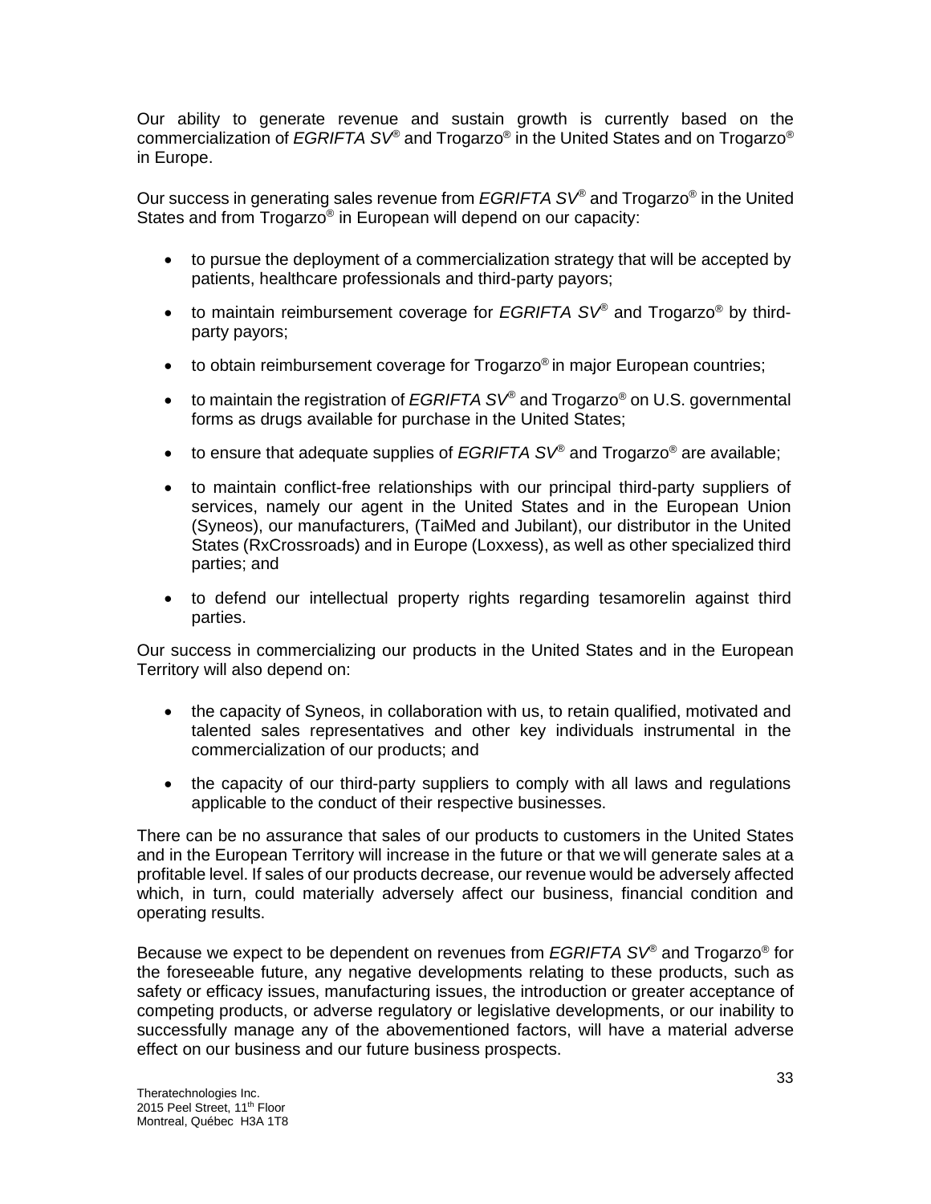Our ability to generate revenue and sustain growth is currently based on the commercialization of *EGRIFTA SV®* and Trogarzo® in the United States and on Trogarzo® in Europe.

Our success in generating sales revenue from *EGRIFTA SV®* and Trogarzo® in the United States and from Trogarzo® in European will depend on our capacity:

- to pursue the deployment of a commercialization strategy that will be accepted by patients, healthcare professionals and third-party payors;
- to maintain reimbursement coverage for *EGRIFTA SV®* and Trogarzo® by third-party payors;
- to obtain reimbursement coverage for Trogarzo® in major European countries;
- to maintain the registration of *EGRIFTA SV®* and Trogarzo® on U.S. governmental forms as drugs available for purchase in the United States;
- to ensure that adequate supplies of *EGRIFTA SV®* and Trogarzo® are available;
- to maintain conflict-free relationships with our principal third-party suppliers of services, namely our agent in the United States and in the European Union (Syneos), our manufacturers, (TaiMed and Jubilant), our distributor in the United States (RxCrossroads) and in Europe (Loxxess), as well as other specialized third parties; and
- to defend our intellectual property rights regarding tesamorelin against third parties.

Our success in commercializing our products in the United States and in the European Territory will also depend on:

- the capacity of Syneos, in collaboration with us, to retain qualified, motivated and talented sales representatives and other key individuals instrumental in the commercialization of our products; and
- the capacity of our third-party suppliers to comply with all laws and regulations applicable to the conduct of their respective businesses.

There can be no assurance that sales of our products to customers in the United States and in the European Territory will increase in the future or that we will generate sales at a profitable level. If sales of our products decrease, our revenue would be adversely affected which, in turn, could materially adversely affect our business, financial condition and operating results.

Because we expect to be dependent on revenues from *EGRIFTA SV®* and Trogarzo® for the foreseeable future, any negative developments relating to these products, such as safety or efficacy issues, manufacturing issues, the introduction or greater acceptance of competing products, or adverse regulatory or legislative developments, or our inability to successfully manage any of the abovementioned factors, will have a material adverse effect on our business and our future business prospects.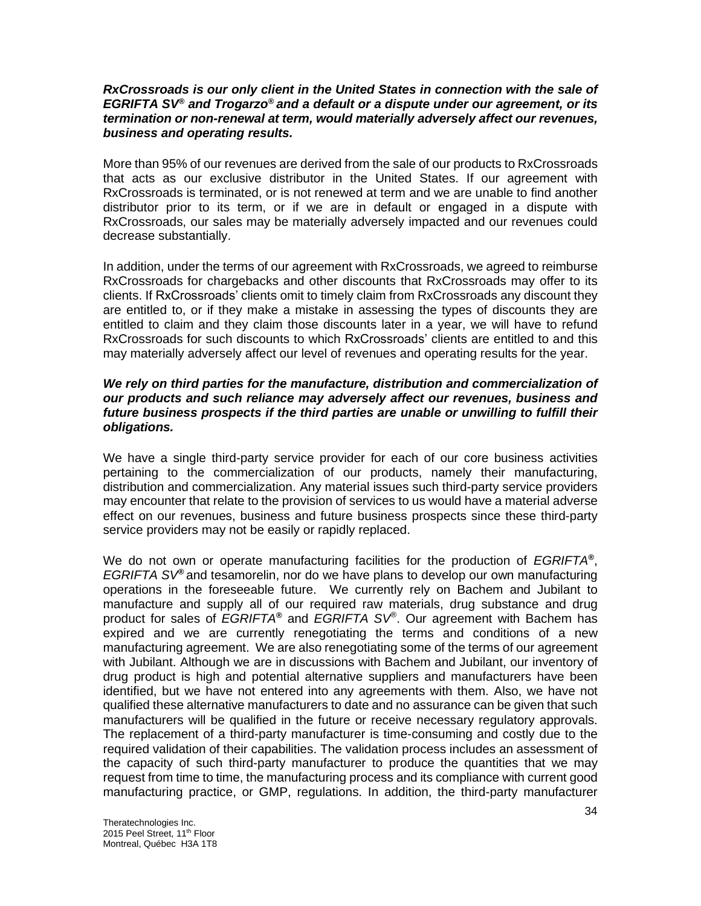***RxCrossroads is our only client in the United States in connection with the sale of EGRIFTA SV® and Trogarzo® and a default or a dispute under our agreement, or its termination or non-renewal at term, would materially adversely affect our revenues, business and operating results.***

More than 95% of our revenues are derived from the sale of our products to RxCrossroads that acts as our exclusive distributor in the United States. If our agreement with RxCrossroads is terminated, or is not renewed at term and we are unable to find another distributor prior to its term, or if we are in default or engaged in a dispute with RxCrossroads, our sales may be materially adversely impacted and our revenues could decrease substantially.

In addition, under the terms of our agreement with RxCrossroads, we agreed to reimburse RxCrossroads for chargebacks and other discounts that RxCrossroads may offer to its clients. If RxCrossroads' clients omit to timely claim from RxCrossroads any discount they are entitled to, or if they make a mistake in assessing the types of discounts they are entitled to claim and they claim those discounts later in a year, we will have to refund RxCrossroads for such discounts to which RxCrossroads' clients are entitled to and this may materially adversely affect our level of revenues and operating results for the year.

***We rely on third parties for the manufacture, distribution and commercialization of our products and such reliance may adversely affect our revenues, business and future business prospects if the third parties are unable or unwilling to fulfill their obligations.***

We have a single third-party service provider for each of our core business activities pertaining to the commercialization of our products, namely their manufacturing, distribution and commercialization. Any material issues such third-party service providers may encounter that relate to the provision of services to us would have a material adverse effect on our revenues, business and future business prospects since these third-party service providers may not be easily or rapidly replaced.

We do not own or operate manufacturing facilities for the production of *EGRIFTA®*, *EGRIFTA SV®* and tesamorelin, nor do we have plans to develop our own manufacturing operations in the foreseeable future. We currently rely on Bachem and Jubilant to manufacture and supply all of our required raw materials, drug substance and drug product for sales of *EGRIFTA®* and *EGRIFTA SV®*. Our agreement with Bachem has expired and we are currently renegotiating the terms and conditions of a new manufacturing agreement. We are also renegotiating some of the terms of our agreement with Jubilant. Although we are in discussions with Bachem and Jubilant, our inventory of drug product is high and potential alternative suppliers and manufacturers have been identified, but we have not entered into any agreements with them. Also, we have not qualified these alternative manufacturers to date and no assurance can be given that such manufacturers will be qualified in the future or receive necessary regulatory approvals. The replacement of a third-party manufacturer is time-consuming and costly due to the required validation of their capabilities. The validation process includes an assessment of the capacity of such third-party manufacturer to produce the quantities that we may request from time to time, the manufacturing process and its compliance with current good manufacturing practice, or GMP, regulations. In addition, the third-party manufacturer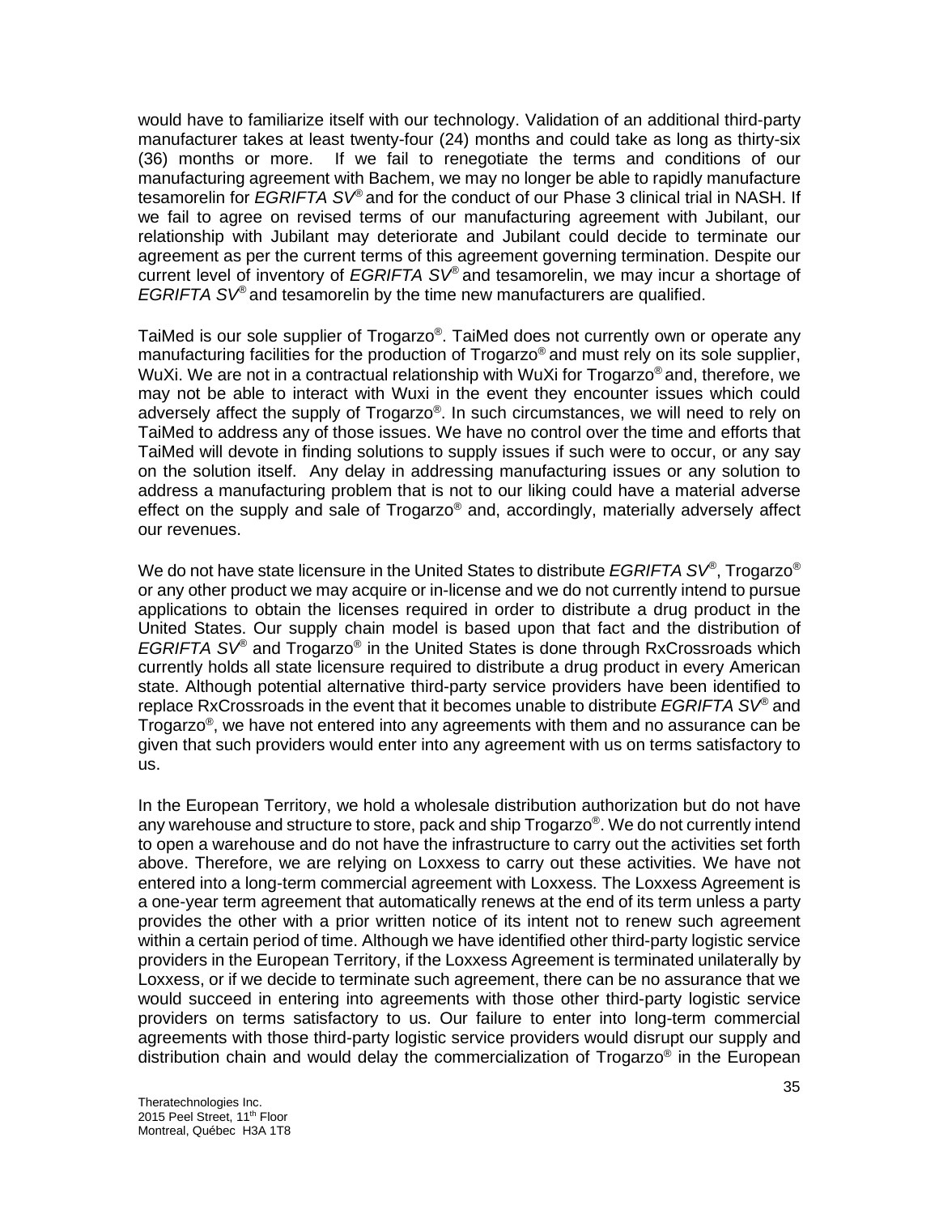would have to familiarize itself with our technology. Validation of an additional third-party manufacturer takes at least twenty-four (24) months and could take as long as thirty-six (36) months or more. If we fail to renegotiate the terms and conditions of our manufacturing agreement with Bachem, we may no longer be able to rapidly manufacture tesamorelin for *EGRIFTA SV®* and for the conduct of our Phase 3 clinical trial in NASH. If we fail to agree on revised terms of our manufacturing agreement with Jubilant, our relationship with Jubilant may deteriorate and Jubilant could decide to terminate our agreement as per the current terms of this agreement governing termination. Despite our current level of inventory of *EGRIFTA SV®* and tesamorelin, we may incur a shortage of *EGRIFTA SV®* and tesamorelin by the time new manufacturers are qualified.

TaiMed is our sole supplier of Trogarzo®. TaiMed does not currently own or operate any manufacturing facilities for the production of Trogarzo® and must rely on its sole supplier, WuXi. We are not in a contractual relationship with WuXi for Trogarzo® and, therefore, we may not be able to interact with Wuxi in the event they encounter issues which could adversely affect the supply of Trogarzo®. In such circumstances, we will need to rely on TaiMed to address any of those issues. We have no control over the time and efforts that TaiMed will devote in finding solutions to supply issues if such were to occur, or any say on the solution itself. Any delay in addressing manufacturing issues or any solution to address a manufacturing problem that is not to our liking could have a material adverse effect on the supply and sale of Trogarzo® and, accordingly, materially adversely affect our revenues.

We do not have state licensure in the United States to distribute *EGRIFTA SV®*, Trogarzo® or any other product we may acquire or in-license and we do not currently intend to pursue applications to obtain the licenses required in order to distribute a drug product in the United States. Our supply chain model is based upon that fact and the distribution of *EGRIFTA SV®* and Trogarzo® in the United States is done through RxCrossroads which currently holds all state licensure required to distribute a drug product in every American state. Although potential alternative third-party service providers have been identified to replace RxCrossroads in the event that it becomes unable to distribute *EGRIFTA SV®* and Trogarzo®, we have not entered into any agreements with them and no assurance can be given that such providers would enter into any agreement with us on terms satisfactory to us.

In the European Territory, we hold a wholesale distribution authorization but do not have any warehouse and structure to store, pack and ship Trogarzo®. We do not currently intend to open a warehouse and do not have the infrastructure to carry out the activities set forth above. Therefore, we are relying on Loxxess to carry out these activities. We have not entered into a long-term commercial agreement with Loxxess. The Loxxess Agreement is a one-year term agreement that automatically renews at the end of its term unless a party provides the other with a prior written notice of its intent not to renew such agreement within a certain period of time. Although we have identified other third-party logistic service providers in the European Territory, if the Loxxess Agreement is terminated unilaterally by Loxxess, or if we decide to terminate such agreement, there can be no assurance that we would succeed in entering into agreements with those other third-party logistic service providers on terms satisfactory to us. Our failure to enter into long-term commercial agreements with those third-party logistic service providers would disrupt our supply and distribution chain and would delay the commercialization of Trogarzo® in the European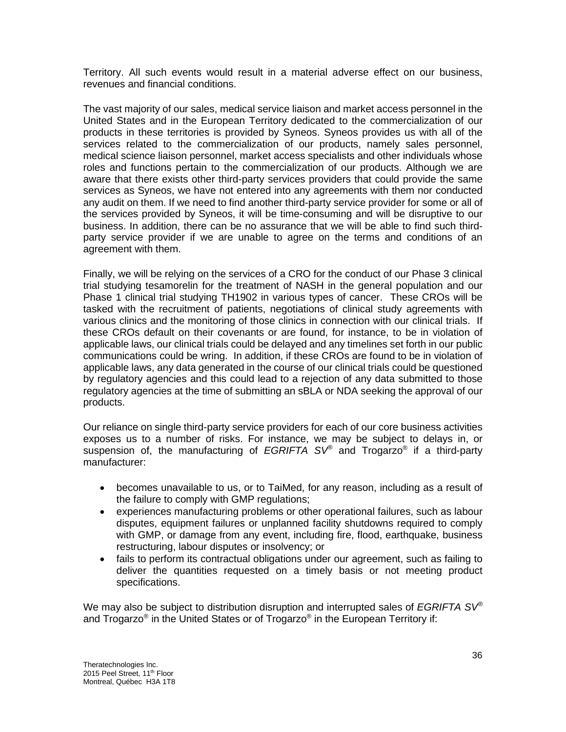Territory. All such events would result in a material adverse effect on our business, revenues and financial conditions.

The vast majority of our sales, medical service liaison and market access personnel in the United States and in the European Territory dedicated to the commercialization of our products in these territories is provided by Syneos. Syneos provides us with all of the services related to the commercialization of our products, namely sales personnel, medical science liaison personnel, market access specialists and other individuals whose roles and functions pertain to the commercialization of our products. Although we are aware that there exists other third-party services providers that could provide the same services as Syneos, we have not entered into any agreements with them nor conducted any audit on them. If we need to find another third-party service provider for some or all of the services provided by Syneos, it will be time-consuming and will be disruptive to our business. In addition, there can be no assurance that we will be able to find such third-party service provider if we are unable to agree on the terms and conditions of an agreement with them.

Finally, we will be relying on the services of a CRO for the conduct of our Phase 3 clinical trial studying tesamorelin for the treatment of NASH in the general population and our Phase 1 clinical trial studying TH1902 in various types of cancer. These CROs will be tasked with the recruitment of patients, negotiations of clinical study agreements with various clinics and the monitoring of those clinics in connection with our clinical trials. If these CROs default on their covenants or are found, for instance, to be in violation of applicable laws, our clinical trials could be delayed and any timelines set forth in our public communications could be wring. In addition, if these CROs are found to be in violation of applicable laws, any data generated in the course of our clinical trials could be questioned by regulatory agencies and this could lead to a rejection of any data submitted to those regulatory agencies at the time of submitting an sBLA or NDA seeking the approval of our products.

Our reliance on single third-party service providers for each of our core business activities exposes us to a number of risks. For instance, we may be subject to delays in, or suspension of, the manufacturing of *EGRIFTA SV*® and Trogarzo® if a third-party manufacturer:

- becomes unavailable to us, or to TaiMed, for any reason, including as a result of the failure to comply with GMP regulations;
- experiences manufacturing problems or other operational failures, such as labour disputes, equipment failures or unplanned facility shutdowns required to comply with GMP, or damage from any event, including fire, flood, earthquake, business restructuring, labour disputes or insolvency; or
- fails to perform its contractual obligations under our agreement, such as failing to deliver the quantities requested on a timely basis or not meeting product specifications.

We may also be subject to distribution disruption and interrupted sales of *EGRIFTA SV*® and Trogarzo® in the United States or of Trogarzo® in the European Territory if: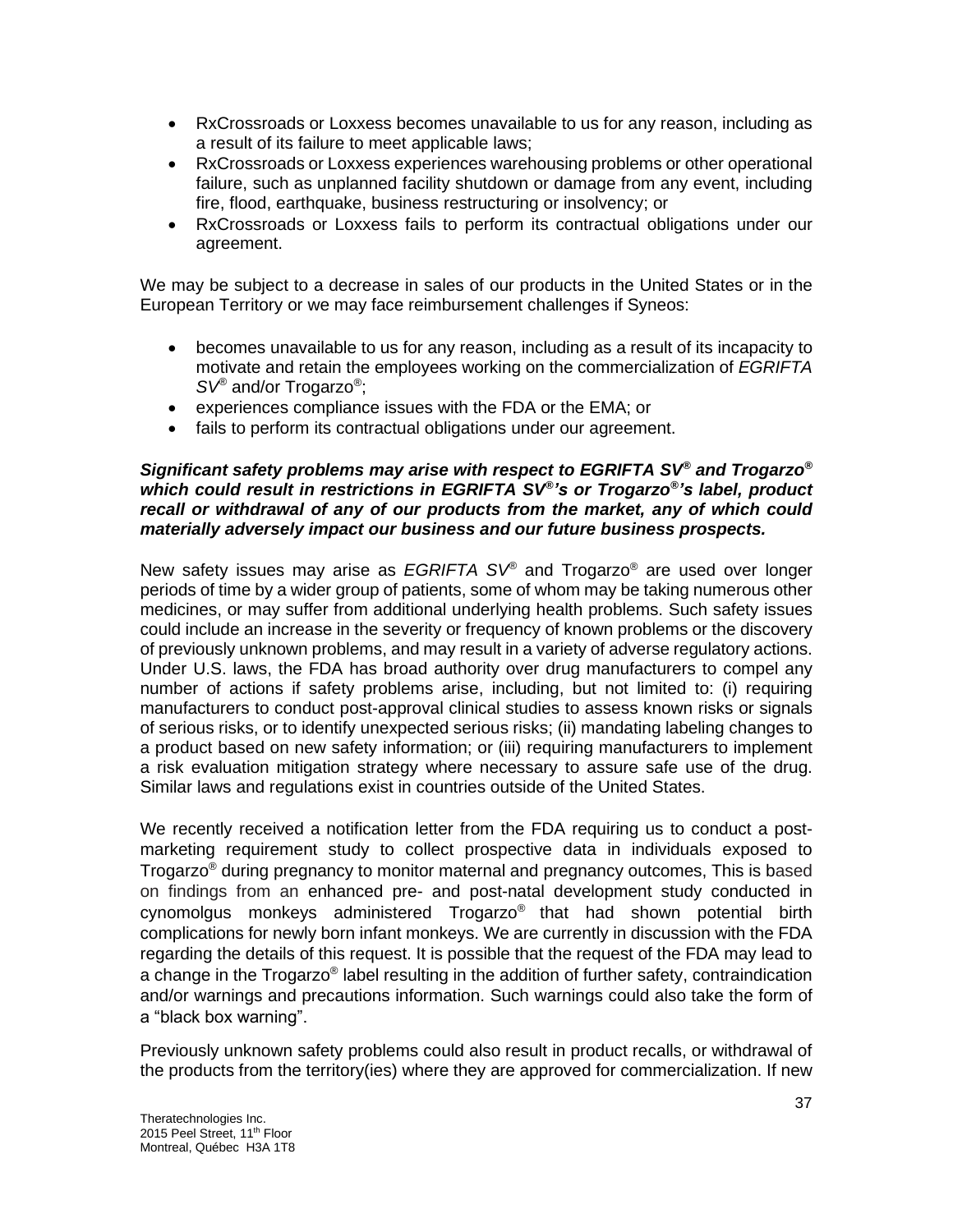- RxCrossroads or Loxxess becomes unavailable to us for any reason, including as a result of its failure to meet applicable laws;
- RxCrossroads or Loxxess experiences warehousing problems or other operational failure, such as unplanned facility shutdown or damage from any event, including fire, flood, earthquake, business restructuring or insolvency; or
- RxCrossroads or Loxxess fails to perform its contractual obligations under our agreement.

We may be subject to a decrease in sales of our products in the United States or in the European Territory or we may face reimbursement challenges if Syneos:

- becomes unavailable to us for any reason, including as a result of its incapacity to motivate and retain the employees working on the commercialization of *EGRIFTA SV*® and/or Trogarzo®;
- experiences compliance issues with the FDA or the EMA; or
- fails to perform its contractual obligations under our agreement.

***Significant safety problems may arise with respect to EGRIFTA SV® and Trogarzo® which could result in restrictions in EGRIFTA SV®'s or Trogarzo®'s label, product recall or withdrawal of any of our products from the market, any of which could materially adversely impact our business and our future business prospects.***

New safety issues may arise as *EGRIFTA SV*® and Trogarzo® are used over longer periods of time by a wider group of patients, some of whom may be taking numerous other medicines, or may suffer from additional underlying health problems. Such safety issues could include an increase in the severity or frequency of known problems or the discovery of previously unknown problems, and may result in a variety of adverse regulatory actions. Under U.S. laws, the FDA has broad authority over drug manufacturers to compel any number of actions if safety problems arise, including, but not limited to: (i) requiring manufacturers to conduct post-approval clinical studies to assess known risks or signals of serious risks, or to identify unexpected serious risks; (ii) mandating labeling changes to a product based on new safety information; or (iii) requiring manufacturers to implement a risk evaluation mitigation strategy where necessary to assure safe use of the drug. Similar laws and regulations exist in countries outside of the United States.

We recently received a notification letter from the FDA requiring us to conduct a post-marketing requirement study to collect prospective data in individuals exposed to Trogarzo® during pregnancy to monitor maternal and pregnancy outcomes, This is based on findings from an enhanced pre- and post-natal development study conducted in cynomolgus monkeys administered Trogarzo® that had shown potential birth complications for newly born infant monkeys. We are currently in discussion with the FDA regarding the details of this request. It is possible that the request of the FDA may lead to a change in the Trogarzo® label resulting in the addition of further safety, contraindication and/or warnings and precautions information. Such warnings could also take the form of a "black box warning".

Previously unknown safety problems could also result in product recalls, or withdrawal of the products from the territory(ies) where they are approved for commercialization. If new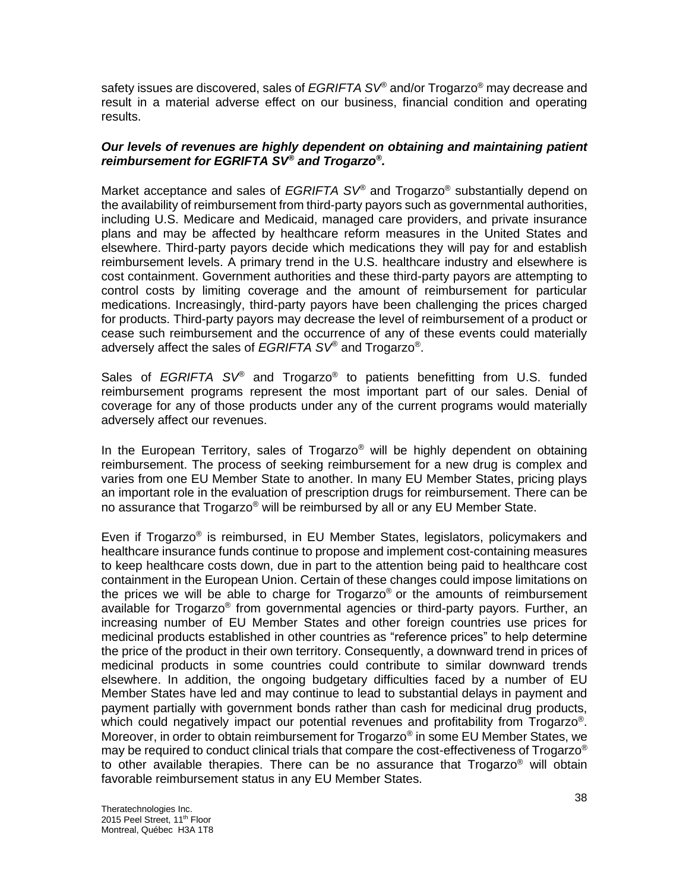safety issues are discovered, sales of *EGRIFTA SV*® and/or Trogarzo® may decrease and result in a material adverse effect on our business, financial condition and operating results.

***Our levels of revenues are highly dependent on obtaining and maintaining patient reimbursement for EGRIFTA SV® and Trogarzo®.***

Market acceptance and sales of *EGRIFTA SV*® and Trogarzo® substantially depend on the availability of reimbursement from third-party payors such as governmental authorities, including U.S. Medicare and Medicaid, managed care providers, and private insurance plans and may be affected by healthcare reform measures in the United States and elsewhere. Third-party payors decide which medications they will pay for and establish reimbursement levels. A primary trend in the U.S. healthcare industry and elsewhere is cost containment. Government authorities and these third-party payors are attempting to control costs by limiting coverage and the amount of reimbursement for particular medications. Increasingly, third-party payors have been challenging the prices charged for products. Third-party payors may decrease the level of reimbursement of a product or cease such reimbursement and the occurrence of any of these events could materially adversely affect the sales of *EGRIFTA SV*® and Trogarzo®.

Sales of *EGRIFTA SV*® and Trogarzo® to patients benefitting from U.S. funded reimbursement programs represent the most important part of our sales. Denial of coverage for any of those products under any of the current programs would materially adversely affect our revenues.

In the European Territory, sales of Trogarzo® will be highly dependent on obtaining reimbursement. The process of seeking reimbursement for a new drug is complex and varies from one EU Member State to another. In many EU Member States, pricing plays an important role in the evaluation of prescription drugs for reimbursement. There can be no assurance that Trogarzo® will be reimbursed by all or any EU Member State.

Even if Trogarzo® is reimbursed, in EU Member States, legislators, policymakers and healthcare insurance funds continue to propose and implement cost-containing measures to keep healthcare costs down, due in part to the attention being paid to healthcare cost containment in the European Union. Certain of these changes could impose limitations on the prices we will be able to charge for Trogarzo® or the amounts of reimbursement available for Trogarzo® from governmental agencies or third-party payors. Further, an increasing number of EU Member States and other foreign countries use prices for medicinal products established in other countries as "reference prices" to help determine the price of the product in their own territory. Consequently, a downward trend in prices of medicinal products in some countries could contribute to similar downward trends elsewhere. In addition, the ongoing budgetary difficulties faced by a number of EU Member States have led and may continue to lead to substantial delays in payment and payment partially with government bonds rather than cash for medicinal drug products, which could negatively impact our potential revenues and profitability from Trogarzo®. Moreover, in order to obtain reimbursement for Trogarzo® in some EU Member States, we may be required to conduct clinical trials that compare the cost-effectiveness of Trogarzo® to other available therapies. There can be no assurance that Trogarzo® will obtain favorable reimbursement status in any EU Member States.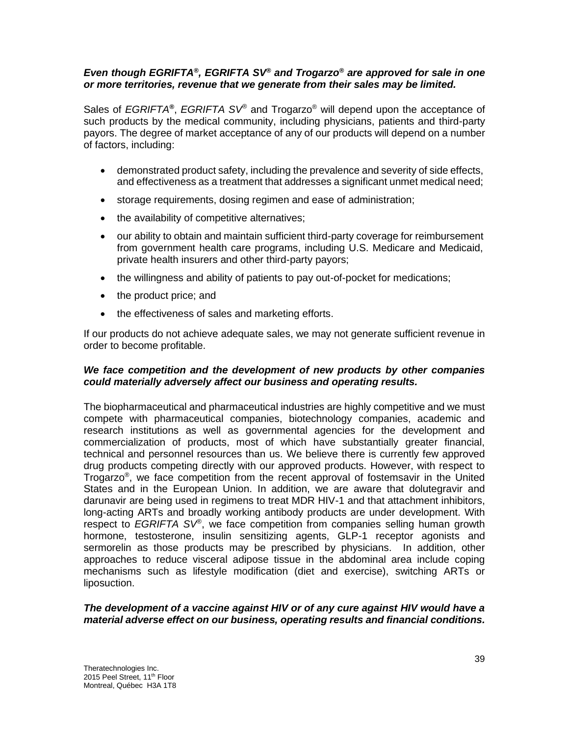***Even though EGRIFTA®, EGRIFTA SV® and Trogarzo® are approved for sale in one or more territories, revenue that we generate from their sales may be limited.***

Sales of *EGRIFTA®*, *EGRIFTA SV®* and Trogarzo® will depend upon the acceptance of such products by the medical community, including physicians, patients and third-party payors. The degree of market acceptance of any of our products will depend on a number of factors, including:

- demonstrated product safety, including the prevalence and severity of side effects, and effectiveness as a treatment that addresses a significant unmet medical need;
- storage requirements, dosing regimen and ease of administration;
- the availability of competitive alternatives;
- our ability to obtain and maintain sufficient third-party coverage for reimbursement from government health care programs, including U.S. Medicare and Medicaid, private health insurers and other third-party payors;
- the willingness and ability of patients to pay out-of-pocket for medications;
- the product price; and
- the effectiveness of sales and marketing efforts.

If our products do not achieve adequate sales, we may not generate sufficient revenue in order to become profitable.

***We face competition and the development of new products by other companies could materially adversely affect our business and operating results.***

The biopharmaceutical and pharmaceutical industries are highly competitive and we must compete with pharmaceutical companies, biotechnology companies, academic and research institutions as well as governmental agencies for the development and commercialization of products, most of which have substantially greater financial, technical and personnel resources than us. We believe there is currently few approved drug products competing directly with our approved products. However, with respect to Trogarzo®, we face competition from the recent approval of fostemsavir in the United States and in the European Union. In addition, we are aware that dolutegravir and darunavir are being used in regimens to treat MDR HIV-1 and that attachment inhibitors, long-acting ARTs and broadly working antibody products are under development. With respect to *EGRIFTA SV®*, we face competition from companies selling human growth hormone, testosterone, insulin sensitizing agents, GLP-1 receptor agonists and sermorelin as those products may be prescribed by physicians. In addition, other approaches to reduce visceral adipose tissue in the abdominal area include coping mechanisms such as lifestyle modification (diet and exercise), switching ARTs or liposuction.

***The development of a vaccine against HIV or of any cure against HIV would have a material adverse effect on our business, operating results and financial conditions.***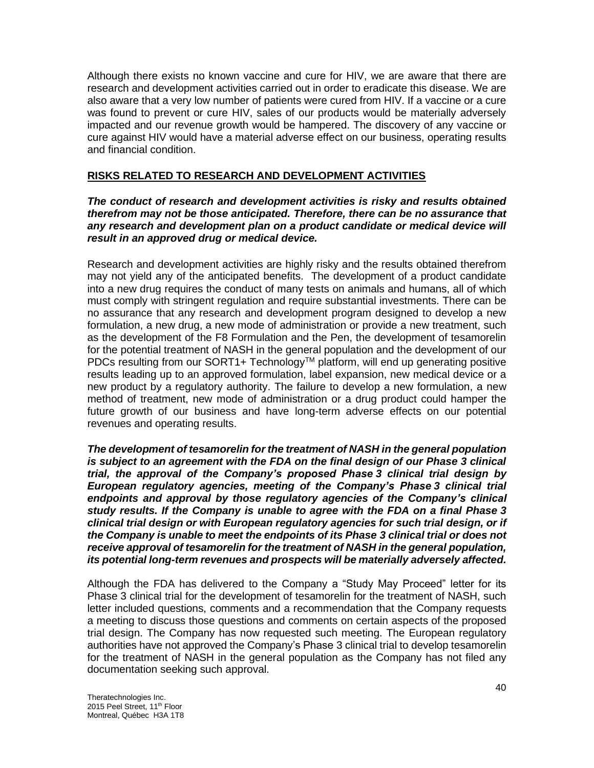Although there exists no known vaccine and cure for HIV, we are aware that there are research and development activities carried out in order to eradicate this disease. We are also aware that a very low number of patients were cured from HIV. If a vaccine or a cure was found to prevent or cure HIV, sales of our products would be materially adversely impacted and our revenue growth would be hampered. The discovery of any vaccine or cure against HIV would have a material adverse effect on our business, operating results and financial condition.

## RISKS RELATED TO RESEARCH AND DEVELOPMENT ACTIVITIES

***The conduct of research and development activities is risky and results obtained therefrom may not be those anticipated. Therefore, there can be no assurance that any research and development plan on a product candidate or medical device will result in an approved drug or medical device.***

Research and development activities are highly risky and the results obtained therefrom may not yield any of the anticipated benefits. The development of a product candidate into a new drug requires the conduct of many tests on animals and humans, all of which must comply with stringent regulation and require substantial investments. There can be no assurance that any research and development program designed to develop a new formulation, a new drug, a new mode of administration or provide a new treatment, such as the development of the F8 Formulation and the Pen, the development of tesamorelin for the potential treatment of NASH in the general population and the development of our PDCs resulting from our SORT1+ Technology™ platform, will end up generating positive results leading up to an approved formulation, label expansion, new medical device or a new product by a regulatory authority. The failure to develop a new formulation, a new method of treatment, new mode of administration or a drug product could hamper the future growth of our business and have long-term adverse effects on our potential revenues and operating results.

***The development of tesamorelin for the treatment of NASH in the general population is subject to an agreement with the FDA on the final design of our Phase 3 clinical trial, the approval of the Company's proposed Phase 3 clinical trial design by European regulatory agencies, meeting of the Company's Phase 3 clinical trial endpoints and approval by those regulatory agencies of the Company's clinical study results. If the Company is unable to agree with the FDA on a final Phase 3 clinical trial design or with European regulatory agencies for such trial design, or if the Company is unable to meet the endpoints of its Phase 3 clinical trial or does not receive approval of tesamorelin for the treatment of NASH in the general population, its potential long-term revenues and prospects will be materially adversely affected.***

Although the FDA has delivered to the Company a "Study May Proceed" letter for its Phase 3 clinical trial for the development of tesamorelin for the treatment of NASH, such letter included questions, comments and a recommendation that the Company requests a meeting to discuss those questions and comments on certain aspects of the proposed trial design. The Company has now requested such meeting. The European regulatory authorities have not approved the Company's Phase 3 clinical trial to develop tesamorelin for the treatment of NASH in the general population as the Company has not filed any documentation seeking such approval.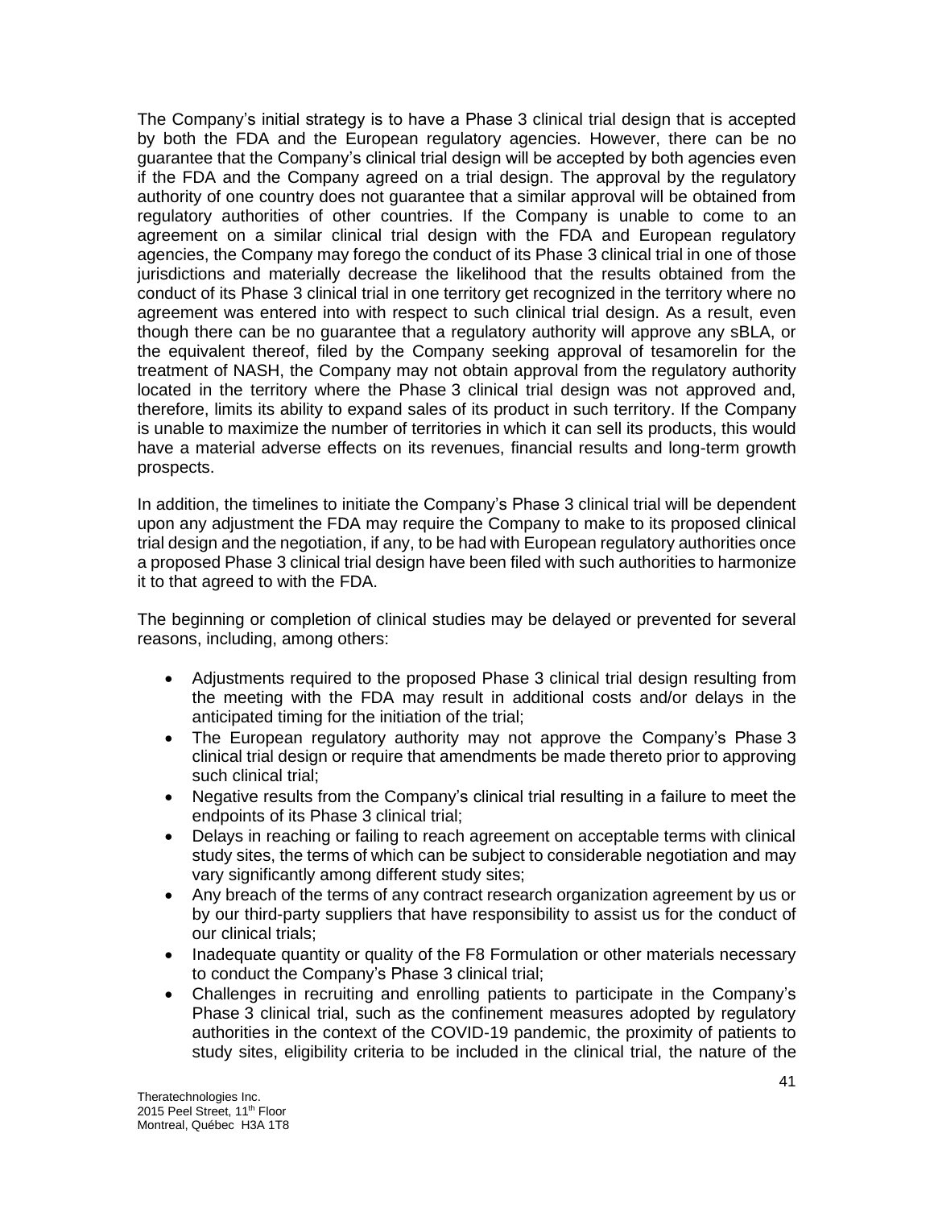The Company's initial strategy is to have a Phase 3 clinical trial design that is accepted by both the FDA and the European regulatory agencies. However, there can be no guarantee that the Company's clinical trial design will be accepted by both agencies even if the FDA and the Company agreed on a trial design. The approval by the regulatory authority of one country does not guarantee that a similar approval will be obtained from regulatory authorities of other countries. If the Company is unable to come to an agreement on a similar clinical trial design with the FDA and European regulatory agencies, the Company may forego the conduct of its Phase 3 clinical trial in one of those jurisdictions and materially decrease the likelihood that the results obtained from the conduct of its Phase 3 clinical trial in one territory get recognized in the territory where no agreement was entered into with respect to such clinical trial design. As a result, even though there can be no guarantee that a regulatory authority will approve any sBLA, or the equivalent thereof, filed by the Company seeking approval of tesamorelin for the treatment of NASH, the Company may not obtain approval from the regulatory authority located in the territory where the Phase 3 clinical trial design was not approved and, therefore, limits its ability to expand sales of its product in such territory. If the Company is unable to maximize the number of territories in which it can sell its products, this would have a material adverse effects on its revenues, financial results and long-term growth prospects.

In addition, the timelines to initiate the Company's Phase 3 clinical trial will be dependent upon any adjustment the FDA may require the Company to make to its proposed clinical trial design and the negotiation, if any, to be had with European regulatory authorities once a proposed Phase 3 clinical trial design have been filed with such authorities to harmonize it to that agreed to with the FDA.

The beginning or completion of clinical studies may be delayed or prevented for several reasons, including, among others:

- Adjustments required to the proposed Phase 3 clinical trial design resulting from the meeting with the FDA may result in additional costs and/or delays in the anticipated timing for the initiation of the trial;
- The European regulatory authority may not approve the Company's Phase 3 clinical trial design or require that amendments be made thereto prior to approving such clinical trial;
- Negative results from the Company's clinical trial resulting in a failure to meet the endpoints of its Phase 3 clinical trial;
- Delays in reaching or failing to reach agreement on acceptable terms with clinical study sites, the terms of which can be subject to considerable negotiation and may vary significantly among different study sites;
- Any breach of the terms of any contract research organization agreement by us or by our third-party suppliers that have responsibility to assist us for the conduct of our clinical trials;
- Inadequate quantity or quality of the F8 Formulation or other materials necessary to conduct the Company's Phase 3 clinical trial;
- Challenges in recruiting and enrolling patients to participate in the Company's Phase 3 clinical trial, such as the confinement measures adopted by regulatory authorities in the context of the COVID-19 pandemic, the proximity of patients to study sites, eligibility criteria to be included in the clinical trial, the nature of the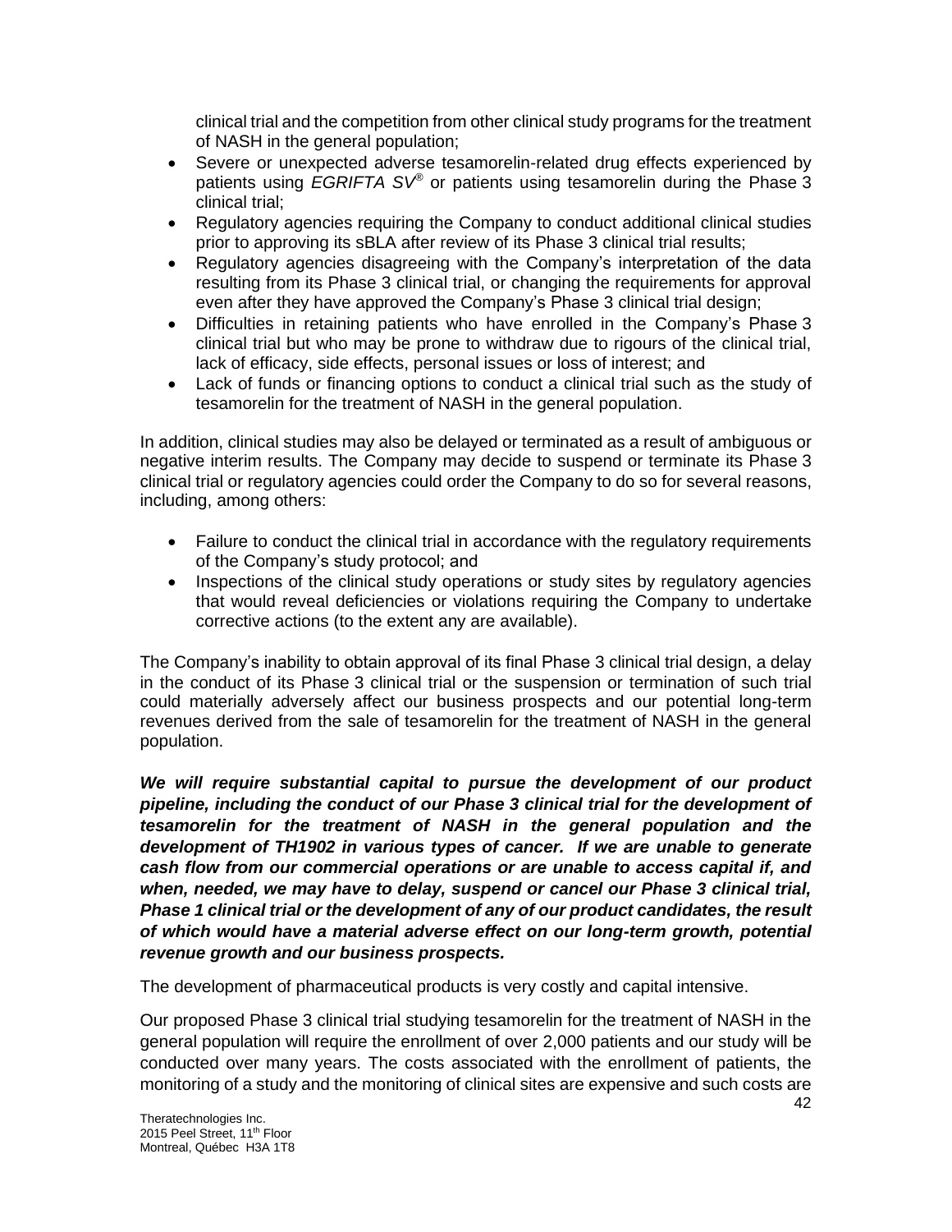clinical trial and the competition from other clinical study programs for the treatment of NASH in the general population;

- Severe or unexpected adverse tesamorelin-related drug effects experienced by patients using *EGRIFTA SV®* or patients using tesamorelin during the Phase 3 clinical trial;
- Regulatory agencies requiring the Company to conduct additional clinical studies prior to approving its sBLA after review of its Phase 3 clinical trial results;
- Regulatory agencies disagreeing with the Company's interpretation of the data resulting from its Phase 3 clinical trial, or changing the requirements for approval even after they have approved the Company's Phase 3 clinical trial design;
- Difficulties in retaining patients who have enrolled in the Company's Phase 3 clinical trial but who may be prone to withdraw due to rigours of the clinical trial, lack of efficacy, side effects, personal issues or loss of interest; and
- Lack of funds or financing options to conduct a clinical trial such as the study of tesamorelin for the treatment of NASH in the general population.

In addition, clinical studies may also be delayed or terminated as a result of ambiguous or negative interim results. The Company may decide to suspend or terminate its Phase 3 clinical trial or regulatory agencies could order the Company to do so for several reasons, including, among others:

- Failure to conduct the clinical trial in accordance with the regulatory requirements of the Company's study protocol; and
- Inspections of the clinical study operations or study sites by regulatory agencies that would reveal deficiencies or violations requiring the Company to undertake corrective actions (to the extent any are available).

The Company's inability to obtain approval of its final Phase 3 clinical trial design, a delay in the conduct of its Phase 3 clinical trial or the suspension or termination of such trial could materially adversely affect our business prospects and our potential long-term revenues derived from the sale of tesamorelin for the treatment of NASH in the general population.

***We will require substantial capital to pursue the development of our product pipeline, including the conduct of our Phase 3 clinical trial for the development of tesamorelin for the treatment of NASH in the general population and the development of TH1902 in various types of cancer. If we are unable to generate cash flow from our commercial operations or are unable to access capital if, and when, needed, we may have to delay, suspend or cancel our Phase 3 clinical trial, Phase 1 clinical trial or the development of any of our product candidates, the result of which would have a material adverse effect on our long-term growth, potential revenue growth and our business prospects.***

The development of pharmaceutical products is very costly and capital intensive.

Our proposed Phase 3 clinical trial studying tesamorelin for the treatment of NASH in the general population will require the enrollment of over 2,000 patients and our study will be conducted over many years. The costs associated with the enrollment of patients, the monitoring of a study and the monitoring of clinical sites are expensive and such costs are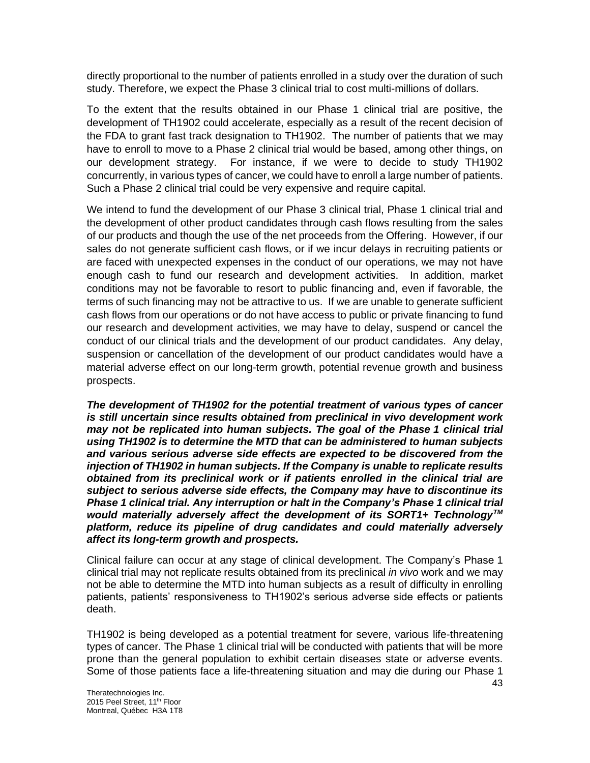directly proportional to the number of patients enrolled in a study over the duration of such study. Therefore, we expect the Phase 3 clinical trial to cost multi-millions of dollars.

To the extent that the results obtained in our Phase 1 clinical trial are positive, the development of TH1902 could accelerate, especially as a result of the recent decision of the FDA to grant fast track designation to TH1902. The number of patients that we may have to enroll to move to a Phase 2 clinical trial would be based, among other things, on our development strategy. For instance, if we were to decide to study TH1902 concurrently, in various types of cancer, we could have to enroll a large number of patients. Such a Phase 2 clinical trial could be very expensive and require capital.

We intend to fund the development of our Phase 3 clinical trial, Phase 1 clinical trial and the development of other product candidates through cash flows resulting from the sales of our products and though the use of the net proceeds from the Offering. However, if our sales do not generate sufficient cash flows, or if we incur delays in recruiting patients or are faced with unexpected expenses in the conduct of our operations, we may not have enough cash to fund our research and development activities. In addition, market conditions may not be favorable to resort to public financing and, even if favorable, the terms of such financing may not be attractive to us. If we are unable to generate sufficient cash flows from our operations or do not have access to public or private financing to fund our research and development activities, we may have to delay, suspend or cancel the conduct of our clinical trials and the development of our product candidates. Any delay, suspension or cancellation of the development of our product candidates would have a material adverse effect on our long-term growth, potential revenue growth and business prospects.

***The development of TH1902 for the potential treatment of various types of cancer is still uncertain since results obtained from preclinical in vivo development work may not be replicated into human subjects. The goal of the Phase 1 clinical trial using TH1902 is to determine the MTD that can be administered to human subjects and various serious adverse side effects are expected to be discovered from the injection of TH1902 in human subjects. If the Company is unable to replicate results obtained from its preclinical work or if patients enrolled in the clinical trial are subject to serious adverse side effects, the Company may have to discontinue its Phase 1 clinical trial. Any interruption or halt in the Company's Phase 1 clinical trial would materially adversely affect the development of its SORT1+ Technology™ platform, reduce its pipeline of drug candidates and could materially adversely affect its long-term growth and prospects.***

Clinical failure can occur at any stage of clinical development. The Company's Phase 1 clinical trial may not replicate results obtained from its preclinical *in vivo* work and we may not be able to determine the MTD into human subjects as a result of difficulty in enrolling patients, patients' responsiveness to TH1902's serious adverse side effects or patients death.

TH1902 is being developed as a potential treatment for severe, various life-threatening types of cancer. The Phase 1 clinical trial will be conducted with patients that will be more prone than the general population to exhibit certain diseases state or adverse events. Some of those patients face a life-threatening situation and may die during our Phase 1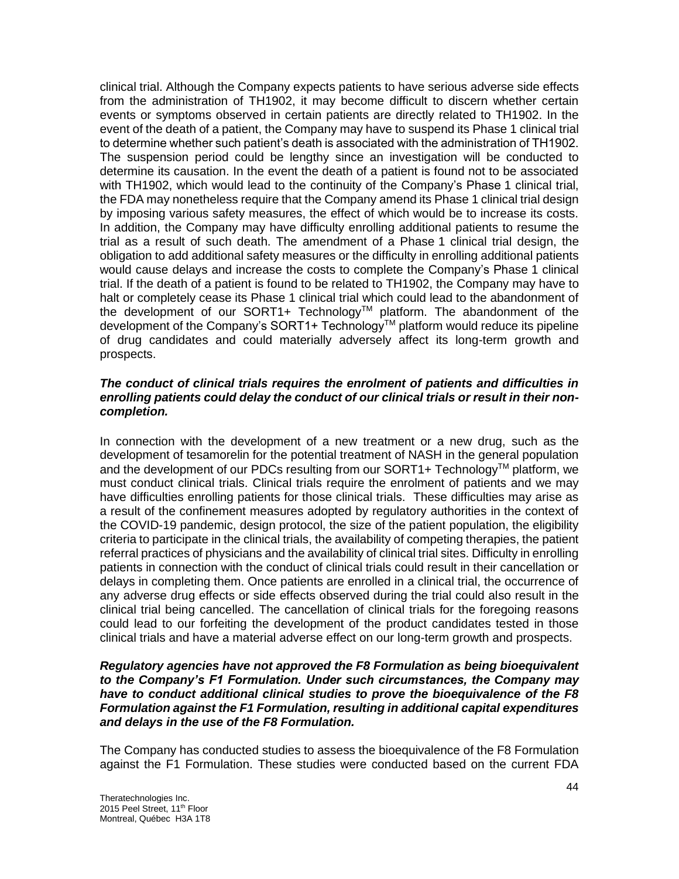clinical trial. Although the Company expects patients to have serious adverse side effects from the administration of TH1902, it may become difficult to discern whether certain events or symptoms observed in certain patients are directly related to TH1902. In the event of the death of a patient, the Company may have to suspend its Phase 1 clinical trial to determine whether such patient's death is associated with the administration of TH1902. The suspension period could be lengthy since an investigation will be conducted to determine its causation. In the event the death of a patient is found not to be associated with TH1902, which would lead to the continuity of the Company's Phase 1 clinical trial, the FDA may nonetheless require that the Company amend its Phase 1 clinical trial design by imposing various safety measures, the effect of which would be to increase its costs. In addition, the Company may have difficulty enrolling additional patients to resume the trial as a result of such death. The amendment of a Phase 1 clinical trial design, the obligation to add additional safety measures or the difficulty in enrolling additional patients would cause delays and increase the costs to complete the Company's Phase 1 clinical trial. If the death of a patient is found to be related to TH1902, the Company may have to halt or completely cease its Phase 1 clinical trial which could lead to the abandonment of the development of our SORT1+ Technology™ platform. The abandonment of the development of the Company's SORT1+ Technology™ platform would reduce its pipeline of drug candidates and could materially adversely affect its long-term growth and prospects.

***The conduct of clinical trials requires the enrolment of patients and difficulties in enrolling patients could delay the conduct of our clinical trials or result in their non-completion.***

In connection with the development of a new treatment or a new drug, such as the development of tesamorelin for the potential treatment of NASH in the general population and the development of our PDCs resulting from our SORT1+ Technology™ platform, we must conduct clinical trials. Clinical trials require the enrolment of patients and we may have difficulties enrolling patients for those clinical trials. These difficulties may arise as a result of the confinement measures adopted by regulatory authorities in the context of the COVID-19 pandemic, design protocol, the size of the patient population, the eligibility criteria to participate in the clinical trials, the availability of competing therapies, the patient referral practices of physicians and the availability of clinical trial sites. Difficulty in enrolling patients in connection with the conduct of clinical trials could result in their cancellation or delays in completing them. Once patients are enrolled in a clinical trial, the occurrence of any adverse drug effects or side effects observed during the trial could also result in the clinical trial being cancelled. The cancellation of clinical trials for the foregoing reasons could lead to our forfeiting the development of the product candidates tested in those clinical trials and have a material adverse effect on our long-term growth and prospects.

***Regulatory agencies have not approved the F8 Formulation as being bioequivalent to the Company's F1 Formulation. Under such circumstances, the Company may have to conduct additional clinical studies to prove the bioequivalence of the F8 Formulation against the F1 Formulation, resulting in additional capital expenditures and delays in the use of the F8 Formulation.***

The Company has conducted studies to assess the bioequivalence of the F8 Formulation against the F1 Formulation. These studies were conducted based on the current FDA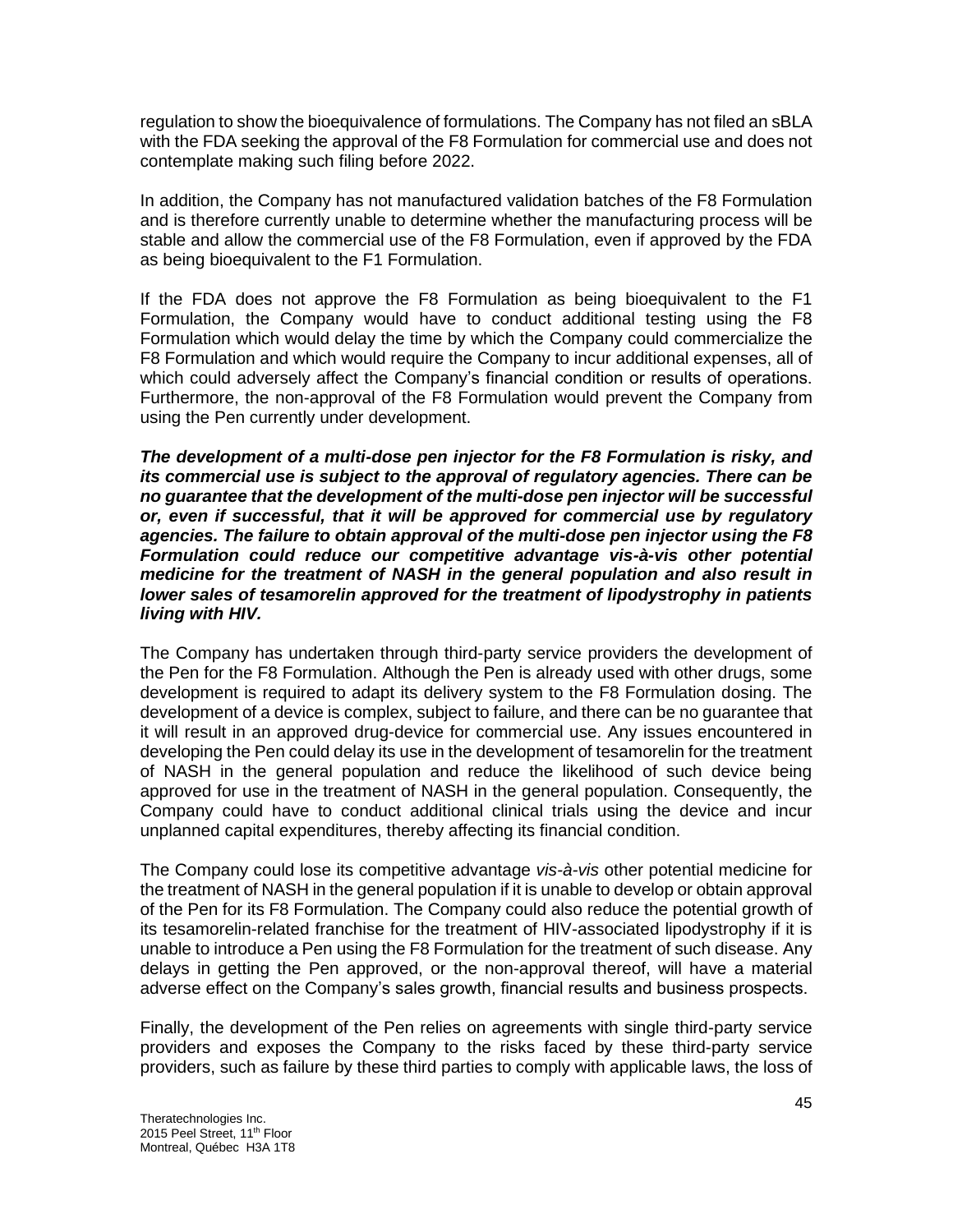regulation to show the bioequivalence of formulations. The Company has not filed an sBLA with the FDA seeking the approval of the F8 Formulation for commercial use and does not contemplate making such filing before 2022.

In addition, the Company has not manufactured validation batches of the F8 Formulation and is therefore currently unable to determine whether the manufacturing process will be stable and allow the commercial use of the F8 Formulation, even if approved by the FDA as being bioequivalent to the F1 Formulation.

If the FDA does not approve the F8 Formulation as being bioequivalent to the F1 Formulation, the Company would have to conduct additional testing using the F8 Formulation which would delay the time by which the Company could commercialize the F8 Formulation and which would require the Company to incur additional expenses, all of which could adversely affect the Company's financial condition or results of operations. Furthermore, the non-approval of the F8 Formulation would prevent the Company from using the Pen currently under development.

***The development of a multi-dose pen injector for the F8 Formulation is risky, and its commercial use is subject to the approval of regulatory agencies. There can be no guarantee that the development of the multi-dose pen injector will be successful or, even if successful, that it will be approved for commercial use by regulatory agencies. The failure to obtain approval of the multi-dose pen injector using the F8 Formulation could reduce our competitive advantage vis-à-vis other potential medicine for the treatment of NASH in the general population and also result in lower sales of tesamorelin approved for the treatment of lipodystrophy in patients living with HIV.***

The Company has undertaken through third-party service providers the development of the Pen for the F8 Formulation. Although the Pen is already used with other drugs, some development is required to adapt its delivery system to the F8 Formulation dosing. The development of a device is complex, subject to failure, and there can be no guarantee that it will result in an approved drug-device for commercial use. Any issues encountered in developing the Pen could delay its use in the development of tesamorelin for the treatment of NASH in the general population and reduce the likelihood of such device being approved for use in the treatment of NASH in the general population. Consequently, the Company could have to conduct additional clinical trials using the device and incur unplanned capital expenditures, thereby affecting its financial condition.

The Company could lose its competitive advantage *vis-à-vis* other potential medicine for the treatment of NASH in the general population if it is unable to develop or obtain approval of the Pen for its F8 Formulation. The Company could also reduce the potential growth of its tesamorelin-related franchise for the treatment of HIV-associated lipodystrophy if it is unable to introduce a Pen using the F8 Formulation for the treatment of such disease. Any delays in getting the Pen approved, or the non-approval thereof, will have a material adverse effect on the Company's sales growth, financial results and business prospects.

Finally, the development of the Pen relies on agreements with single third-party service providers and exposes the Company to the risks faced by these third-party service providers, such as failure by these third parties to comply with applicable laws, the loss of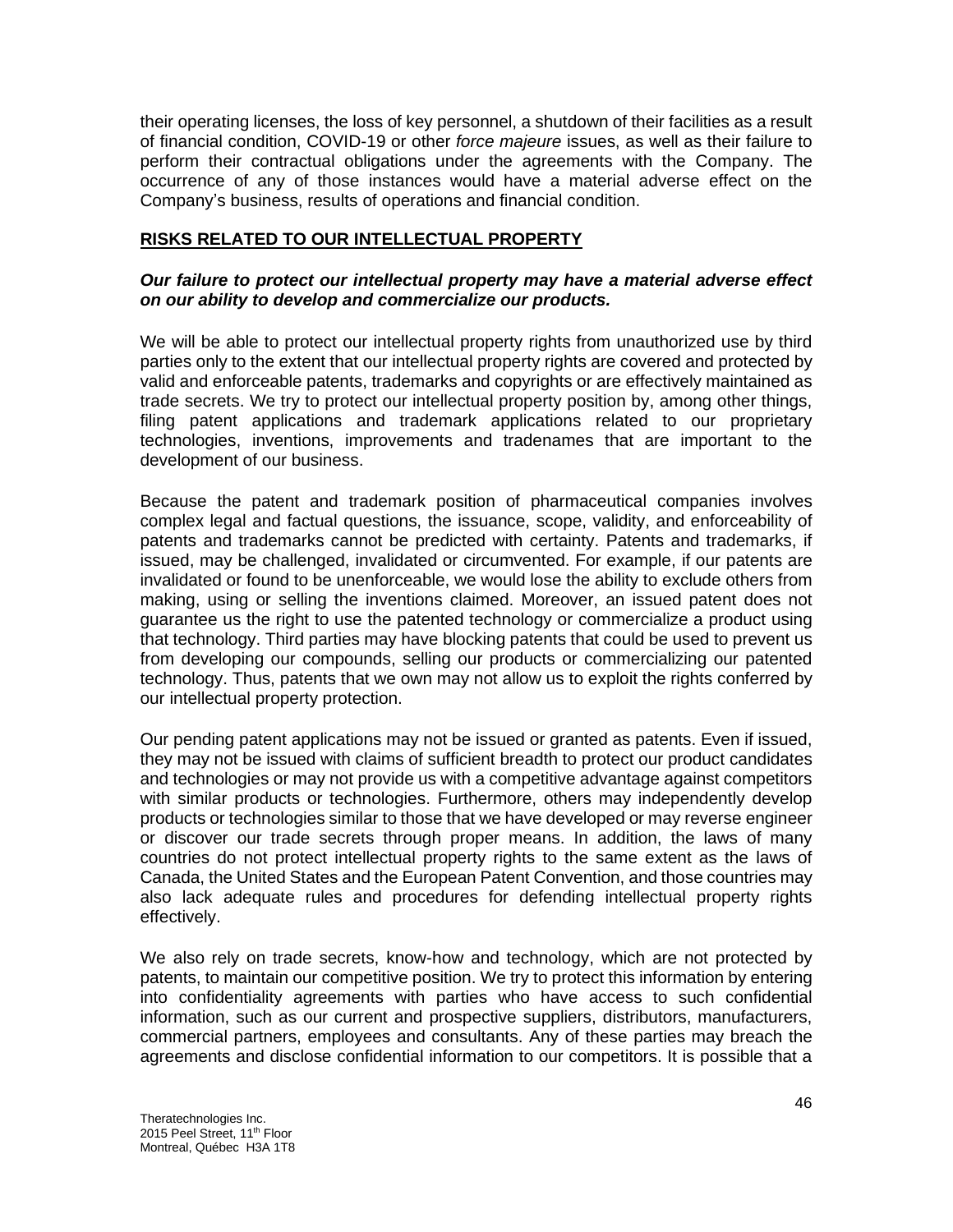their operating licenses, the loss of key personnel, a shutdown of their facilities as a result of financial condition, COVID-19 or other *force majeure* issues, as well as their failure to perform their contractual obligations under the agreements with the Company. The occurrence of any of those instances would have a material adverse effect on the Company's business, results of operations and financial condition.

## RISKS RELATED TO OUR INTELLECTUAL PROPERTY

### *Our failure to protect our intellectual property may have a material adverse effect on our ability to develop and commercialize our products.*

We will be able to protect our intellectual property rights from unauthorized use by third parties only to the extent that our intellectual property rights are covered and protected by valid and enforceable patents, trademarks and copyrights or are effectively maintained as trade secrets. We try to protect our intellectual property position by, among other things, filing patent applications and trademark applications related to our proprietary technologies, inventions, improvements and tradenames that are important to the development of our business.

Because the patent and trademark position of pharmaceutical companies involves complex legal and factual questions, the issuance, scope, validity, and enforceability of patents and trademarks cannot be predicted with certainty. Patents and trademarks, if issued, may be challenged, invalidated or circumvented. For example, if our patents are invalidated or found to be unenforceable, we would lose the ability to exclude others from making, using or selling the inventions claimed. Moreover, an issued patent does not guarantee us the right to use the patented technology or commercialize a product using that technology. Third parties may have blocking patents that could be used to prevent us from developing our compounds, selling our products or commercializing our patented technology. Thus, patents that we own may not allow us to exploit the rights conferred by our intellectual property protection.

Our pending patent applications may not be issued or granted as patents. Even if issued, they may not be issued with claims of sufficient breadth to protect our product candidates and technologies or may not provide us with a competitive advantage against competitors with similar products or technologies. Furthermore, others may independently develop products or technologies similar to those that we have developed or may reverse engineer or discover our trade secrets through proper means. In addition, the laws of many countries do not protect intellectual property rights to the same extent as the laws of Canada, the United States and the European Patent Convention, and those countries may also lack adequate rules and procedures for defending intellectual property rights effectively.

We also rely on trade secrets, know-how and technology, which are not protected by patents, to maintain our competitive position. We try to protect this information by entering into confidentiality agreements with parties who have access to such confidential information, such as our current and prospective suppliers, distributors, manufacturers, commercial partners, employees and consultants. Any of these parties may breach the agreements and disclose confidential information to our competitors. It is possible that a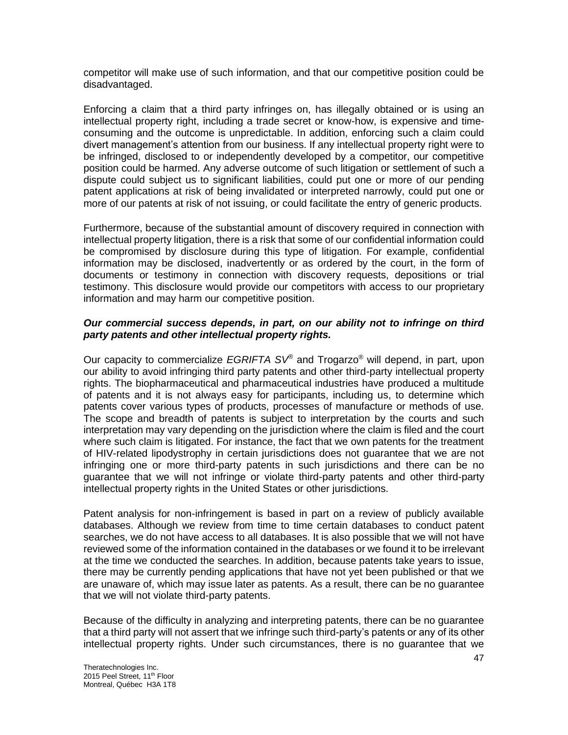competitor will make use of such information, and that our competitive position could be disadvantaged.

Enforcing a claim that a third party infringes on, has illegally obtained or is using an intellectual property right, including a trade secret or know-how, is expensive and time-consuming and the outcome is unpredictable. In addition, enforcing such a claim could divert management's attention from our business. If any intellectual property right were to be infringed, disclosed to or independently developed by a competitor, our competitive position could be harmed. Any adverse outcome of such litigation or settlement of such a dispute could subject us to significant liabilities, could put one or more of our pending patent applications at risk of being invalidated or interpreted narrowly, could put one or more of our patents at risk of not issuing, or could facilitate the entry of generic products.

Furthermore, because of the substantial amount of discovery required in connection with intellectual property litigation, there is a risk that some of our confidential information could be compromised by disclosure during this type of litigation. For example, confidential information may be disclosed, inadvertently or as ordered by the court, in the form of documents or testimony in connection with discovery requests, depositions or trial testimony. This disclosure would provide our competitors with access to our proprietary information and may harm our competitive position.

***Our commercial success depends, in part, on our ability not to infringe on third party patents and other intellectual property rights.***

Our capacity to commercialize *EGRIFTA SV*® and Trogarzo® will depend, in part, upon our ability to avoid infringing third party patents and other third-party intellectual property rights. The biopharmaceutical and pharmaceutical industries have produced a multitude of patents and it is not always easy for participants, including us, to determine which patents cover various types of products, processes of manufacture or methods of use. The scope and breadth of patents is subject to interpretation by the courts and such interpretation may vary depending on the jurisdiction where the claim is filed and the court where such claim is litigated. For instance, the fact that we own patents for the treatment of HIV-related lipodystrophy in certain jurisdictions does not guarantee that we are not infringing one or more third-party patents in such jurisdictions and there can be no guarantee that we will not infringe or violate third-party patents and other third-party intellectual property rights in the United States or other jurisdictions.

Patent analysis for non-infringement is based in part on a review of publicly available databases. Although we review from time to time certain databases to conduct patent searches, we do not have access to all databases. It is also possible that we will not have reviewed some of the information contained in the databases or we found it to be irrelevant at the time we conducted the searches. In addition, because patents take years to issue, there may be currently pending applications that have not yet been published or that we are unaware of, which may issue later as patents. As a result, there can be no guarantee that we will not violate third-party patents.

Because of the difficulty in analyzing and interpreting patents, there can be no guarantee that a third party will not assert that we infringe such third-party's patents or any of its other intellectual property rights. Under such circumstances, there is no guarantee that we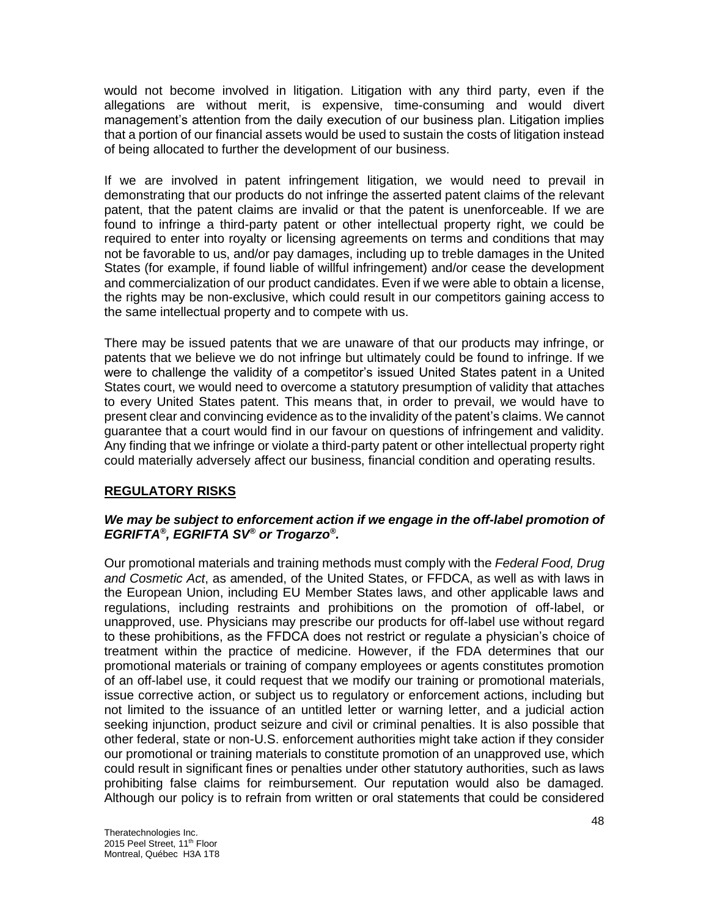would not become involved in litigation. Litigation with any third party, even if the allegations are without merit, is expensive, time-consuming and would divert management's attention from the daily execution of our business plan. Litigation implies that a portion of our financial assets would be used to sustain the costs of litigation instead of being allocated to further the development of our business.

If we are involved in patent infringement litigation, we would need to prevail in demonstrating that our products do not infringe the asserted patent claims of the relevant patent, that the patent claims are invalid or that the patent is unenforceable. If we are found to infringe a third-party patent or other intellectual property right, we could be required to enter into royalty or licensing agreements on terms and conditions that may not be favorable to us, and/or pay damages, including up to treble damages in the United States (for example, if found liable of willful infringement) and/or cease the development and commercialization of our product candidates. Even if we were able to obtain a license, the rights may be non-exclusive, which could result in our competitors gaining access to the same intellectual property and to compete with us.

There may be issued patents that we are unaware of that our products may infringe, or patents that we believe we do not infringe but ultimately could be found to infringe. If we were to challenge the validity of a competitor's issued United States patent in a United States court, we would need to overcome a statutory presumption of validity that attaches to every United States patent. This means that, in order to prevail, we would have to present clear and convincing evidence as to the invalidity of the patent's claims. We cannot guarantee that a court would find in our favour on questions of infringement and validity. Any finding that we infringe or violate a third-party patent or other intellectual property right could materially adversely affect our business, financial condition and operating results.

## REGULATORY RISKS

***We may be subject to enforcement action if we engage in the off-label promotion of EGRIFTA®, EGRIFTA SV® or Trogarzo®.***

Our promotional materials and training methods must comply with the *Federal Food, Drug and Cosmetic Act*, as amended, of the United States, or FFDCA, as well as with laws in the European Union, including EU Member States laws, and other applicable laws and regulations, including restraints and prohibitions on the promotion of off-label, or unapproved, use. Physicians may prescribe our products for off-label use without regard to these prohibitions, as the FFDCA does not restrict or regulate a physician's choice of treatment within the practice of medicine. However, if the FDA determines that our promotional materials or training of company employees or agents constitutes promotion of an off-label use, it could request that we modify our training or promotional materials, issue corrective action, or subject us to regulatory or enforcement actions, including but not limited to the issuance of an untitled letter or warning letter, and a judicial action seeking injunction, product seizure and civil or criminal penalties. It is also possible that other federal, state or non-U.S. enforcement authorities might take action if they consider our promotional or training materials to constitute promotion of an unapproved use, which could result in significant fines or penalties under other statutory authorities, such as laws prohibiting false claims for reimbursement. Our reputation would also be damaged. Although our policy is to refrain from written or oral statements that could be considered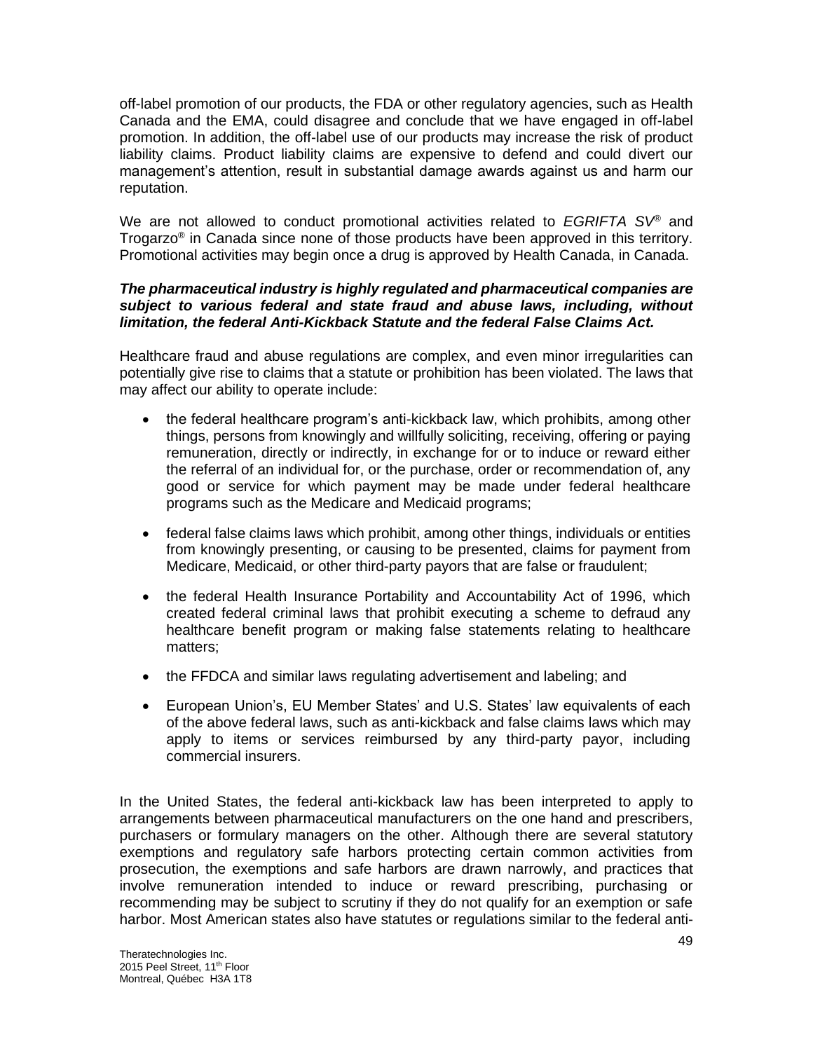off-label promotion of our products, the FDA or other regulatory agencies, such as Health Canada and the EMA, could disagree and conclude that we have engaged in off-label promotion. In addition, the off-label use of our products may increase the risk of product liability claims. Product liability claims are expensive to defend and could divert our management's attention, result in substantial damage awards against us and harm our reputation.

We are not allowed to conduct promotional activities related to *EGRIFTA SV*® and Trogarzo® in Canada since none of those products have been approved in this territory. Promotional activities may begin once a drug is approved by Health Canada, in Canada.

***The pharmaceutical industry is highly regulated and pharmaceutical companies are subject to various federal and state fraud and abuse laws, including, without limitation, the federal Anti-Kickback Statute and the federal False Claims Act.***

Healthcare fraud and abuse regulations are complex, and even minor irregularities can potentially give rise to claims that a statute or prohibition has been violated. The laws that may affect our ability to operate include:

- the federal healthcare program's anti-kickback law, which prohibits, among other things, persons from knowingly and willfully soliciting, receiving, offering or paying remuneration, directly or indirectly, in exchange for or to induce or reward either the referral of an individual for, or the purchase, order or recommendation of, any good or service for which payment may be made under federal healthcare programs such as the Medicare and Medicaid programs;
- federal false claims laws which prohibit, among other things, individuals or entities from knowingly presenting, or causing to be presented, claims for payment from Medicare, Medicaid, or other third-party payors that are false or fraudulent;
- the federal Health Insurance Portability and Accountability Act of 1996, which created federal criminal laws that prohibit executing a scheme to defraud any healthcare benefit program or making false statements relating to healthcare matters;
- the FFDCA and similar laws regulating advertisement and labeling; and
- European Union's, EU Member States' and U.S. States' law equivalents of each of the above federal laws, such as anti-kickback and false claims laws which may apply to items or services reimbursed by any third-party payor, including commercial insurers.

In the United States, the federal anti-kickback law has been interpreted to apply to arrangements between pharmaceutical manufacturers on the one hand and prescribers, purchasers or formulary managers on the other. Although there are several statutory exemptions and regulatory safe harbors protecting certain common activities from prosecution, the exemptions and safe harbors are drawn narrowly, and practices that involve remuneration intended to induce or reward prescribing, purchasing or recommending may be subject to scrutiny if they do not qualify for an exemption or safe harbor. Most American states also have statutes or regulations similar to the federal anti-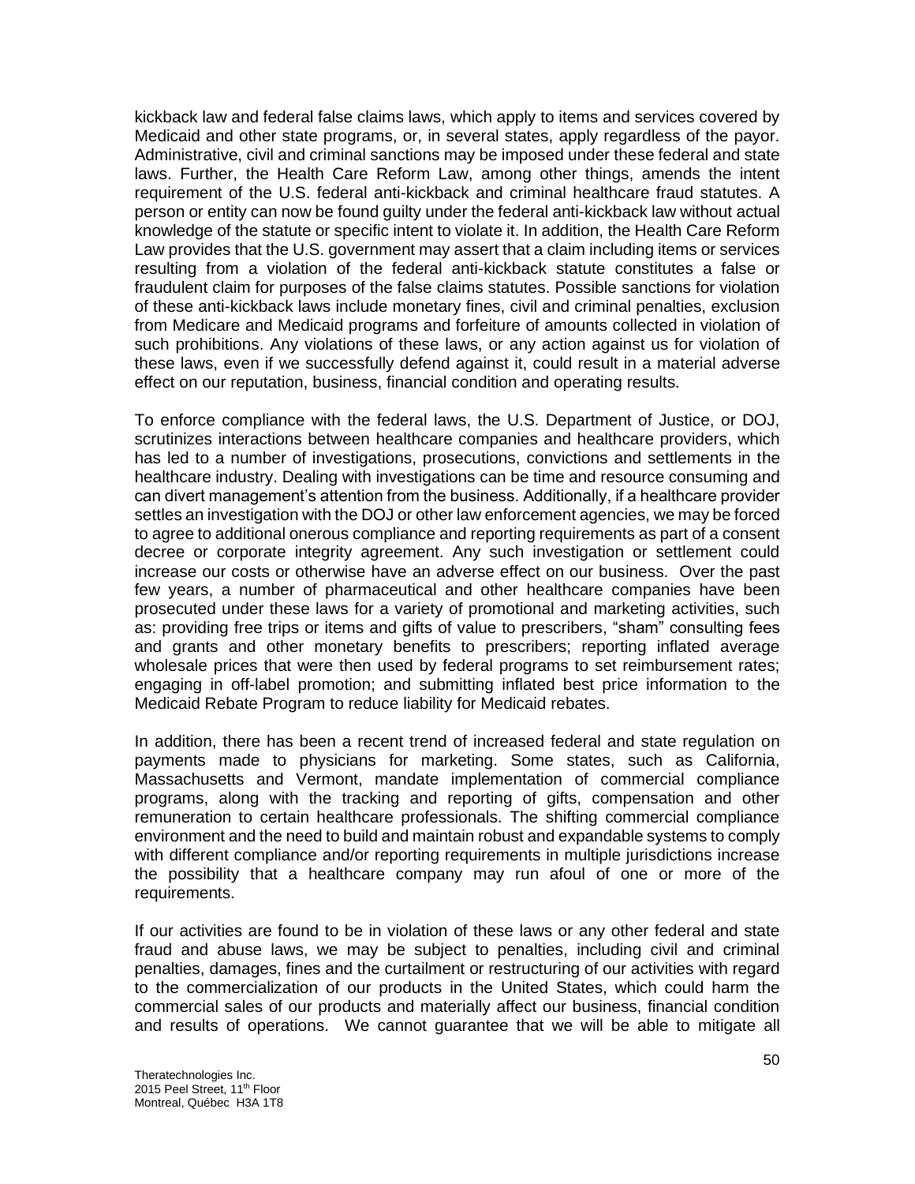kickback law and federal false claims laws, which apply to items and services covered by Medicaid and other state programs, or, in several states, apply regardless of the payor. Administrative, civil and criminal sanctions may be imposed under these federal and state laws. Further, the Health Care Reform Law, among other things, amends the intent requirement of the U.S. federal anti-kickback and criminal healthcare fraud statutes. A person or entity can now be found guilty under the federal anti-kickback law without actual knowledge of the statute or specific intent to violate it. In addition, the Health Care Reform Law provides that the U.S. government may assert that a claim including items or services resulting from a violation of the federal anti-kickback statute constitutes a false or fraudulent claim for purposes of the false claims statutes. Possible sanctions for violation of these anti-kickback laws include monetary fines, civil and criminal penalties, exclusion from Medicare and Medicaid programs and forfeiture of amounts collected in violation of such prohibitions. Any violations of these laws, or any action against us for violation of these laws, even if we successfully defend against it, could result in a material adverse effect on our reputation, business, financial condition and operating results.

To enforce compliance with the federal laws, the U.S. Department of Justice, or DOJ, scrutinizes interactions between healthcare companies and healthcare providers, which has led to a number of investigations, prosecutions, convictions and settlements in the healthcare industry. Dealing with investigations can be time and resource consuming and can divert management's attention from the business. Additionally, if a healthcare provider settles an investigation with the DOJ or other law enforcement agencies, we may be forced to agree to additional onerous compliance and reporting requirements as part of a consent decree or corporate integrity agreement. Any such investigation or settlement could increase our costs or otherwise have an adverse effect on our business. Over the past few years, a number of pharmaceutical and other healthcare companies have been prosecuted under these laws for a variety of promotional and marketing activities, such as: providing free trips or items and gifts of value to prescribers, "sham" consulting fees and grants and other monetary benefits to prescribers; reporting inflated average wholesale prices that were then used by federal programs to set reimbursement rates; engaging in off-label promotion; and submitting inflated best price information to the Medicaid Rebate Program to reduce liability for Medicaid rebates.

In addition, there has been a recent trend of increased federal and state regulation on payments made to physicians for marketing. Some states, such as California, Massachusetts and Vermont, mandate implementation of commercial compliance programs, along with the tracking and reporting of gifts, compensation and other remuneration to certain healthcare professionals. The shifting commercial compliance environment and the need to build and maintain robust and expandable systems to comply with different compliance and/or reporting requirements in multiple jurisdictions increase the possibility that a healthcare company may run afoul of one or more of the requirements.

If our activities are found to be in violation of these laws or any other federal and state fraud and abuse laws, we may be subject to penalties, including civil and criminal penalties, damages, fines and the curtailment or restructuring of our activities with regard to the commercialization of our products in the United States, which could harm the commercial sales of our products and materially affect our business, financial condition and results of operations. We cannot guarantee that we will be able to mitigate all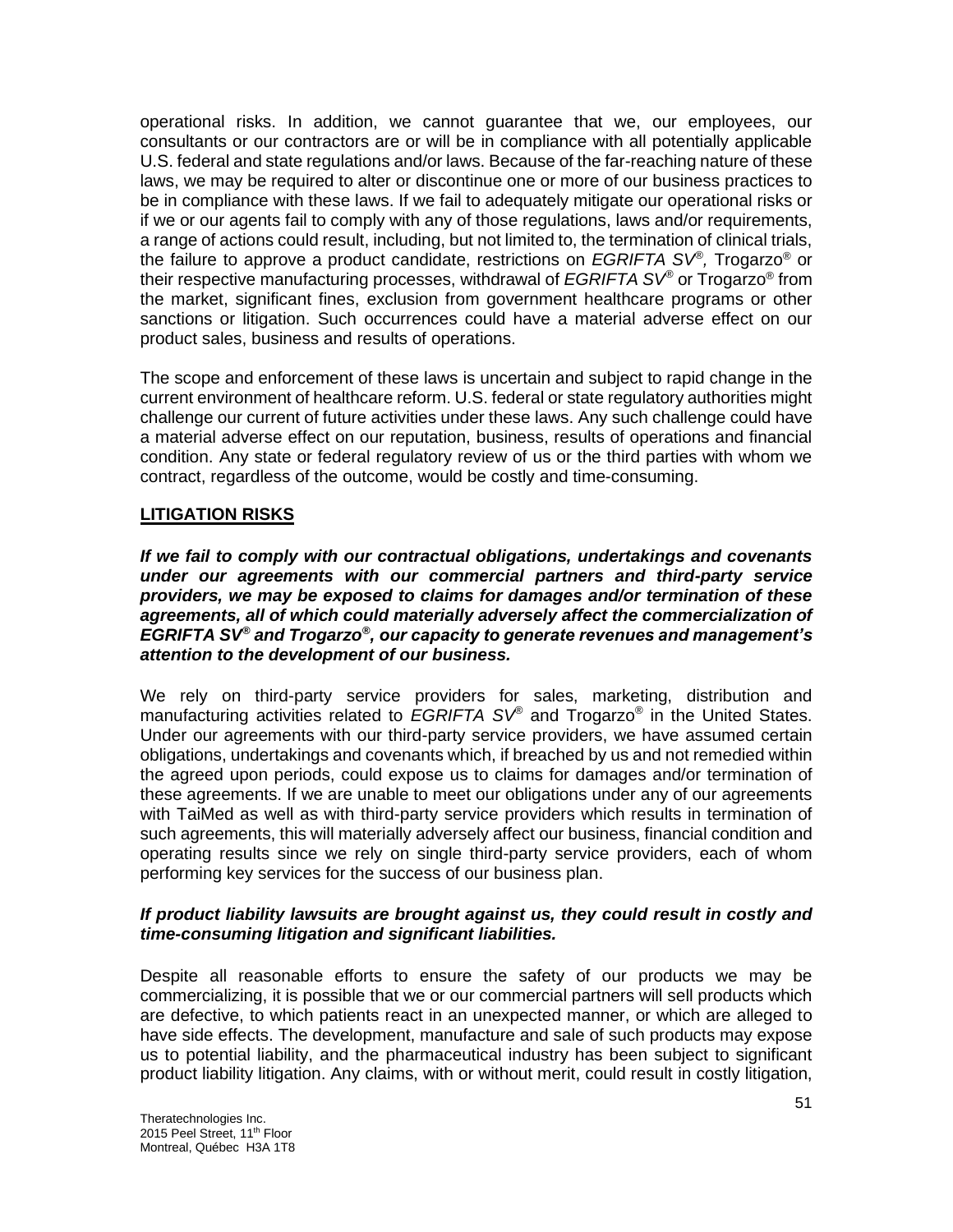operational risks. In addition, we cannot guarantee that we, our employees, our consultants or our contractors are or will be in compliance with all potentially applicable U.S. federal and state regulations and/or laws. Because of the far-reaching nature of these laws, we may be required to alter or discontinue one or more of our business practices to be in compliance with these laws. If we fail to adequately mitigate our operational risks or if we or our agents fail to comply with any of those regulations, laws and/or requirements, a range of actions could result, including, but not limited to, the termination of clinical trials, the failure to approve a product candidate, restrictions on *EGRIFTA SV®*, Trogarzo® or their respective manufacturing processes, withdrawal of *EGRIFTA SV®* or Trogarzo® from the market, significant fines, exclusion from government healthcare programs or other sanctions or litigation. Such occurrences could have a material adverse effect on our product sales, business and results of operations.

The scope and enforcement of these laws is uncertain and subject to rapid change in the current environment of healthcare reform. U.S. federal or state regulatory authorities might challenge our current of future activities under these laws. Any such challenge could have a material adverse effect on our reputation, business, results of operations and financial condition. Any state or federal regulatory review of us or the third parties with whom we contract, regardless of the outcome, would be costly and time-consuming.

## LITIGATION RISKS

***If we fail to comply with our contractual obligations, undertakings and covenants under our agreements with our commercial partners and third-party service providers, we may be exposed to claims for damages and/or termination of these agreements, all of which could materially adversely affect the commercialization of EGRIFTA SV® and Trogarzo®, our capacity to generate revenues and management's attention to the development of our business.***

We rely on third-party service providers for sales, marketing, distribution and manufacturing activities related to *EGRIFTA SV®* and Trogarzo® in the United States. Under our agreements with our third-party service providers, we have assumed certain obligations, undertakings and covenants which, if breached by us and not remedied within the agreed upon periods, could expose us to claims for damages and/or termination of these agreements. If we are unable to meet our obligations under any of our agreements with TaiMed as well as with third-party service providers which results in termination of such agreements, this will materially adversely affect our business, financial condition and operating results since we rely on single third-party service providers, each of whom performing key services for the success of our business plan.

***If product liability lawsuits are brought against us, they could result in costly and time-consuming litigation and significant liabilities.***

Despite all reasonable efforts to ensure the safety of our products we may be commercializing, it is possible that we or our commercial partners will sell products which are defective, to which patients react in an unexpected manner, or which are alleged to have side effects. The development, manufacture and sale of such products may expose us to potential liability, and the pharmaceutical industry has been subject to significant product liability litigation. Any claims, with or without merit, could result in costly litigation,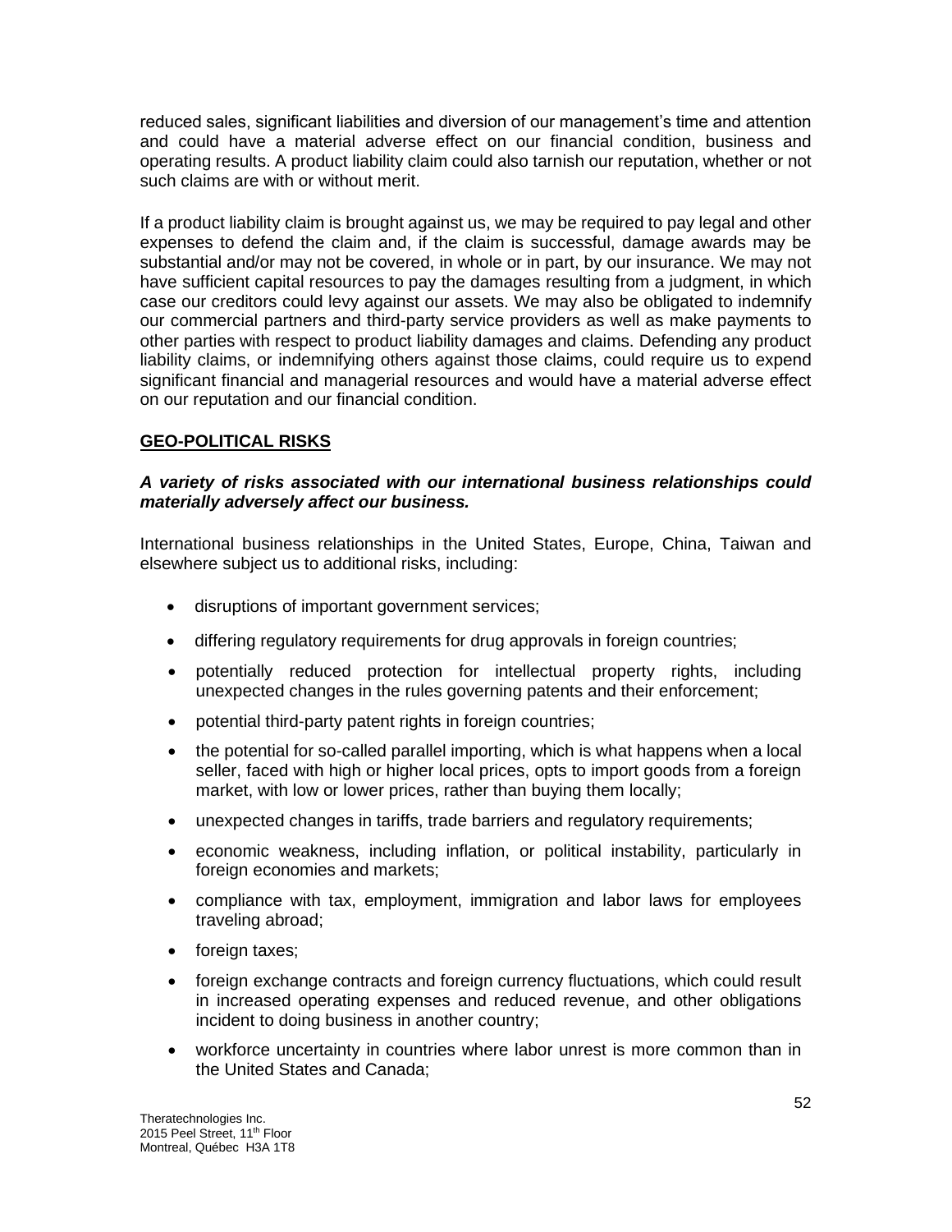reduced sales, significant liabilities and diversion of our management's time and attention and could have a material adverse effect on our financial condition, business and operating results. A product liability claim could also tarnish our reputation, whether or not such claims are with or without merit.

If a product liability claim is brought against us, we may be required to pay legal and other expenses to defend the claim and, if the claim is successful, damage awards may be substantial and/or may not be covered, in whole or in part, by our insurance. We may not have sufficient capital resources to pay the damages resulting from a judgment, in which case our creditors could levy against our assets. We may also be obligated to indemnify our commercial partners and third-party service providers as well as make payments to other parties with respect to product liability damages and claims. Defending any product liability claims, or indemnifying others against those claims, could require us to expend significant financial and managerial resources and would have a material adverse effect on our reputation and our financial condition.

## GEO-POLITICAL RISKS

***A variety of risks associated with our international business relationships could materially adversely affect our business.***

International business relationships in the United States, Europe, China, Taiwan and elsewhere subject us to additional risks, including:

- disruptions of important government services;
- differing regulatory requirements for drug approvals in foreign countries;
- potentially reduced protection for intellectual property rights, including unexpected changes in the rules governing patents and their enforcement;
- potential third-party patent rights in foreign countries;
- the potential for so-called parallel importing, which is what happens when a local seller, faced with high or higher local prices, opts to import goods from a foreign market, with low or lower prices, rather than buying them locally;
- unexpected changes in tariffs, trade barriers and regulatory requirements;
- economic weakness, including inflation, or political instability, particularly in foreign economies and markets;
- compliance with tax, employment, immigration and labor laws for employees traveling abroad;
- foreign taxes;
- foreign exchange contracts and foreign currency fluctuations, which could result in increased operating expenses and reduced revenue, and other obligations incident to doing business in another country;
- workforce uncertainty in countries where labor unrest is more common than in the United States and Canada;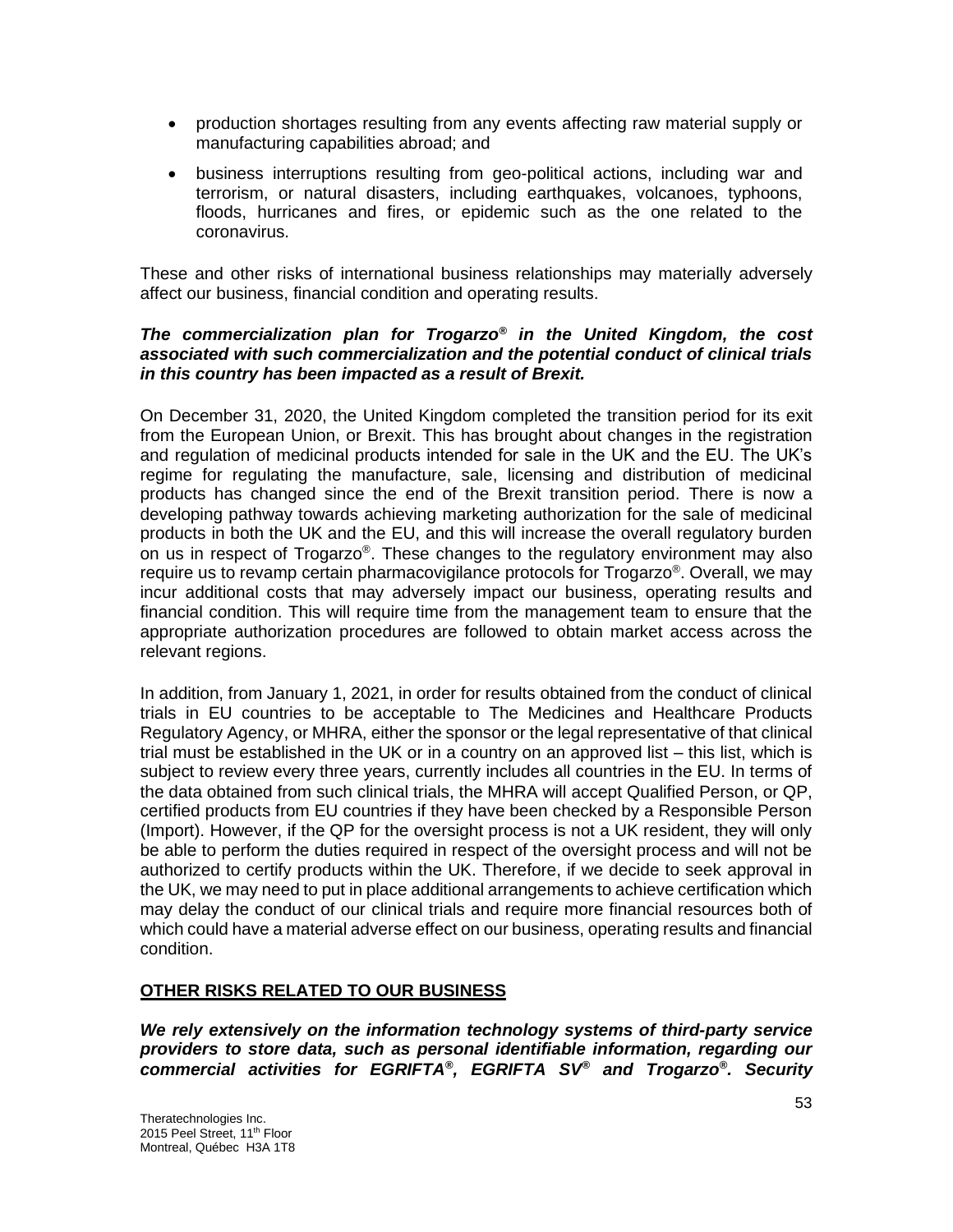- production shortages resulting from any events affecting raw material supply or manufacturing capabilities abroad; and
- business interruptions resulting from geo-political actions, including war and terrorism, or natural disasters, including earthquakes, volcanoes, typhoons, floods, hurricanes and fires, or epidemic such as the one related to the coronavirus.

These and other risks of international business relationships may materially adversely affect our business, financial condition and operating results.

***The commercialization plan for Trogarzo® in the United Kingdom, the cost associated with such commercialization and the potential conduct of clinical trials in this country has been impacted as a result of Brexit.***

On December 31, 2020, the United Kingdom completed the transition period for its exit from the European Union, or Brexit. This has brought about changes in the registration and regulation of medicinal products intended for sale in the UK and the EU. The UK's regime for regulating the manufacture, sale, licensing and distribution of medicinal products has changed since the end of the Brexit transition period. There is now a developing pathway towards achieving marketing authorization for the sale of medicinal products in both the UK and the EU, and this will increase the overall regulatory burden on us in respect of Trogarzo®. These changes to the regulatory environment may also require us to revamp certain pharmacovigilance protocols for Trogarzo®. Overall, we may incur additional costs that may adversely impact our business, operating results and financial condition. This will require time from the management team to ensure that the appropriate authorization procedures are followed to obtain market access across the relevant regions.

In addition, from January 1, 2021, in order for results obtained from the conduct of clinical trials in EU countries to be acceptable to The Medicines and Healthcare Products Regulatory Agency, or MHRA, either the sponsor or the legal representative of that clinical trial must be established in the UK or in a country on an approved list – this list, which is subject to review every three years, currently includes all countries in the EU. In terms of the data obtained from such clinical trials, the MHRA will accept Qualified Person, or QP, certified products from EU countries if they have been checked by a Responsible Person (Import). However, if the QP for the oversight process is not a UK resident, they will only be able to perform the duties required in respect of the oversight process and will not be authorized to certify products within the UK. Therefore, if we decide to seek approval in the UK, we may need to put in place additional arrangements to achieve certification which may delay the conduct of our clinical trials and require more financial resources both of which could have a material adverse effect on our business, operating results and financial condition.

## OTHER RISKS RELATED TO OUR BUSINESS

***We rely extensively on the information technology systems of third-party service providers to store data, such as personal identifiable information, regarding our commercial activities for EGRIFTA®, EGRIFTA SV® and Trogarzo®. Security***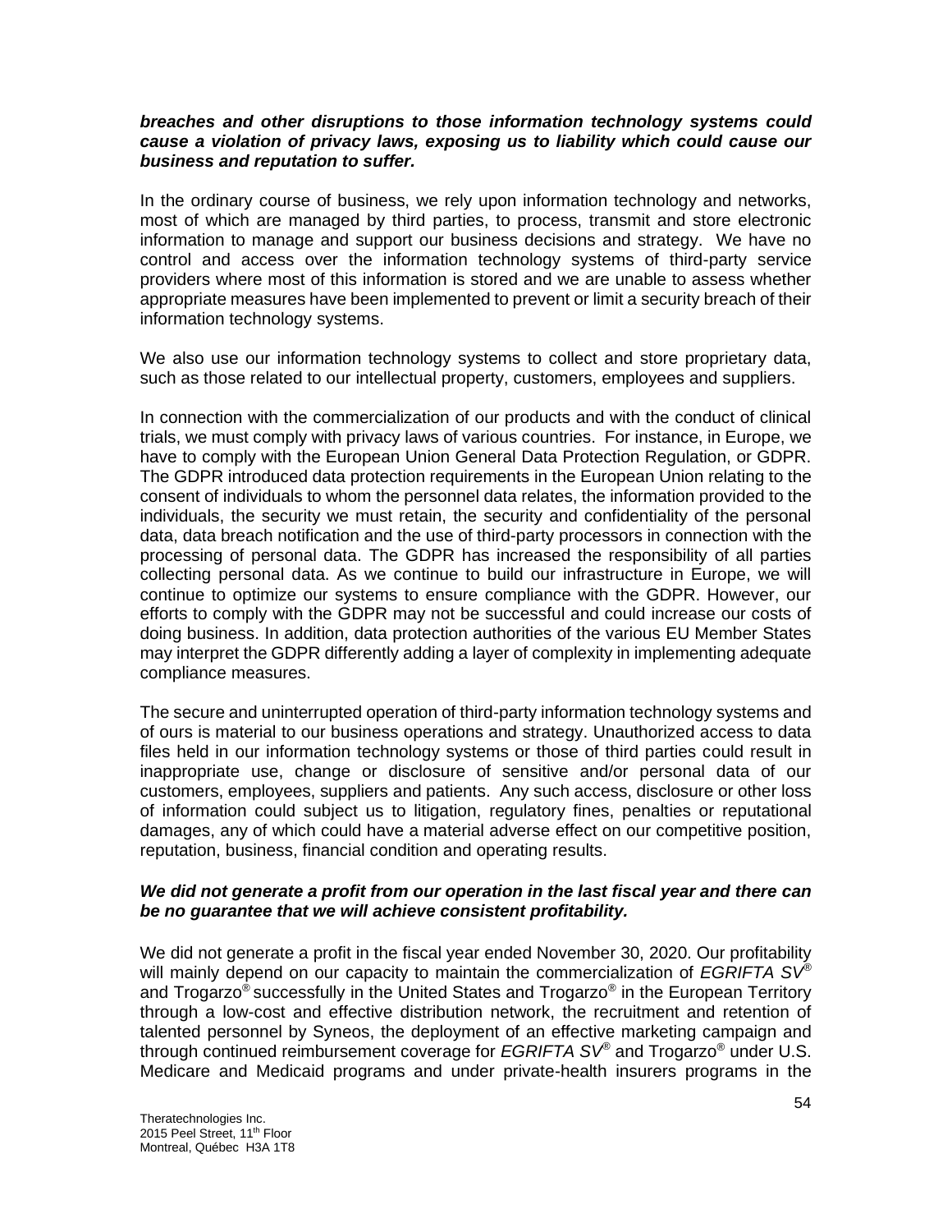***breaches and other disruptions to those information technology systems could cause a violation of privacy laws, exposing us to liability which could cause our business and reputation to suffer.***

In the ordinary course of business, we rely upon information technology and networks, most of which are managed by third parties, to process, transmit and store electronic information to manage and support our business decisions and strategy. We have no control and access over the information technology systems of third-party service providers where most of this information is stored and we are unable to assess whether appropriate measures have been implemented to prevent or limit a security breach of their information technology systems.

We also use our information technology systems to collect and store proprietary data, such as those related to our intellectual property, customers, employees and suppliers.

In connection with the commercialization of our products and with the conduct of clinical trials, we must comply with privacy laws of various countries. For instance, in Europe, we have to comply with the European Union General Data Protection Regulation, or GDPR. The GDPR introduced data protection requirements in the European Union relating to the consent of individuals to whom the personnel data relates, the information provided to the individuals, the security we must retain, the security and confidentiality of the personal data, data breach notification and the use of third-party processors in connection with the processing of personal data. The GDPR has increased the responsibility of all parties collecting personal data. As we continue to build our infrastructure in Europe, we will continue to optimize our systems to ensure compliance with the GDPR. However, our efforts to comply with the GDPR may not be successful and could increase our costs of doing business. In addition, data protection authorities of the various EU Member States may interpret the GDPR differently adding a layer of complexity in implementing adequate compliance measures.

The secure and uninterrupted operation of third-party information technology systems and of ours is material to our business operations and strategy. Unauthorized access to data files held in our information technology systems or those of third parties could result in inappropriate use, change or disclosure of sensitive and/or personal data of our customers, employees, suppliers and patients. Any such access, disclosure or other loss of information could subject us to litigation, regulatory fines, penalties or reputational damages, any of which could have a material adverse effect on our competitive position, reputation, business, financial condition and operating results.

***We did not generate a profit from our operation in the last fiscal year and there can be no guarantee that we will achieve consistent profitability.***

We did not generate a profit in the fiscal year ended November 30, 2020. Our profitability will mainly depend on our capacity to maintain the commercialization of *EGRIFTA SV®* and Trogarzo® successfully in the United States and Trogarzo® in the European Territory through a low-cost and effective distribution network, the recruitment and retention of talented personnel by Syneos, the deployment of an effective marketing campaign and through continued reimbursement coverage for *EGRIFTA SV®* and Trogarzo® under U.S. Medicare and Medicaid programs and under private-health insurers programs in the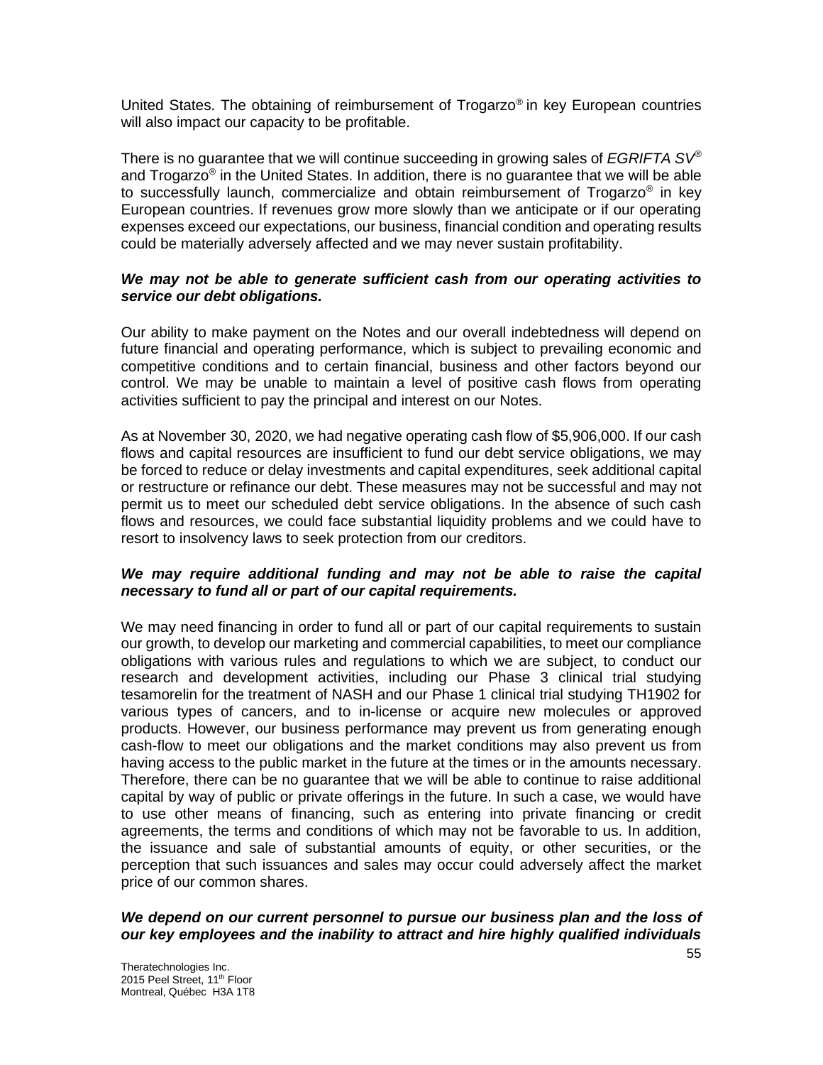United States. The obtaining of reimbursement of Trogarzo® in key European countries will also impact our capacity to be profitable.

There is no guarantee that we will continue succeeding in growing sales of *EGRIFTA SV®* and Trogarzo® in the United States. In addition, there is no guarantee that we will be able to successfully launch, commercialize and obtain reimbursement of Trogarzo® in key European countries. If revenues grow more slowly than we anticipate or if our operating expenses exceed our expectations, our business, financial condition and operating results could be materially adversely affected and we may never sustain profitability.

***We may not be able to generate sufficient cash from our operating activities to service our debt obligations.***

Our ability to make payment on the Notes and our overall indebtedness will depend on future financial and operating performance, which is subject to prevailing economic and competitive conditions and to certain financial, business and other factors beyond our control. We may be unable to maintain a level of positive cash flows from operating activities sufficient to pay the principal and interest on our Notes.

As at November 30, 2020, we had negative operating cash flow of $5,906,000. If our cash flows and capital resources are insufficient to fund our debt service obligations, we may be forced to reduce or delay investments and capital expenditures, seek additional capital or restructure or refinance our debt. These measures may not be successful and may not permit us to meet our scheduled debt service obligations. In the absence of such cash flows and resources, we could face substantial liquidity problems and we could have to resort to insolvency laws to seek protection from our creditors.

***We may require additional funding and may not be able to raise the capital necessary to fund all or part of our capital requirements.***

We may need financing in order to fund all or part of our capital requirements to sustain our growth, to develop our marketing and commercial capabilities, to meet our compliance obligations with various rules and regulations to which we are subject, to conduct our research and development activities, including our Phase 3 clinical trial studying tesamorelin for the treatment of NASH and our Phase 1 clinical trial studying TH1902 for various types of cancers, and to in-license or acquire new molecules or approved products. However, our business performance may prevent us from generating enough cash-flow to meet our obligations and the market conditions may also prevent us from having access to the public market in the future at the times or in the amounts necessary. Therefore, there can be no guarantee that we will be able to continue to raise additional capital by way of public or private offerings in the future. In such a case, we would have to use other means of financing, such as entering into private financing or credit agreements, the terms and conditions of which may not be favorable to us. In addition, the issuance and sale of substantial amounts of equity, or other securities, or the perception that such issuances and sales may occur could adversely affect the market price of our common shares.

***We depend on our current personnel to pursue our business plan and the loss of our key employees and the inability to attract and hire highly qualified individuals***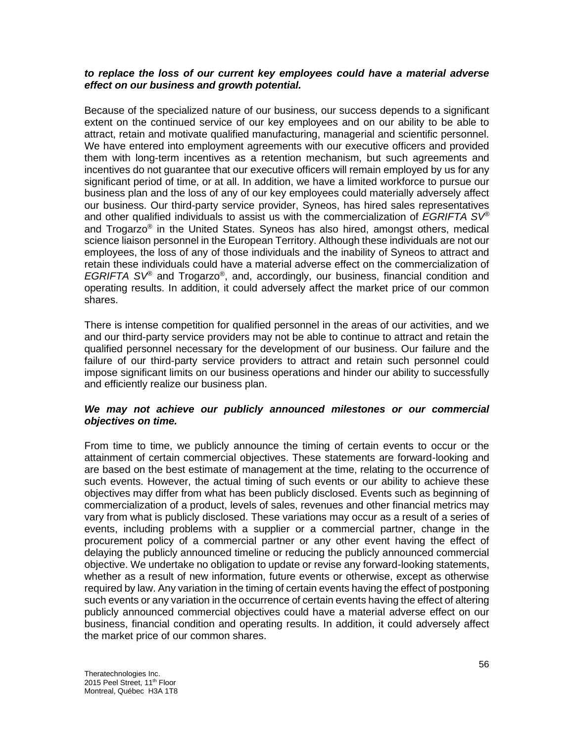***to replace the loss of our current key employees could have a material adverse effect on our business and growth potential.***

Because of the specialized nature of our business, our success depends to a significant extent on the continued service of our key employees and on our ability to be able to attract, retain and motivate qualified manufacturing, managerial and scientific personnel. We have entered into employment agreements with our executive officers and provided them with long-term incentives as a retention mechanism, but such agreements and incentives do not guarantee that our executive officers will remain employed by us for any significant period of time, or at all. In addition, we have a limited workforce to pursue our business plan and the loss of any of our key employees could materially adversely affect our business. Our third-party service provider, Syneos, has hired sales representatives and other qualified individuals to assist us with the commercialization of *EGRIFTA SV®* and Trogarzo® in the United States. Syneos has also hired, amongst others, medical science liaison personnel in the European Territory. Although these individuals are not our employees, the loss of any of those individuals and the inability of Syneos to attract and retain these individuals could have a material adverse effect on the commercialization of *EGRIFTA SV®* and Trogarzo®, and, accordingly, our business, financial condition and operating results. In addition, it could adversely affect the market price of our common shares.

There is intense competition for qualified personnel in the areas of our activities, and we and our third-party service providers may not be able to continue to attract and retain the qualified personnel necessary for the development of our business. Our failure and the failure of our third-party service providers to attract and retain such personnel could impose significant limits on our business operations and hinder our ability to successfully and efficiently realize our business plan.

***We may not achieve our publicly announced milestones or our commercial objectives on time.***

From time to time, we publicly announce the timing of certain events to occur or the attainment of certain commercial objectives. These statements are forward-looking and are based on the best estimate of management at the time, relating to the occurrence of such events. However, the actual timing of such events or our ability to achieve these objectives may differ from what has been publicly disclosed. Events such as beginning of commercialization of a product, levels of sales, revenues and other financial metrics may vary from what is publicly disclosed. These variations may occur as a result of a series of events, including problems with a supplier or a commercial partner, change in the procurement policy of a commercial partner or any other event having the effect of delaying the publicly announced timeline or reducing the publicly announced commercial objective. We undertake no obligation to update or revise any forward-looking statements, whether as a result of new information, future events or otherwise, except as otherwise required by law. Any variation in the timing of certain events having the effect of postponing such events or any variation in the occurrence of certain events having the effect of altering publicly announced commercial objectives could have a material adverse effect on our business, financial condition and operating results. In addition, it could adversely affect the market price of our common shares.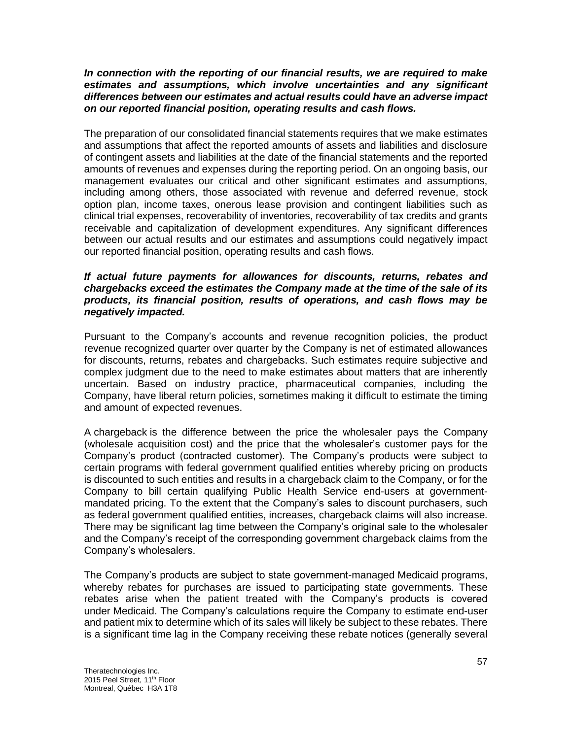***In connection with the reporting of our financial results, we are required to make estimates and assumptions, which involve uncertainties and any significant differences between our estimates and actual results could have an adverse impact on our reported financial position, operating results and cash flows.***

The preparation of our consolidated financial statements requires that we make estimates and assumptions that affect the reported amounts of assets and liabilities and disclosure of contingent assets and liabilities at the date of the financial statements and the reported amounts of revenues and expenses during the reporting period. On an ongoing basis, our management evaluates our critical and other significant estimates and assumptions, including among others, those associated with revenue and deferred revenue, stock option plan, income taxes, onerous lease provision and contingent liabilities such as clinical trial expenses, recoverability of inventories, recoverability of tax credits and grants receivable and capitalization of development expenditures. Any significant differences between our actual results and our estimates and assumptions could negatively impact our reported financial position, operating results and cash flows.

***If actual future payments for allowances for discounts, returns, rebates and chargebacks exceed the estimates the Company made at the time of the sale of its products, its financial position, results of operations, and cash flows may be negatively impacted.***

Pursuant to the Company's accounts and revenue recognition policies, the product revenue recognized quarter over quarter by the Company is net of estimated allowances for discounts, returns, rebates and chargebacks. Such estimates require subjective and complex judgment due to the need to make estimates about matters that are inherently uncertain. Based on industry practice, pharmaceutical companies, including the Company, have liberal return policies, sometimes making it difficult to estimate the timing and amount of expected revenues.

A chargeback is the difference between the price the wholesaler pays the Company (wholesale acquisition cost) and the price that the wholesaler's customer pays for the Company's product (contracted customer). The Company's products were subject to certain programs with federal government qualified entities whereby pricing on products is discounted to such entities and results in a chargeback claim to the Company, or for the Company to bill certain qualifying Public Health Service end-users at government-mandated pricing. To the extent that the Company's sales to discount purchasers, such as federal government qualified entities, increases, chargeback claims will also increase. There may be significant lag time between the Company's original sale to the wholesaler and the Company's receipt of the corresponding government chargeback claims from the Company's wholesalers.

The Company's products are subject to state government-managed Medicaid programs, whereby rebates for purchases are issued to participating state governments. These rebates arise when the patient treated with the Company's products is covered under Medicaid. The Company's calculations require the Company to estimate end-user and patient mix to determine which of its sales will likely be subject to these rebates. There is a significant time lag in the Company receiving these rebate notices (generally several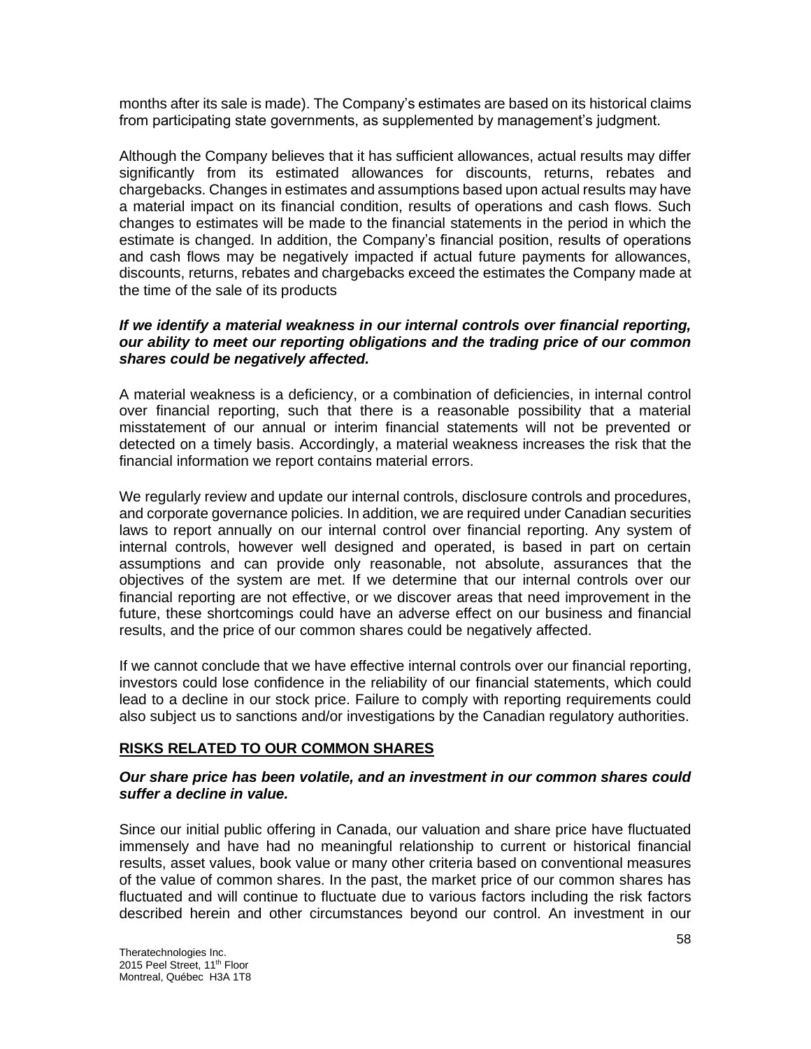months after its sale is made). The Company's estimates are based on its historical claims from participating state governments, as supplemented by management's judgment.

Although the Company believes that it has sufficient allowances, actual results may differ significantly from its estimated allowances for discounts, returns, rebates and chargebacks. Changes in estimates and assumptions based upon actual results may have a material impact on its financial condition, results of operations and cash flows. Such changes to estimates will be made to the financial statements in the period in which the estimate is changed. In addition, the Company's financial position, results of operations and cash flows may be negatively impacted if actual future payments for allowances, discounts, returns, rebates and chargebacks exceed the estimates the Company made at the time of the sale of its products

***If we identify a material weakness in our internal controls over financial reporting, our ability to meet our reporting obligations and the trading price of our common shares could be negatively affected.***

A material weakness is a deficiency, or a combination of deficiencies, in internal control over financial reporting, such that there is a reasonable possibility that a material misstatement of our annual or interim financial statements will not be prevented or detected on a timely basis. Accordingly, a material weakness increases the risk that the financial information we report contains material errors.

We regularly review and update our internal controls, disclosure controls and procedures, and corporate governance policies. In addition, we are required under Canadian securities laws to report annually on our internal control over financial reporting. Any system of internal controls, however well designed and operated, is based in part on certain assumptions and can provide only reasonable, not absolute, assurances that the objectives of the system are met. If we determine that our internal controls over our financial reporting are not effective, or we discover areas that need improvement in the future, these shortcomings could have an adverse effect on our business and financial results, and the price of our common shares could be negatively affected.

If we cannot conclude that we have effective internal controls over our financial reporting, investors could lose confidence in the reliability of our financial statements, which could lead to a decline in our stock price. Failure to comply with reporting requirements could also subject us to sanctions and/or investigations by the Canadian regulatory authorities.

## RISKS RELATED TO OUR COMMON SHARES

***Our share price has been volatile, and an investment in our common shares could suffer a decline in value.***

Since our initial public offering in Canada, our valuation and share price have fluctuated immensely and have had no meaningful relationship to current or historical financial results, asset values, book value or many other criteria based on conventional measures of the value of common shares. In the past, the market price of our common shares has fluctuated and will continue to fluctuate due to various factors including the risk factors described herein and other circumstances beyond our control. An investment in our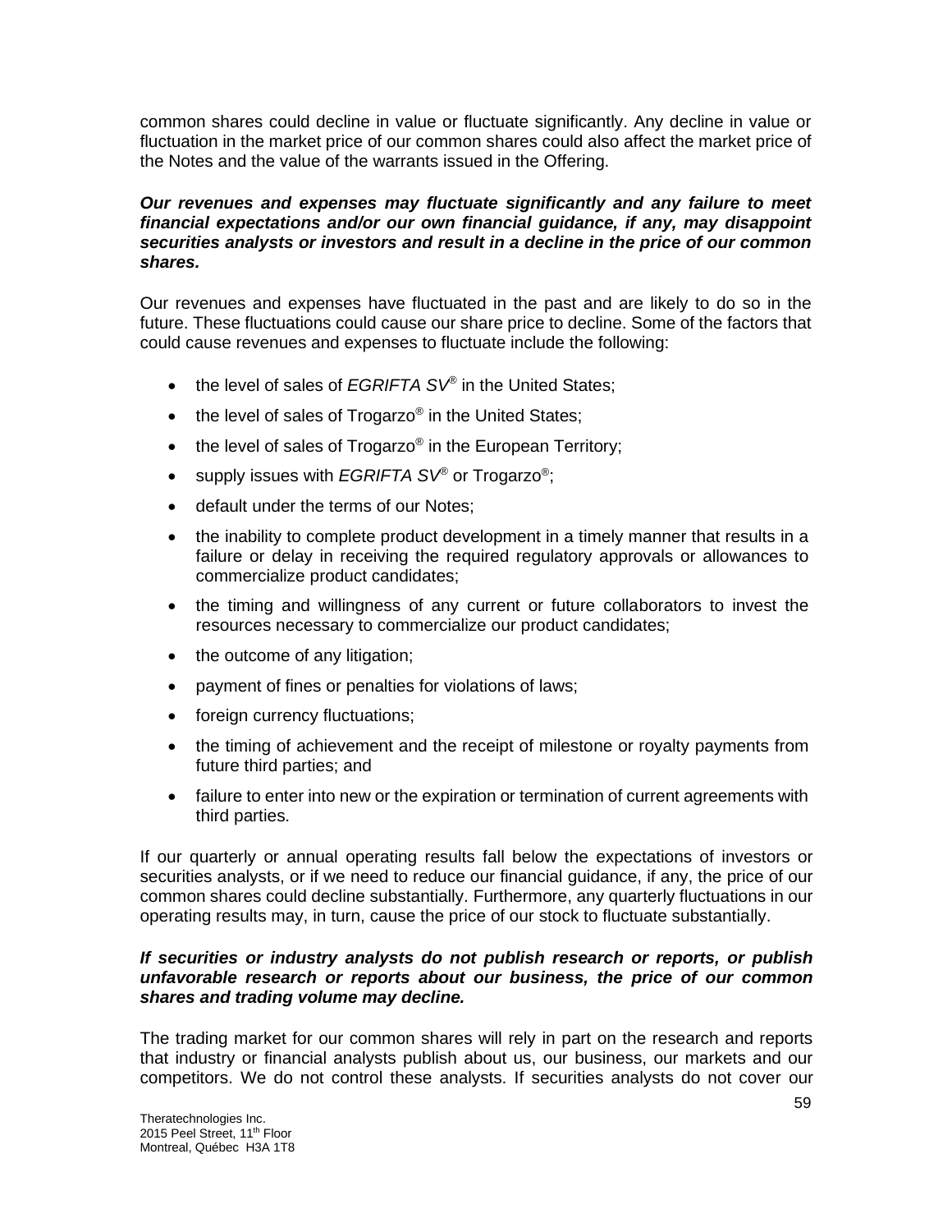common shares could decline in value or fluctuate significantly. Any decline in value or fluctuation in the market price of our common shares could also affect the market price of the Notes and the value of the warrants issued in the Offering.

***Our revenues and expenses may fluctuate significantly and any failure to meet financial expectations and/or our own financial guidance, if any, may disappoint securities analysts or investors and result in a decline in the price of our common shares.***

Our revenues and expenses have fluctuated in the past and are likely to do so in the future. These fluctuations could cause our share price to decline. Some of the factors that could cause revenues and expenses to fluctuate include the following:

- the level of sales of *EGRIFTA SV®* in the United States;
- the level of sales of Trogarzo® in the United States;
- the level of sales of Trogarzo® in the European Territory;
- supply issues with *EGRIFTA SV®* or Trogarzo®;
- default under the terms of our Notes;
- the inability to complete product development in a timely manner that results in a failure or delay in receiving the required regulatory approvals or allowances to commercialize product candidates;
- the timing and willingness of any current or future collaborators to invest the resources necessary to commercialize our product candidates;
- the outcome of any litigation;
- payment of fines or penalties for violations of laws;
- foreign currency fluctuations;
- the timing of achievement and the receipt of milestone or royalty payments from future third parties; and
- failure to enter into new or the expiration or termination of current agreements with third parties.

If our quarterly or annual operating results fall below the expectations of investors or securities analysts, or if we need to reduce our financial guidance, if any, the price of our common shares could decline substantially. Furthermore, any quarterly fluctuations in our operating results may, in turn, cause the price of our stock to fluctuate substantially.

***If securities or industry analysts do not publish research or reports, or publish unfavorable research or reports about our business, the price of our common shares and trading volume may decline.***

The trading market for our common shares will rely in part on the research and reports that industry or financial analysts publish about us, our business, our markets and our competitors. We do not control these analysts. If securities analysts do not cover our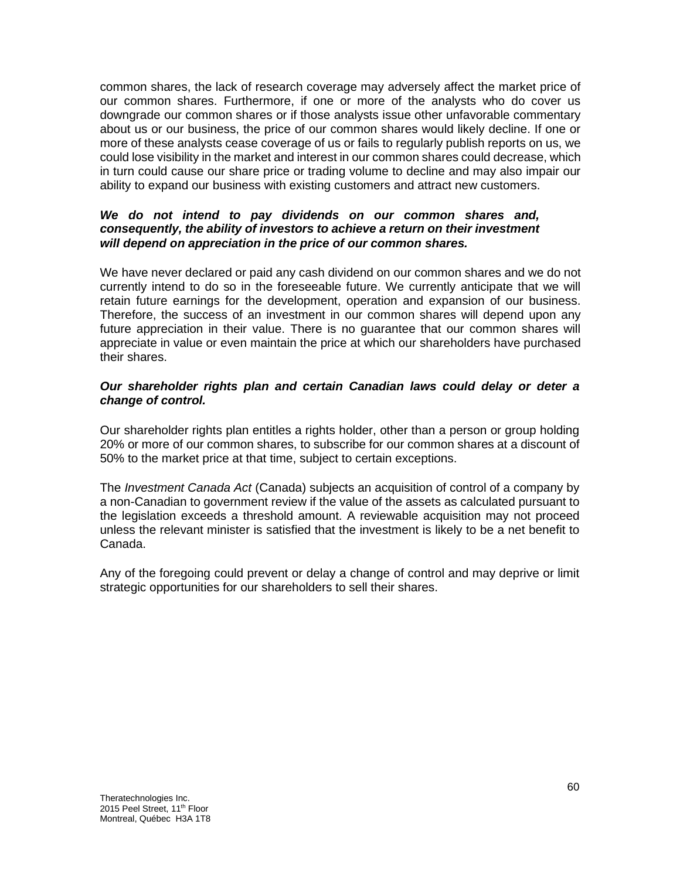common shares, the lack of research coverage may adversely affect the market price of our common shares. Furthermore, if one or more of the analysts who do cover us downgrade our common shares or if those analysts issue other unfavorable commentary about us or our business, the price of our common shares would likely decline. If one or more of these analysts cease coverage of us or fails to regularly publish reports on us, we could lose visibility in the market and interest in our common shares could decrease, which in turn could cause our share price or trading volume to decline and may also impair our ability to expand our business with existing customers and attract new customers.

***We do not intend to pay dividends on our common shares and, consequently, the ability of investors to achieve a return on their investment will depend on appreciation in the price of our common shares.***

We have never declared or paid any cash dividend on our common shares and we do not currently intend to do so in the foreseeable future. We currently anticipate that we will retain future earnings for the development, operation and expansion of our business. Therefore, the success of an investment in our common shares will depend upon any future appreciation in their value. There is no guarantee that our common shares will appreciate in value or even maintain the price at which our shareholders have purchased their shares.

***Our shareholder rights plan and certain Canadian laws could delay or deter a change of control.***

Our shareholder rights plan entitles a rights holder, other than a person or group holding 20% or more of our common shares, to subscribe for our common shares at a discount of 50% to the market price at that time, subject to certain exceptions.

The *Investment Canada Act* (Canada) subjects an acquisition of control of a company by a non-Canadian to government review if the value of the assets as calculated pursuant to the legislation exceeds a threshold amount. A reviewable acquisition may not proceed unless the relevant minister is satisfied that the investment is likely to be a net benefit to Canada.

Any of the foregoing could prevent or delay a change of control and may deprive or limit strategic opportunities for our shareholders to sell their shares.